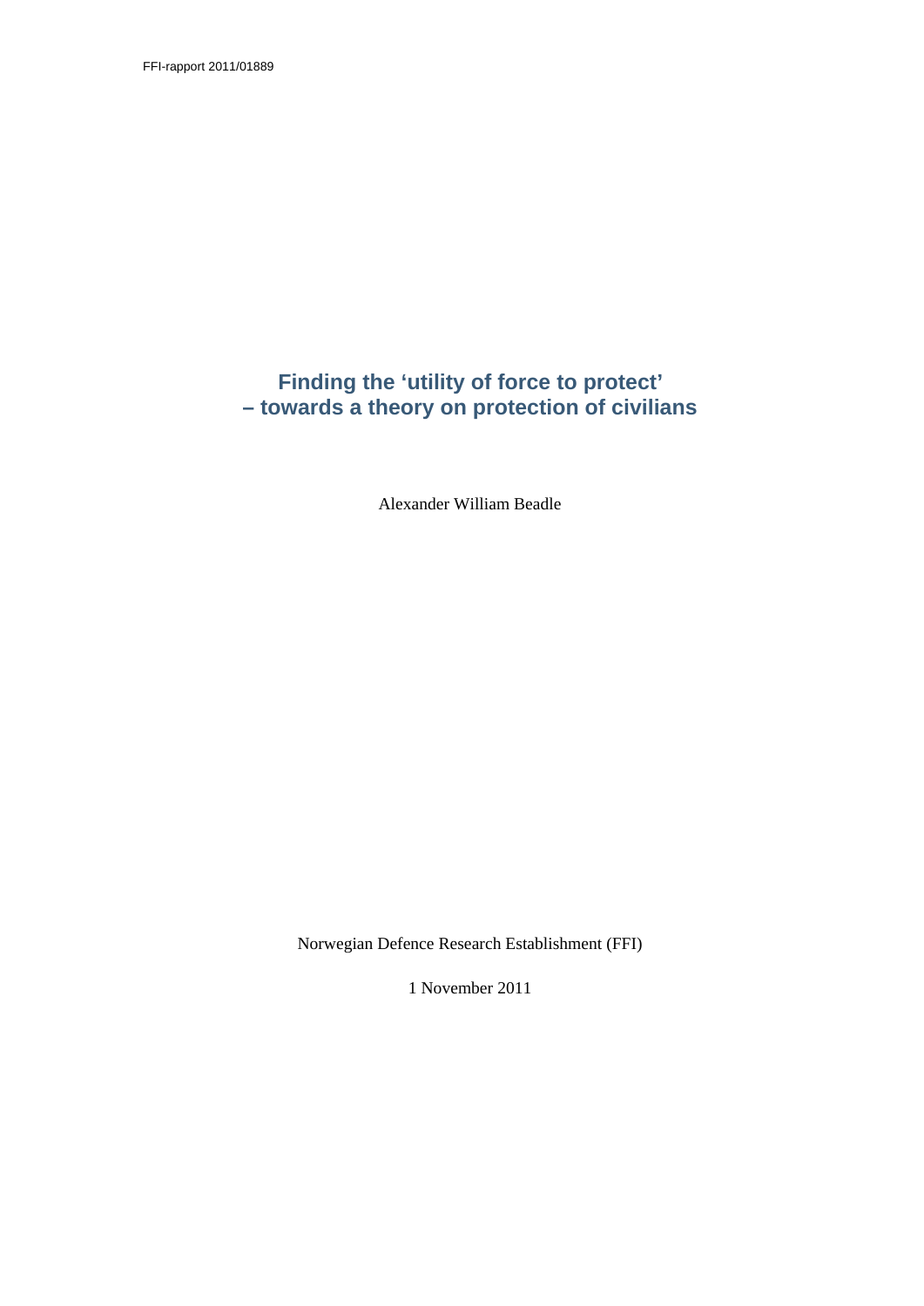FFI-rapport 2011/01889

# Finding the 'utility of force to protect' – towards a theory on protection of civilians

Alexander William Beadle

Norwegian Defence Research Establishment (FFI)

1 November 2011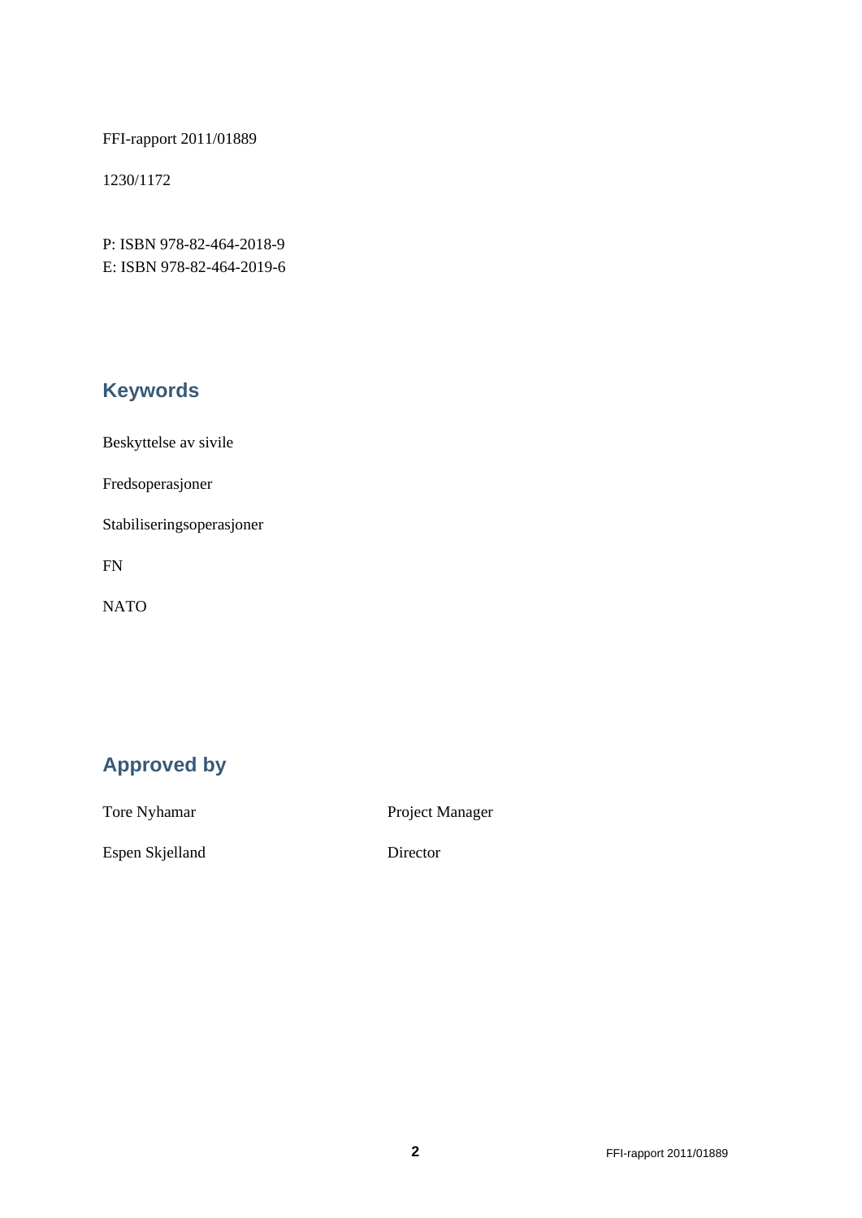FFI-rapport 2011/01889

1230/1172

P: ISBN 978-82-464-2018-9
E: ISBN 978-82-464-2019-6

## Keywords

Beskyttelse av sivile

Fredsoperasjoner

Stabiliseringsoperasjoner

FN

NATO

## Approved by

| | |
|---|---|
| Tore Nyhamar | Project Manager |
| Espen Skjelland | Director |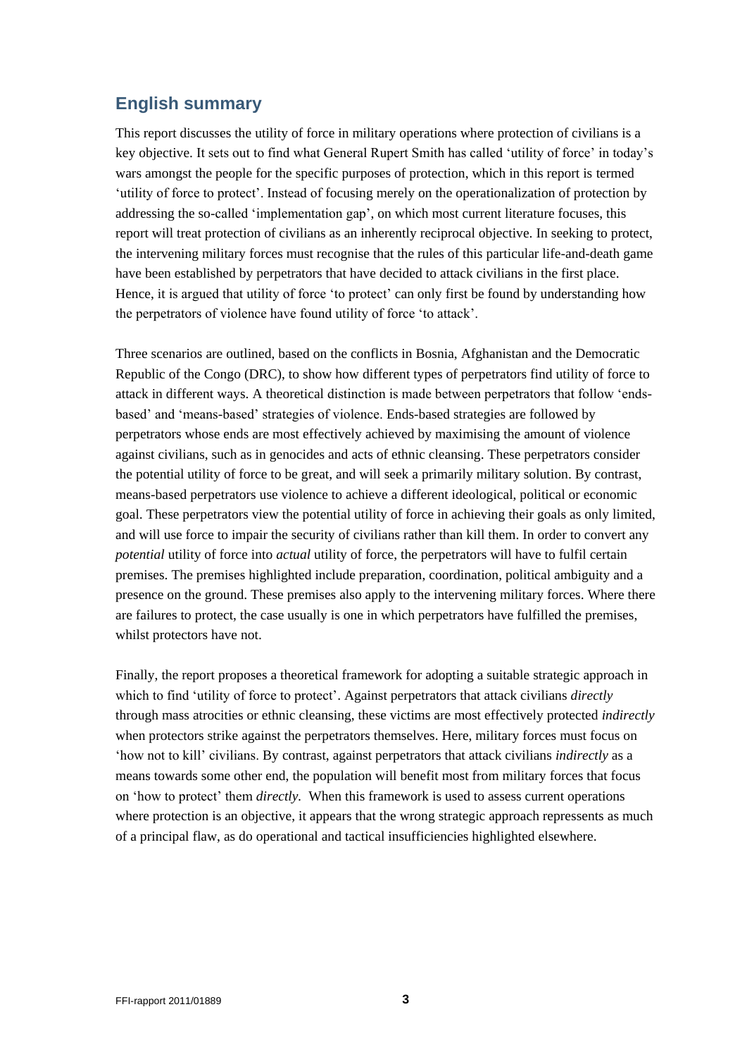## English summary

This report discusses the utility of force in military operations where protection of civilians is a key objective. It sets out to find what General Rupert Smith has called 'utility of force' in today's wars amongst the people for the specific purposes of protection, which in this report is termed 'utility of force to protect'. Instead of focusing merely on the operationalization of protection by addressing the so-called 'implementation gap', on which most current literature focuses, this report will treat protection of civilians as an inherently reciprocal objective. In seeking to protect, the intervening military forces must recognise that the rules of this particular life-and-death game have been established by perpetrators that have decided to attack civilians in the first place. Hence, it is argued that utility of force 'to protect' can only first be found by understanding how the perpetrators of violence have found utility of force 'to attack'.

Three scenarios are outlined, based on the conflicts in Bosnia, Afghanistan and the Democratic Republic of the Congo (DRC), to show how different types of perpetrators find utility of force to attack in different ways. A theoretical distinction is made between perpetrators that follow 'ends-based' and 'means-based' strategies of violence. Ends-based strategies are followed by perpetrators whose ends are most effectively achieved by maximising the amount of violence against civilians, such as in genocides and acts of ethnic cleansing. These perpetrators consider the potential utility of force to be great, and will seek a primarily military solution. By contrast, means-based perpetrators use violence to achieve a different ideological, political or economic goal. These perpetrators view the potential utility of force in achieving their goals as only limited, and will use force to impair the security of civilians rather than kill them. In order to convert any *potential* utility of force into *actual* utility of force, the perpetrators will have to fulfil certain premises. The premises highlighted include preparation, coordination, political ambiguity and a presence on the ground. These premises also apply to the intervening military forces. Where there are failures to protect, the case usually is one in which perpetrators have fulfilled the premises, whilst protectors have not.

Finally, the report proposes a theoretical framework for adopting a suitable strategic approach in which to find 'utility of force to protect'. Against perpetrators that attack civilians *directly* through mass atrocities or ethnic cleansing, these victims are most effectively protected *indirectly* when protectors strike against the perpetrators themselves. Here, military forces must focus on 'how not to kill' civilians. By contrast, against perpetrators that attack civilians *indirectly* as a means towards some other end, the population will benefit most from military forces that focus on 'how to protect' them *directly*. When this framework is used to assess current operations where protection is an objective, it appears that the wrong strategic approach repressents as much of a principal flaw, as do operational and tactical insufficiencies highlighted elsewhere.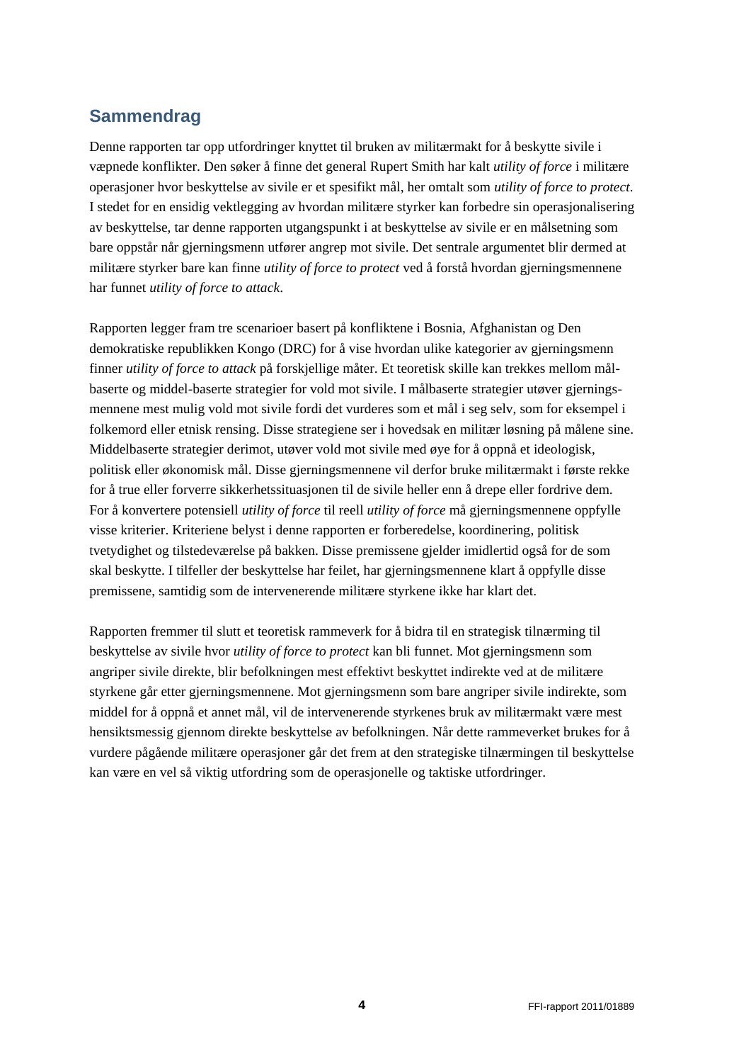## Sammendrag

Denne rapporten tar opp utfordringer knyttet til bruken av militærmakt for å beskytte sivile i væpnede konflikter. Den søker å finne det general Rupert Smith har kalt *utility of force* i militære operasjoner hvor beskyttelse av sivile er et spesifikt mål, her omtalt som *utility of force to protect*. I stedet for en ensidig vektlegging av hvordan militære styrker kan forbedre sin operasjonalisering av beskyttelse, tar denne rapporten utgangspunkt i at beskyttelse av sivile er en målsetning som bare oppstår når gjerningsmenn utfører angrep mot sivile. Det sentrale argumentet blir dermed at militære styrker bare kan finne *utility of force to protect* ved å forstå hvordan gjerningsmennene har funnet *utility of force to attack*.

Rapporten legger fram tre scenarioer basert på konfliktene i Bosnia, Afghanistan og Den demokratiske republikken Kongo (DRC) for å vise hvordan ulike kategorier av gjerningsmenn finner *utility of force to attack* på forskjellige måter. Et teoretisk skille kan trekkes mellom mål-baserte og middel-baserte strategier for vold mot sivile. I målbaserte strategier utøver gjerningsmennene mest mulig vold mot sivile fordi det vurderes som et mål i seg selv, som for eksempel i folkemord eller etnisk rensing. Disse strategiene ser i hovedsak en militær løsning på målene sine. Middelbaserte strategier derimot, utøver vold mot sivile med øye for å oppnå et ideologisk, politisk eller økonomisk mål. Disse gjerningsmennene vil derfor bruke militærmakt i første rekke for å true eller forverre sikkerhetssituasjonen til de sivile heller enn å drepe eller fordrive dem. For å konvertere potensiell *utility of force* til reell *utility of force* må gjerningsmennene oppfylle visse kriterier. Kriteriene belyst i denne rapporten er forberedelse, koordinering, politisk tvetydighet og tilstedeværelse på bakken. Disse premissene gjelder imidlertid også for de som skal beskytte. I tilfeller der beskyttelse har feilet, har gjerningsmennene klart å oppfylle disse premissene, samtidig som de intervenerende militære styrkene ikke har klart det.

Rapporten fremmer til slutt et teoretisk rammeverk for å bidra til en strategisk tilnærming til beskyttelse av sivile hvor *utility of force to protect* kan bli funnet. Mot gjerningsmenn som angriper sivile direkte, blir befolkningen mest effektivt beskyttet indirekte ved at de militære styrkene går etter gjerningsmennene. Mot gjerningsmenn som bare angriper sivile indirekte, som middel for å oppnå et annet mål, vil de intervenerende styrkenes bruk av militærmakt være mest hensiktsmessig gjennom direkte beskyttelse av befolkningen. Når dette rammeverket brukes for å vurdere pågående militære operasjoner går det frem at den strategiske tilnærmingen til beskyttelse kan være en vel så viktig utfordring som de operasjonelle og taktiske utfordringer.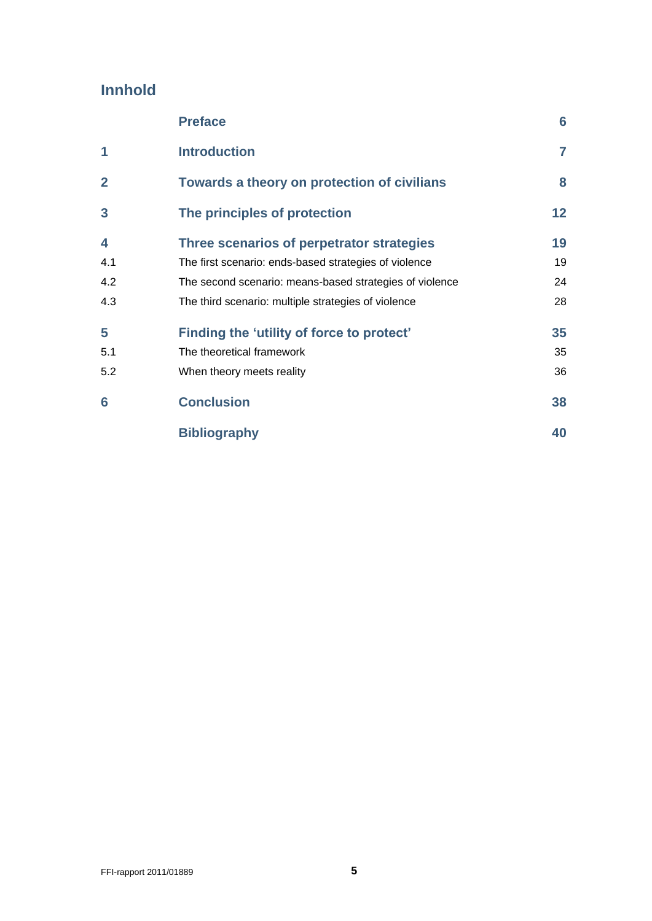## Innhold

| | | |
|---|---|---|
| | **Preface** | **6** |
| **1** | **Introduction** | **7** |
| **2** | **Towards a theory on protection of civilians** | **8** |
| **3** | **The principles of protection** | **12** |
| **4** | **Three scenarios of perpetrator strategies** | **19** |
| 4.1 | The first scenario: ends-based strategies of violence | 19 |
| 4.2 | The second scenario: means-based strategies of violence | 24 |
| 4.3 | The third scenario: multiple strategies of violence | 28 |
| **5** | **Finding the 'utility of force to protect'** | **35** |
| 5.1 | The theoretical framework | 35 |
| 5.2 | When theory meets reality | 36 |
| **6** | **Conclusion** | **38** |
| | **Bibliography** | **40** |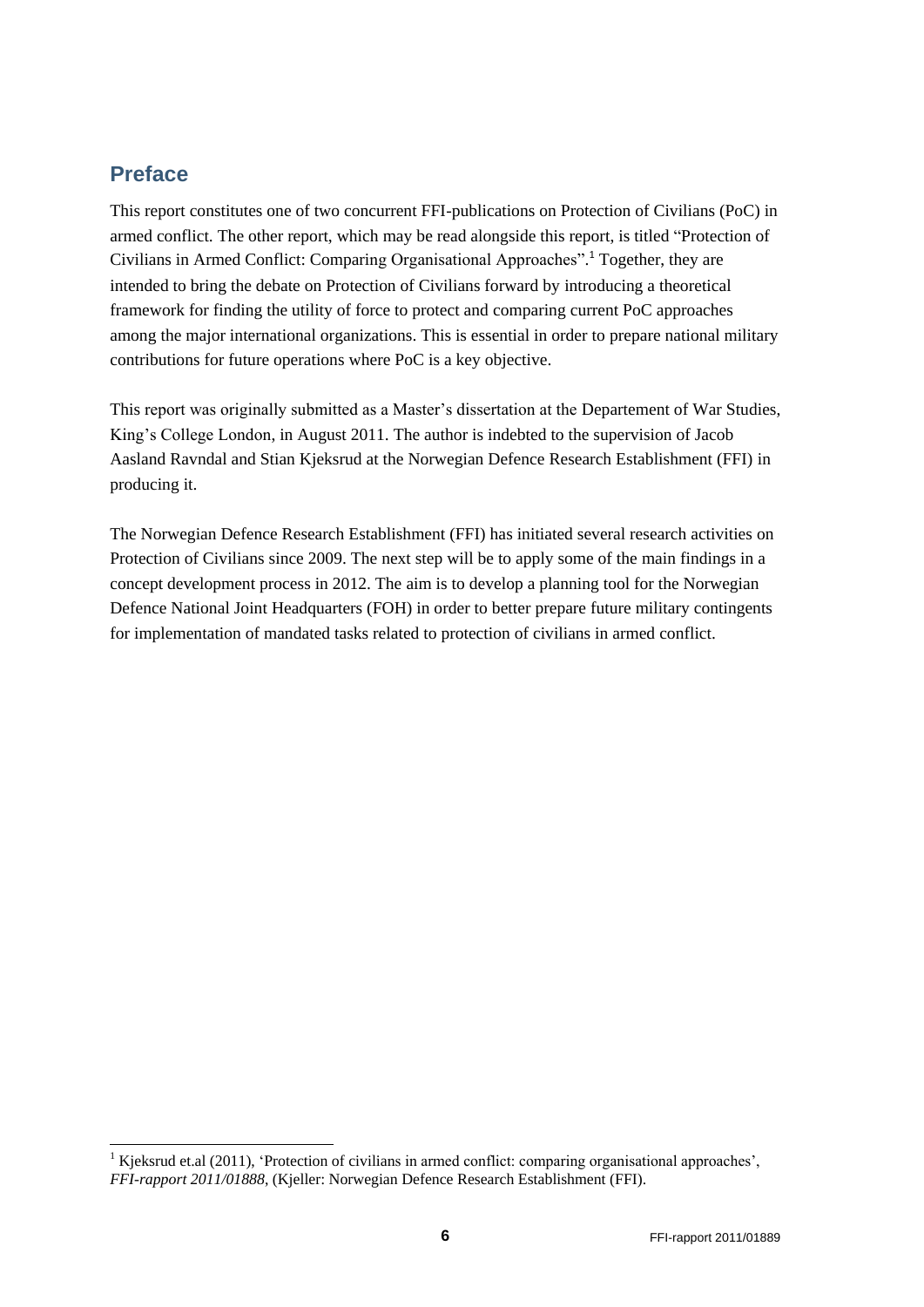## Preface

This report constitutes one of two concurrent FFI-publications on Protection of Civilians (PoC) in armed conflict. The other report, which may be read alongside this report, is titled "Protection of Civilians in Armed Conflict: Comparing Organisational Approaches".[1] Together, they are intended to bring the debate on Protection of Civilians forward by introducing a theoretical framework for finding the utility of force to protect and comparing current PoC approaches among the major international organizations. This is essential in order to prepare national military contributions for future operations where PoC is a key objective.

This report was originally submitted as a Master's dissertation at the Departement of War Studies, King's College London, in August 2011. The author is indebted to the supervision of Jacob Aasland Ravndal and Stian Kjeksrud at the Norwegian Defence Research Establishment (FFI) in producing it.

The Norwegian Defence Research Establishment (FFI) has initiated several research activities on Protection of Civilians since 2009. The next step will be to apply some of the main findings in a concept development process in 2012. The aim is to develop a planning tool for the Norwegian Defence National Joint Headquarters (FOH) in order to better prepare future military contingents for implementation of mandated tasks related to protection of civilians in armed conflict.

---

[1] Kjeksrud et.al (2011), 'Protection of civilians in armed conflict: comparing organisational approaches', *FFI-rapport 2011/01888*, (Kjeller: Norwegian Defence Research Establishment (FFI).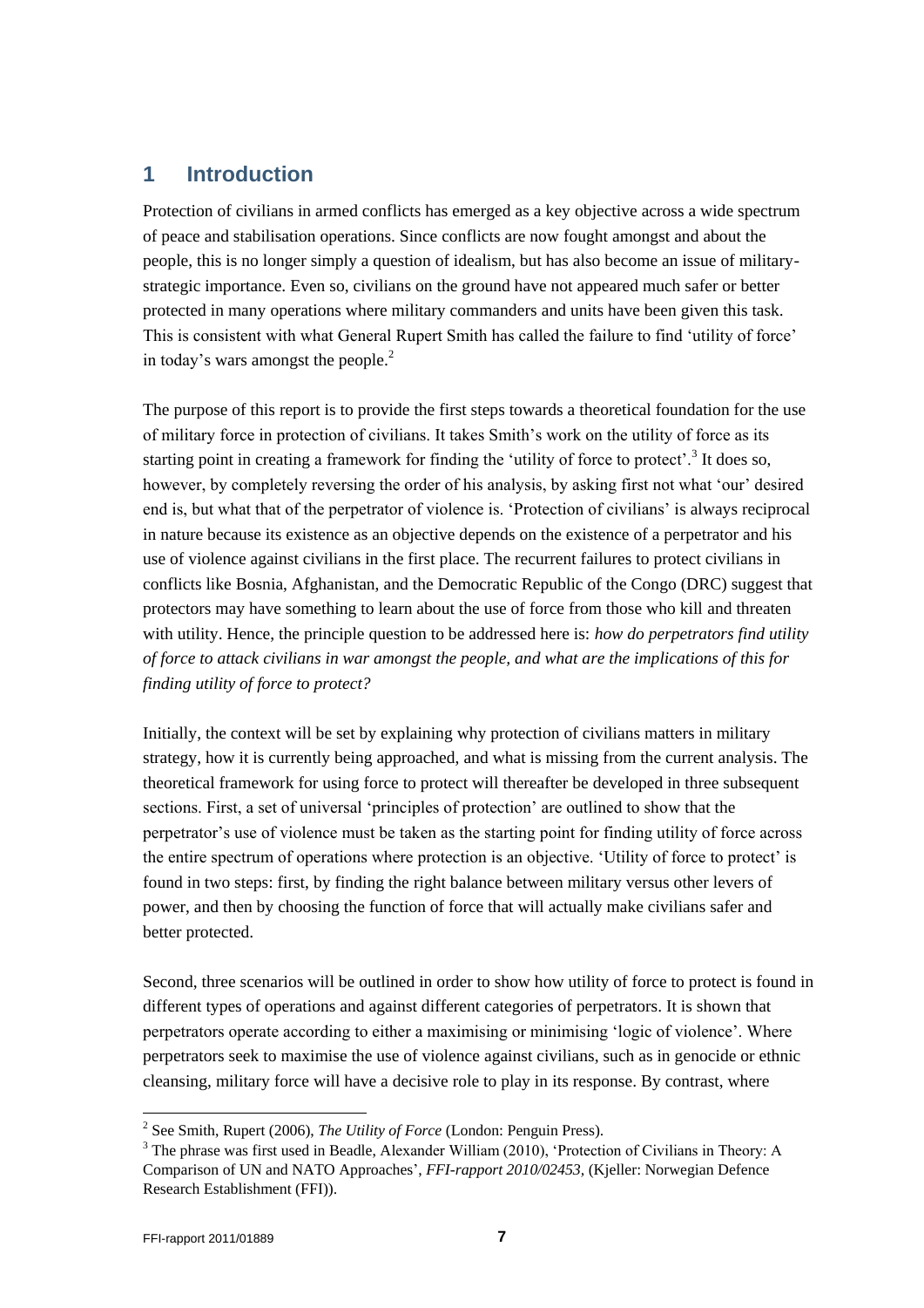# 1 Introduction

Protection of civilians in armed conflicts has emerged as a key objective across a wide spectrum of peace and stabilisation operations. Since conflicts are now fought amongst and about the people, this is no longer simply a question of idealism, but has also become an issue of military-strategic importance. Even so, civilians on the ground have not appeared much safer or better protected in many operations where military commanders and units have been given this task. This is consistent with what General Rupert Smith has called the failure to find 'utility of force' in today's wars amongst the people.[2]

The purpose of this report is to provide the first steps towards a theoretical foundation for the use of military force in protection of civilians. It takes Smith's work on the utility of force as its starting point in creating a framework for finding the 'utility of force to protect'.[3] It does so, however, by completely reversing the order of his analysis, by asking first not what 'our' desired end is, but what that of the perpetrator of violence is. 'Protection of civilians' is always reciprocal in nature because its existence as an objective depends on the existence of a perpetrator and his use of violence against civilians in the first place. The recurrent failures to protect civilians in conflicts like Bosnia, Afghanistan, and the Democratic Republic of the Congo (DRC) suggest that protectors may have something to learn about the use of force from those who kill and threaten with utility. Hence, the principle question to be addressed here is: *how do perpetrators find utility of force to attack civilians in war amongst the people, and what are the implications of this for finding utility of force to protect?*

Initially, the context will be set by explaining why protection of civilians matters in military strategy, how it is currently being approached, and what is missing from the current analysis. The theoretical framework for using force to protect will thereafter be developed in three subsequent sections. First, a set of universal 'principles of protection' are outlined to show that the perpetrator's use of violence must be taken as the starting point for finding utility of force across the entire spectrum of operations where protection is an objective. 'Utility of force to protect' is found in two steps: first, by finding the right balance between military versus other levers of power, and then by choosing the function of force that will actually make civilians safer and better protected.

Second, three scenarios will be outlined in order to show how utility of force to protect is found in different types of operations and against different categories of perpetrators. It is shown that perpetrators operate according to either a maximising or minimising 'logic of violence'. Where perpetrators seek to maximise the use of violence against civilians, such as in genocide or ethnic cleansing, military force will have a decisive role to play in its response. By contrast, where

---

[2] See Smith, Rupert (2006), *The Utility of Force* (London: Penguin Press).

[3] The phrase was first used in Beadle, Alexander William (2010), 'Protection of Civilians in Theory: A Comparison of UN and NATO Approaches', *FFI-rapport 2010/02453*, (Kjeller: Norwegian Defence Research Establishment (FFI)).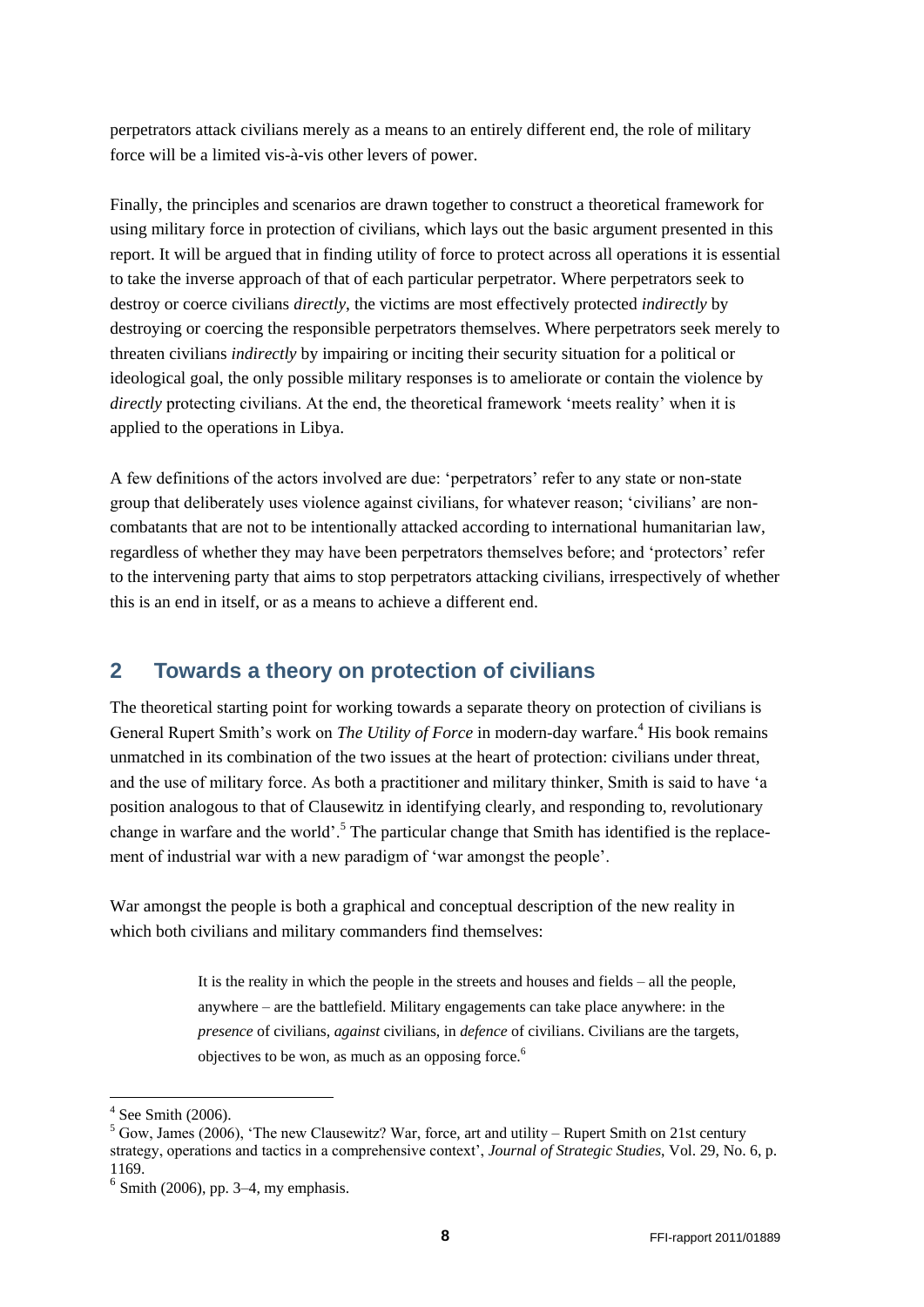perpetrators attack civilians merely as a means to an entirely different end, the role of military force will be a limited vis-à-vis other levers of power.

Finally, the principles and scenarios are drawn together to construct a theoretical framework for using military force in protection of civilians, which lays out the basic argument presented in this report. It will be argued that in finding utility of force to protect across all operations it is essential to take the inverse approach of that of each particular perpetrator. Where perpetrators seek to destroy or coerce civilians *directly*, the victims are most effectively protected *indirectly* by destroying or coercing the responsible perpetrators themselves. Where perpetrators seek merely to threaten civilians *indirectly* by impairing or inciting their security situation for a political or ideological goal, the only possible military responses is to ameliorate or contain the violence by *directly* protecting civilians. At the end, the theoretical framework 'meets reality' when it is applied to the operations in Libya.

A few definitions of the actors involved are due: 'perpetrators' refer to any state or non-state group that deliberately uses violence against civilians, for whatever reason; 'civilians' are non-combatants that are not to be intentionally attacked according to international humanitarian law, regardless of whether they may have been perpetrators themselves before; and 'protectors' refer to the intervening party that aims to stop perpetrators attacking civilians, irrespectively of whether this is an end in itself, or as a means to achieve a different end.

## 2 Towards a theory on protection of civilians

The theoretical starting point for working towards a separate theory on protection of civilians is General Rupert Smith's work on *The Utility of Force* in modern-day warfare.[4] His book remains unmatched in its combination of the two issues at the heart of protection: civilians under threat, and the use of military force. As both a practitioner and military thinker, Smith is said to have 'a position analogous to that of Clausewitz in identifying clearly, and responding to, revolutionary change in warfare and the world'.[5] The particular change that Smith has identified is the replacement of industrial war with a new paradigm of 'war amongst the people'.

War amongst the people is both a graphical and conceptual description of the new reality in which both civilians and military commanders find themselves:

> It is the reality in which the people in the streets and houses and fields – all the people, anywhere – are the battlefield. Military engagements can take place anywhere: in the *presence* of civilians, *against* civilians, in *defence* of civilians. Civilians are the targets, objectives to be won, as much as an opposing force.[6]

---

[4] See Smith (2006).

[5] Gow, James (2006), 'The new Clausewitz? War, force, art and utility – Rupert Smith on 21st century strategy, operations and tactics in a comprehensive context', *Journal of Strategic Studies*, Vol. 29, No. 6, p. 1169.

[6] Smith (2006), pp. 3–4, my emphasis.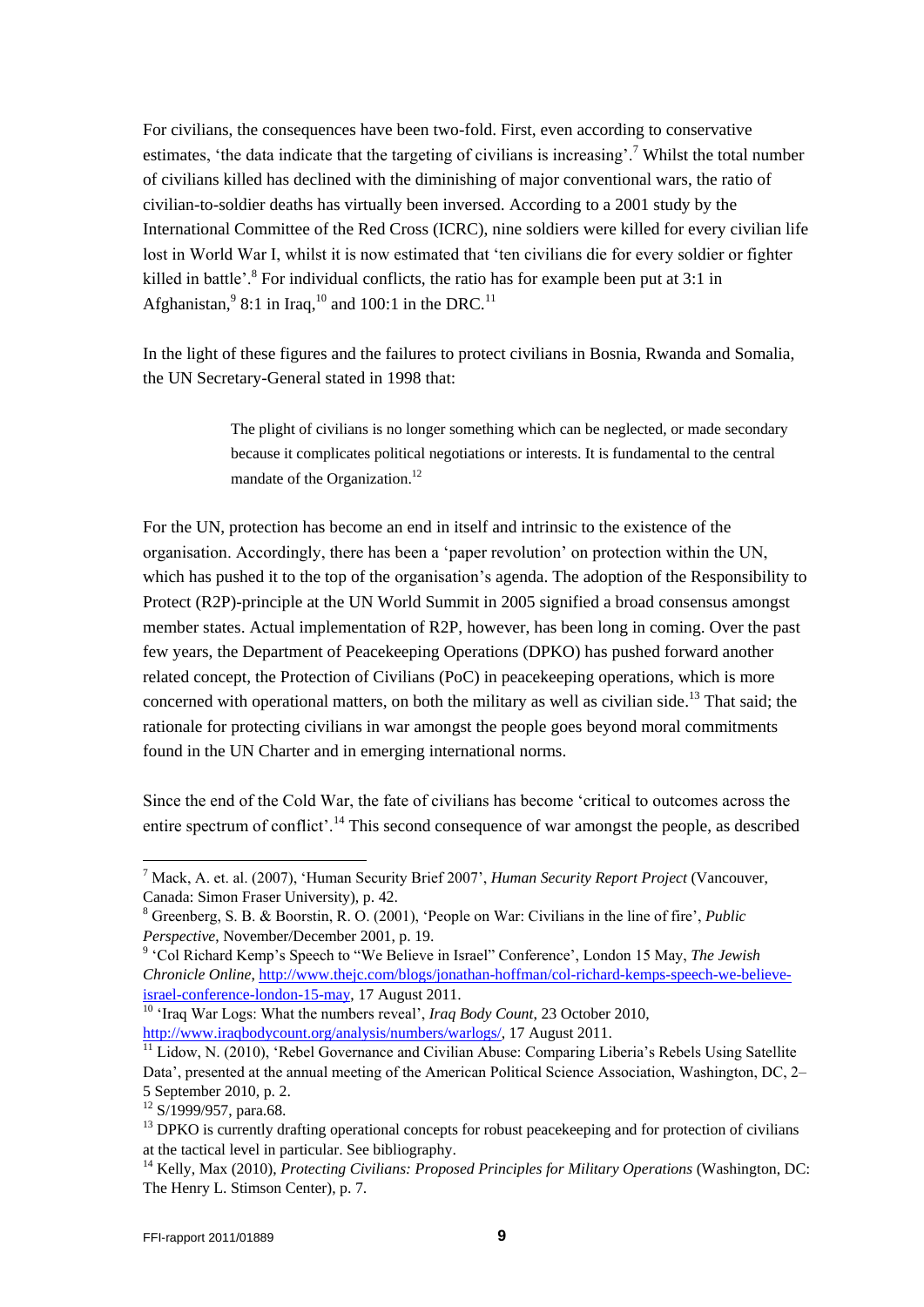For civilians, the consequences have been two-fold. First, even according to conservative estimates, 'the data indicate that the targeting of civilians is increasing'.[7] Whilst the total number of civilians killed has declined with the diminishing of major conventional wars, the ratio of civilian-to-soldier deaths has virtually been inversed. According to a 2001 study by the International Committee of the Red Cross (ICRC), nine soldiers were killed for every civilian life lost in World War I, whilst it is now estimated that 'ten civilians die for every soldier or fighter killed in battle'.[8] For individual conflicts, the ratio has for example been put at 3:1 in Afghanistan,[9] 8:1 in Iraq,[10] and 100:1 in the DRC.[11]

In the light of these figures and the failures to protect civilians in Bosnia, Rwanda and Somalia, the UN Secretary-General stated in 1998 that:

> The plight of civilians is no longer something which can be neglected, or made secondary because it complicates political negotiations or interests. It is fundamental to the central mandate of the Organization.[12]

For the UN, protection has become an end in itself and intrinsic to the existence of the organisation. Accordingly, there has been a 'paper revolution' on protection within the UN, which has pushed it to the top of the organisation's agenda. The adoption of the Responsibility to Protect (R2P)-principle at the UN World Summit in 2005 signified a broad consensus amongst member states. Actual implementation of R2P, however, has been long in coming. Over the past few years, the Department of Peacekeeping Operations (DPKO) has pushed forward another related concept, the Protection of Civilians (PoC) in peacekeeping operations, which is more concerned with operational matters, on both the military as well as civilian side.[13] That said; the rationale for protecting civilians in war amongst the people goes beyond moral commitments found in the UN Charter and in emerging international norms.

Since the end of the Cold War, the fate of civilians has become 'critical to outcomes across the entire spectrum of conflict'.[14] This second consequence of war amongst the people, as described

---

[7] Mack, A. et. al. (2007), 'Human Security Brief 2007', *Human Security Report Project* (Vancouver, Canada: Simon Fraser University), p. 42.

[8] Greenberg, S. B. & Boorstin, R. O. (2001), 'People on War: Civilians in the line of fire', *Public Perspective*, November/December 2001, p. 19.

[9] 'Col Richard Kemp's Speech to "We Believe in Israel" Conference', London 15 May, *The Jewish Chronicle Online*, http://www.thejc.com/blogs/jonathan-hoffman/col-richard-kemps-speech-we-believe-israel-conference-london-15-may, 17 August 2011.

[10] 'Iraq War Logs: What the numbers reveal', *Iraq Body Count*, 23 October 2010, http://www.iraqbodycount.org/analysis/numbers/warlogs/, 17 August 2011.

[11] Lidow, N. (2010), 'Rebel Governance and Civilian Abuse: Comparing Liberia's Rebels Using Satellite Data', presented at the annual meeting of the American Political Science Association, Washington, DC, 2–5 September 2010, p. 2.

[12] S/1999/957, para.68.

[13] DPKO is currently drafting operational concepts for robust peacekeeping and for protection of civilians at the tactical level in particular. See bibliography.

[14] Kelly, Max (2010), *Protecting Civilians: Proposed Principles for Military Operations* (Washington, DC: The Henry L. Stimson Center), p. 7.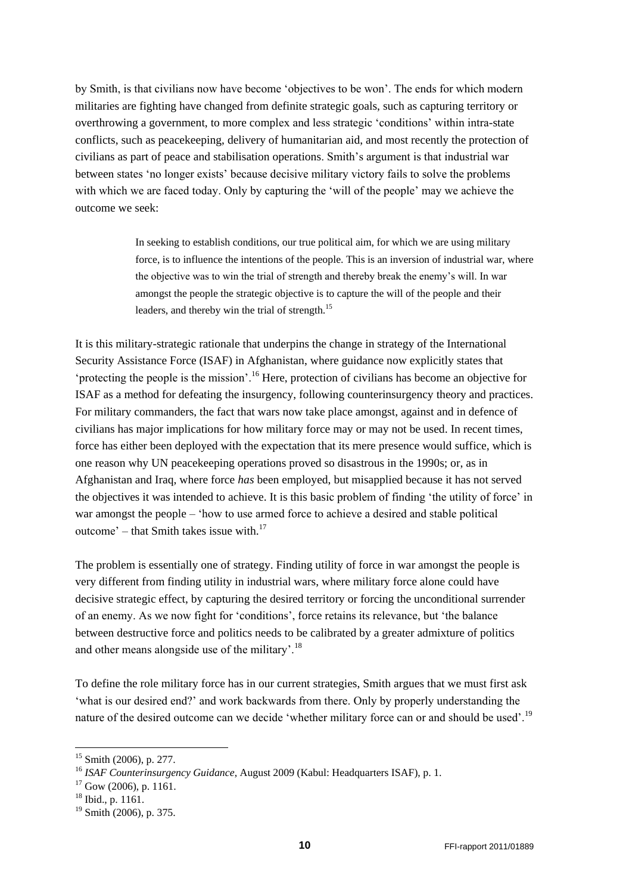by Smith, is that civilians now have become 'objectives to be won'. The ends for which modern militaries are fighting have changed from definite strategic goals, such as capturing territory or overthrowing a government, to more complex and less strategic 'conditions' within intra-state conflicts, such as peacekeeping, delivery of humanitarian aid, and most recently the protection of civilians as part of peace and stabilisation operations. Smith's argument is that industrial war between states 'no longer exists' because decisive military victory fails to solve the problems with which we are faced today. Only by capturing the 'will of the people' may we achieve the outcome we seek:

> In seeking to establish conditions, our true political aim, for which we are using military force, is to influence the intentions of the people. This is an inversion of industrial war, where the objective was to win the trial of strength and thereby break the enemy's will. In war amongst the people the strategic objective is to capture the will of the people and their leaders, and thereby win the trial of strength.[15]

It is this military-strategic rationale that underpins the change in strategy of the International Security Assistance Force (ISAF) in Afghanistan, where guidance now explicitly states that 'protecting the people is the mission'.[16] Here, protection of civilians has become an objective for ISAF as a method for defeating the insurgency, following counterinsurgency theory and practices. For military commanders, the fact that wars now take place amongst, against and in defence of civilians has major implications for how military force may or may not be used. In recent times, force has either been deployed with the expectation that its mere presence would suffice, which is one reason why UN peacekeeping operations proved so disastrous in the 1990s; or, as in Afghanistan and Iraq, where force *has* been employed, but misapplied because it has not served the objectives it was intended to achieve. It is this basic problem of finding 'the utility of force' in war amongst the people – 'how to use armed force to achieve a desired and stable political outcome' – that Smith takes issue with.[17]

The problem is essentially one of strategy. Finding utility of force in war amongst the people is very different from finding utility in industrial wars, where military force alone could have decisive strategic effect, by capturing the desired territory or forcing the unconditional surrender of an enemy. As we now fight for 'conditions', force retains its relevance, but 'the balance between destructive force and politics needs to be calibrated by a greater admixture of politics and other means alongside use of the military'.[18]

To define the role military force has in our current strategies, Smith argues that we must first ask 'what is our desired end?' and work backwards from there. Only by properly understanding the nature of the desired outcome can we decide 'whether military force can or and should be used'.[19]

---

[15] Smith (2006), p. 277.

[16] *ISAF Counterinsurgency Guidance*, August 2009 (Kabul: Headquarters ISAF), p. 1.

[17] Gow (2006), p. 1161.

[18] Ibid., p. 1161.

[19] Smith (2006), p. 375.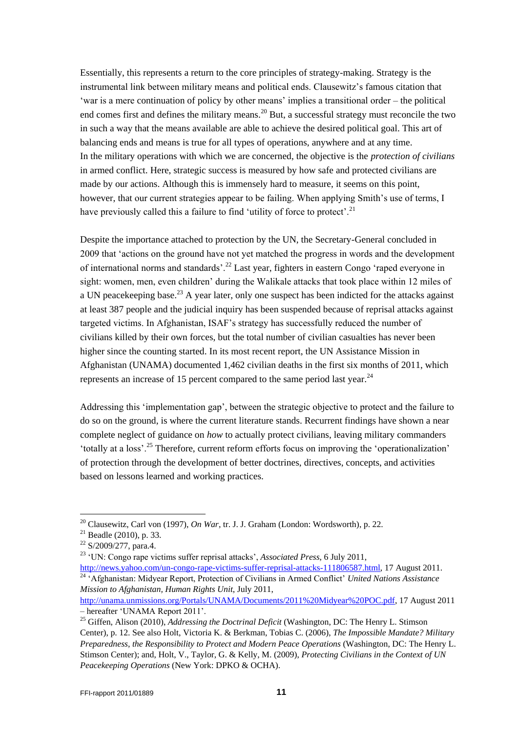Essentially, this represents a return to the core principles of strategy-making. Strategy is the instrumental link between military means and political ends. Clausewitz's famous citation that 'war is a mere continuation of policy by other means' implies a transitional order – the political end comes first and defines the military means.[20] But, a successful strategy must reconcile the two in such a way that the means available are able to achieve the desired political goal. This art of balancing ends and means is true for all types of operations, anywhere and at any time.
In the military operations with which we are concerned, the objective is the *protection of civilians* in armed conflict. Here, strategic success is measured by how safe and protected civilians are made by our actions. Although this is immensely hard to measure, it seems on this point, however, that our current strategies appear to be failing. When applying Smith's use of terms, I have previously called this a failure to find 'utility of force to protect'.[21]

Despite the importance attached to protection by the UN, the Secretary-General concluded in 2009 that 'actions on the ground have not yet matched the progress in words and the development of international norms and standards'.[22] Last year, fighters in eastern Congo 'raped everyone in sight: women, men, even children' during the Walikale attacks that took place within 12 miles of a UN peacekeeping base.[23] A year later, only one suspect has been indicted for the attacks against at least 387 people and the judicial inquiry has been suspended because of reprisal attacks against targeted victims. In Afghanistan, ISAF's strategy has successfully reduced the number of civilians killed by their own forces, but the total number of civilian casualties has never been higher since the counting started. In its most recent report, the UN Assistance Mission in Afghanistan (UNAMA) documented 1,462 civilian deaths in the first six months of 2011, which represents an increase of 15 percent compared to the same period last year.[24]

Addressing this 'implementation gap', between the strategic objective to protect and the failure to do so on the ground, is where the current literature stands. Recurrent findings have shown a near complete neglect of guidance on *how* to actually protect civilians, leaving military commanders 'totally at a loss'.[25] Therefore, current reform efforts focus on improving the 'operationalization' of protection through the development of better doctrines, directives, concepts, and activities based on lessons learned and working practices.

---

[20] Clausewitz, Carl von (1997), *On War*, tr. J. J. Graham (London: Wordsworth), p. 22.

[21] Beadle (2010), p. 33.

[22] S/2009/277, para.4.

[23] 'UN: Congo rape victims suffer reprisal attacks', *Associated Press*, 6 July 2011, http://news.yahoo.com/un-congo-rape-victims-suffer-reprisal-attacks-111806587.html, 17 August 2011.

[24] 'Afghanistan: Midyear Report, Protection of Civilians in Armed Conflict' *United Nations Assistance Mission to Afghanistan, Human Rights Unit*, July 2011, http://unama.unmissions.org/Portals/UNAMA/Documents/2011%20Midyear%20POC.pdf, 17 August 2011 – hereafter 'UNAMA Report 2011'.

[25] Giffen, Alison (2010), *Addressing the Doctrinal Deficit* (Washington, DC: The Henry L. Stimson Center), p. 12. See also Holt, Victoria K. & Berkman, Tobias C. (2006), *The Impossible Mandate? Military Preparedness, the Responsibility to Protect and Modern Peace Operations* (Washington, DC: The Henry L. Stimson Center); and, Holt, V., Taylor, G. & Kelly, M. (2009), *Protecting Civilians in the Context of UN Peacekeeping Operations* (New York: DPKO & OCHA).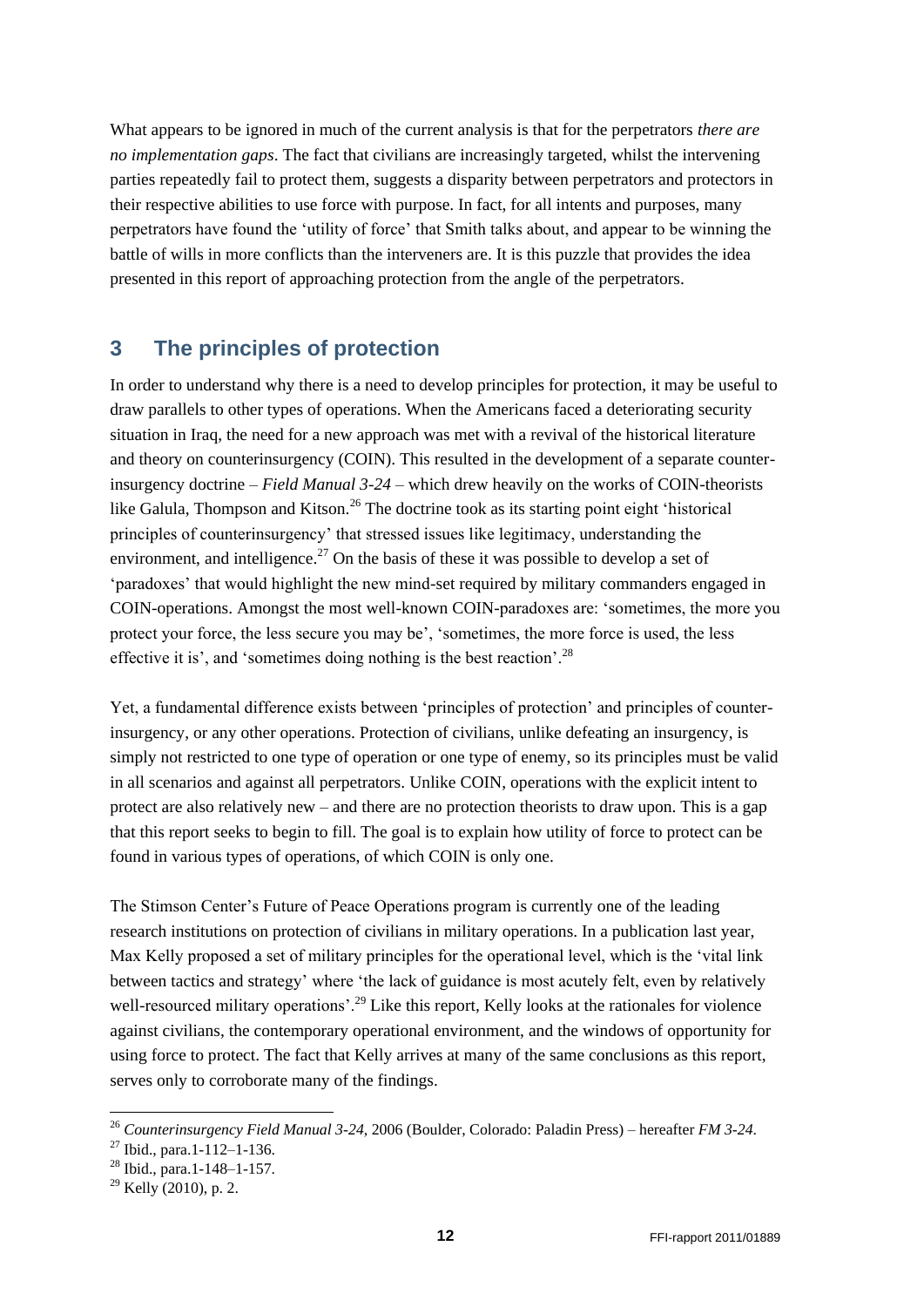What appears to be ignored in much of the current analysis is that for the perpetrators *there are no implementation gaps*. The fact that civilians are increasingly targeted, whilst the intervening parties repeatedly fail to protect them, suggests a disparity between perpetrators and protectors in their respective abilities to use force with purpose. In fact, for all intents and purposes, many perpetrators have found the 'utility of force' that Smith talks about, and appear to be winning the battle of wills in more conflicts than the interveners are. It is this puzzle that provides the idea presented in this report of approaching protection from the angle of the perpetrators.

## 3 The principles of protection

In order to understand why there is a need to develop principles for protection, it may be useful to draw parallels to other types of operations. When the Americans faced a deteriorating security situation in Iraq, the need for a new approach was met with a revival of the historical literature and theory on counterinsurgency (COIN). This resulted in the development of a separate counter-insurgency doctrine – *Field Manual 3-24* – which drew heavily on the works of COIN-theorists like Galula, Thompson and Kitson.[26] The doctrine took as its starting point eight 'historical principles of counterinsurgency' that stressed issues like legitimacy, understanding the environment, and intelligence.[27] On the basis of these it was possible to develop a set of 'paradoxes' that would highlight the new mind-set required by military commanders engaged in COIN-operations. Amongst the most well-known COIN-paradoxes are: 'sometimes, the more you protect your force, the less secure you may be', 'sometimes, the more force is used, the less effective it is', and 'sometimes doing nothing is the best reaction'.[28]

Yet, a fundamental difference exists between 'principles of protection' and principles of counter-insurgency, or any other operations. Protection of civilians, unlike defeating an insurgency, is simply not restricted to one type of operation or one type of enemy, so its principles must be valid in all scenarios and against all perpetrators. Unlike COIN, operations with the explicit intent to protect are also relatively new – and there are no protection theorists to draw upon. This is a gap that this report seeks to begin to fill. The goal is to explain how utility of force to protect can be found in various types of operations, of which COIN is only one.

The Stimson Center's Future of Peace Operations program is currently one of the leading research institutions on protection of civilians in military operations. In a publication last year, Max Kelly proposed a set of military principles for the operational level, which is the 'vital link between tactics and strategy' where 'the lack of guidance is most acutely felt, even by relatively well-resourced military operations'.[29] Like this report, Kelly looks at the rationales for violence against civilians, the contemporary operational environment, and the windows of opportunity for using force to protect. The fact that Kelly arrives at many of the same conclusions as this report, serves only to corroborate many of the findings.

---

[26] *Counterinsurgency Field Manual 3-24*, 2006 (Boulder, Colorado: Paladin Press) – hereafter *FM 3-24*.

[27] Ibid., para.1-112–1-136.

[28] Ibid., para.1-148–1-157.

[29] Kelly (2010), p. 2.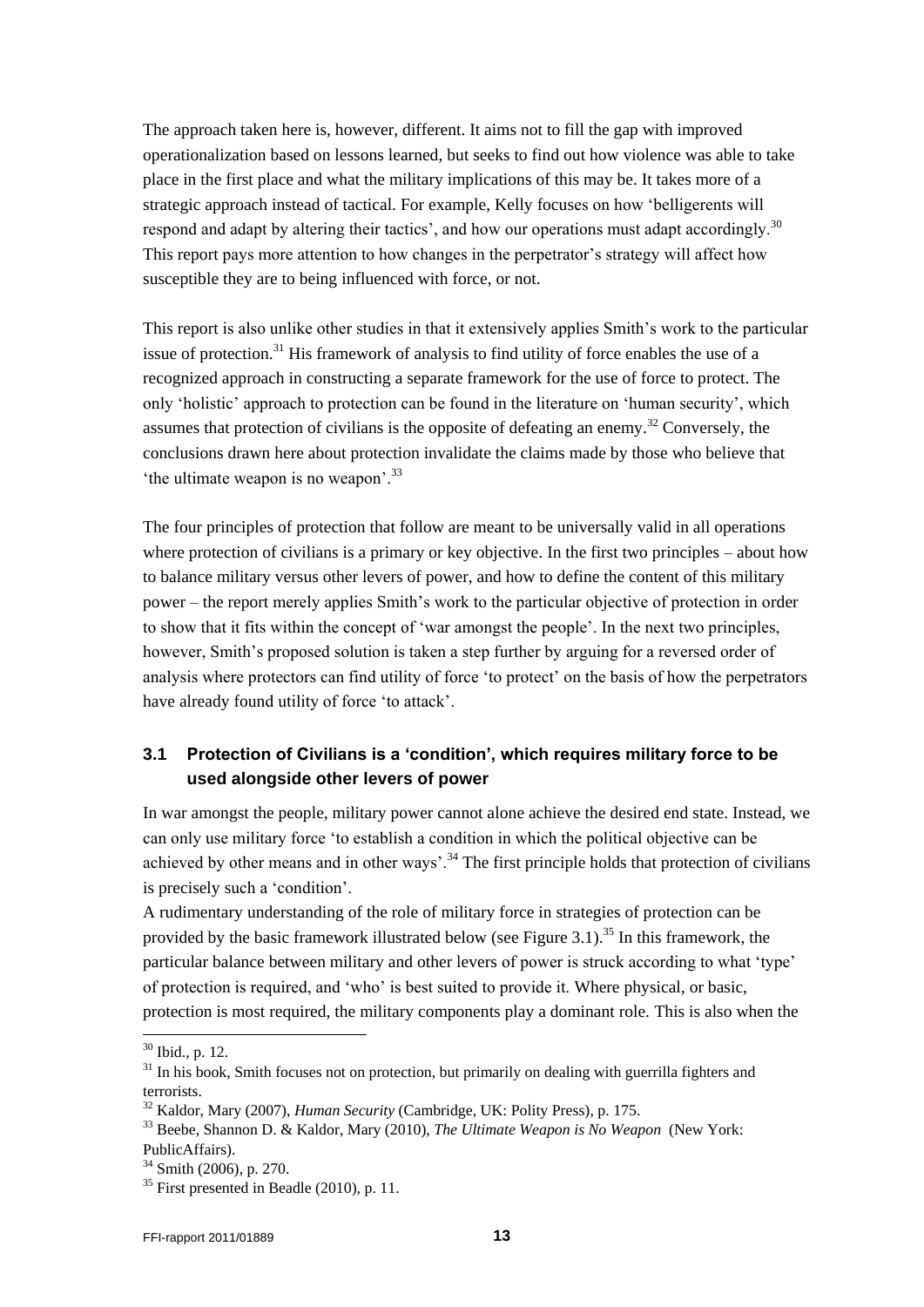The approach taken here is, however, different. It aims not to fill the gap with improved operationalization based on lessons learned, but seeks to find out how violence was able to take place in the first place and what the military implications of this may be. It takes more of a strategic approach instead of tactical. For example, Kelly focuses on how 'belligerents will respond and adapt by altering their tactics', and how our operations must adapt accordingly.[30] This report pays more attention to how changes in the perpetrator's strategy will affect how susceptible they are to being influenced with force, or not.

This report is also unlike other studies in that it extensively applies Smith's work to the particular issue of protection.[31] His framework of analysis to find utility of force enables the use of a recognized approach in constructing a separate framework for the use of force to protect. The only 'holistic' approach to protection can be found in the literature on 'human security', which assumes that protection of civilians is the opposite of defeating an enemy.[32] Conversely, the conclusions drawn here about protection invalidate the claims made by those who believe that 'the ultimate weapon is no weapon'.[33]

The four principles of protection that follow are meant to be universally valid in all operations where protection of civilians is a primary or key objective. In the first two principles – about how to balance military versus other levers of power, and how to define the content of this military power – the report merely applies Smith's work to the particular objective of protection in order to show that it fits within the concept of 'war amongst the people'. In the next two principles, however, Smith's proposed solution is taken a step further by arguing for a reversed order of analysis where protectors can find utility of force 'to protect' on the basis of how the perpetrators have already found utility of force 'to attack'.

### 3.1 Protection of Civilians is a 'condition', which requires military force to be used alongside other levers of power

In war amongst the people, military power cannot alone achieve the desired end state. Instead, we can only use military force 'to establish a condition in which the political objective can be achieved by other means and in other ways'.[34] The first principle holds that protection of civilians is precisely such a 'condition'.

A rudimentary understanding of the role of military force in strategies of protection can be provided by the basic framework illustrated below (see Figure 3.1).[35] In this framework, the particular balance between military and other levers of power is struck according to what 'type' of protection is required, and 'who' is best suited to provide it. Where physical, or basic, protection is most required, the military components play a dominant role. This is also when the

---

[30] Ibid., p. 12.

[31] In his book, Smith focuses not on protection, but primarily on dealing with guerrilla fighters and terrorists.

[32] Kaldor, Mary (2007), *Human Security* (Cambridge, UK: Polity Press), p. 175.

[33] Beebe, Shannon D. & Kaldor, Mary (2010), *The Ultimate Weapon is No Weapon* (New York: PublicAffairs).

[34] Smith (2006), p. 270.

[35] First presented in Beadle (2010), p. 11.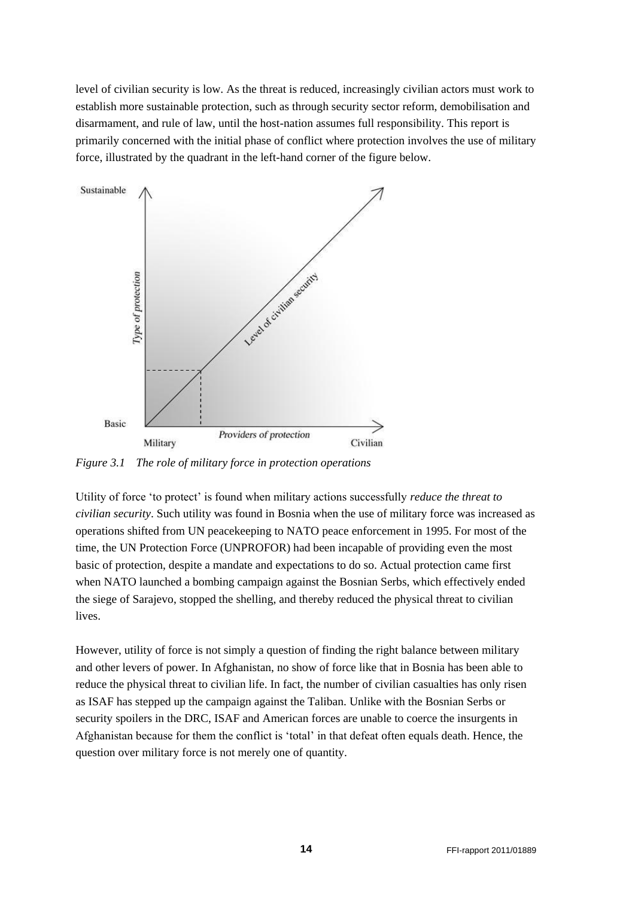level of civilian security is low. As the threat is reduced, increasingly civilian actors must work to establish more sustainable protection, such as through security sector reform, demobilisation and disarmament, and rule of law, until the host-nation assumes full responsibility. This report is primarily concerned with the initial phase of conflict where protection involves the use of military force, illustrated by the quadrant in the left-hand corner of the figure below.

*Figure 3.1 The role of military force in protection operations*

Utility of force 'to protect' is found when military actions successfully *reduce the threat to civilian security*. Such utility was found in Bosnia when the use of military force was increased as operations shifted from UN peacekeeping to NATO peace enforcement in 1995. For most of the time, the UN Protection Force (UNPROFOR) had been incapable of providing even the most basic of protection, despite a mandate and expectations to do so. Actual protection came first when NATO launched a bombing campaign against the Bosnian Serbs, which effectively ended the siege of Sarajevo, stopped the shelling, and thereby reduced the physical threat to civilian lives.

However, utility of force is not simply a question of finding the right balance between military and other levers of power. In Afghanistan, no show of force like that in Bosnia has been able to reduce the physical threat to civilian life. In fact, the number of civilian casualties has only risen as ISAF has stepped up the campaign against the Taliban. Unlike with the Bosnian Serbs or security spoilers in the DRC, ISAF and American forces are unable to coerce the insurgents in Afghanistan because for them the conflict is 'total' in that defeat often equals death. Hence, the question over military force is not merely one of quantity.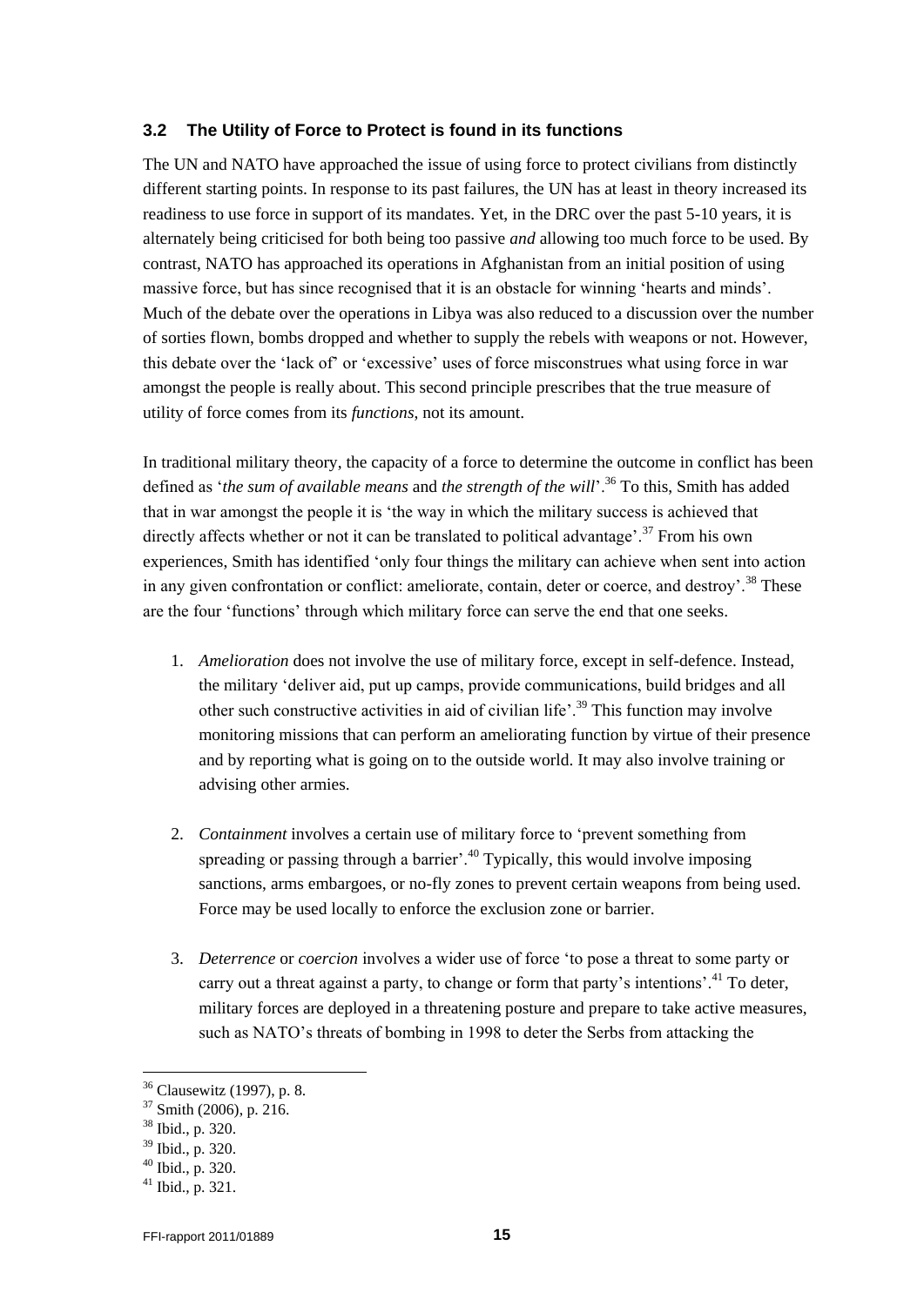### 3.2 The Utility of Force to Protect is found in its functions

The UN and NATO have approached the issue of using force to protect civilians from distinctly different starting points. In response to its past failures, the UN has at least in theory increased its readiness to use force in support of its mandates. Yet, in the DRC over the past 5-10 years, it is alternately being criticised for both being too passive *and* allowing too much force to be used. By contrast, NATO has approached its operations in Afghanistan from an initial position of using massive force, but has since recognised that it is an obstacle for winning 'hearts and minds'. Much of the debate over the operations in Libya was also reduced to a discussion over the number of sorties flown, bombs dropped and whether to supply the rebels with weapons or not. However, this debate over the 'lack of' or 'excessive' uses of force misconstrues what using force in war amongst the people is really about. This second principle prescribes that the true measure of utility of force comes from its *functions*, not its amount.

In traditional military theory, the capacity of a force to determine the outcome in conflict has been defined as '*the sum of available means* and *the strength of the will*'.[36] To this, Smith has added that in war amongst the people it is 'the way in which the military success is achieved that directly affects whether or not it can be translated to political advantage'.[37] From his own experiences, Smith has identified 'only four things the military can achieve when sent into action in any given confrontation or conflict: ameliorate, contain, deter or coerce, and destroy'.[38] These are the four 'functions' through which military force can serve the end that one seeks.

1. *Amelioration* does not involve the use of military force, except in self-defence. Instead, the military 'deliver aid, put up camps, provide communications, build bridges and all other such constructive activities in aid of civilian life'.[39] This function may involve monitoring missions that can perform an ameliorating function by virtue of their presence and by reporting what is going on to the outside world. It may also involve training or advising other armies.

2. *Containment* involves a certain use of military force to 'prevent something from spreading or passing through a barrier'.[40] Typically, this would involve imposing sanctions, arms embargoes, or no-fly zones to prevent certain weapons from being used. Force may be used locally to enforce the exclusion zone or barrier.

3. *Deterrence* or *coercion* involves a wider use of force 'to pose a threat to some party or carry out a threat against a party, to change or form that party's intentions'.[41] To deter, military forces are deployed in a threatening posture and prepare to take active measures, such as NATO's threats of bombing in 1998 to deter the Serbs from attacking the

---

[36] Clausewitz (1997), p. 8.
[37] Smith (2006), p. 216.
[38] Ibid., p. 320.
[39] Ibid., p. 320.
[40] Ibid., p. 320.
[41] Ibid., p. 321.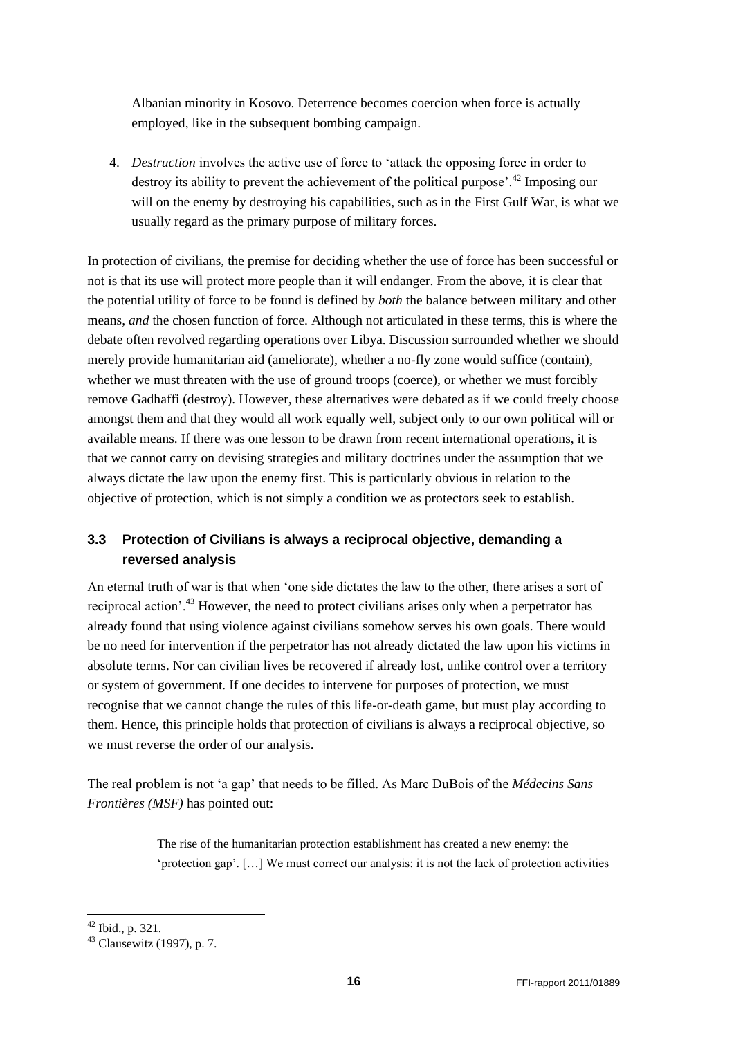Albanian minority in Kosovo. Deterrence becomes coercion when force is actually employed, like in the subsequent bombing campaign.

4. *Destruction* involves the active use of force to 'attack the opposing force in order to destroy its ability to prevent the achievement of the political purpose'.[42] Imposing our will on the enemy by destroying his capabilities, such as in the First Gulf War, is what we usually regard as the primary purpose of military forces.

In protection of civilians, the premise for deciding whether the use of force has been successful or not is that its use will protect more people than it will endanger. From the above, it is clear that the potential utility of force to be found is defined by *both* the balance between military and other means, *and* the chosen function of force. Although not articulated in these terms, this is where the debate often revolved regarding operations over Libya. Discussion surrounded whether we should merely provide humanitarian aid (ameliorate), whether a no-fly zone would suffice (contain), whether we must threaten with the use of ground troops (coerce), or whether we must forcibly remove Gadhaffi (destroy). However, these alternatives were debated as if we could freely choose amongst them and that they would all work equally well, subject only to our own political will or available means. If there was one lesson to be drawn from recent international operations, it is that we cannot carry on devising strategies and military doctrines under the assumption that we always dictate the law upon the enemy first. This is particularly obvious in relation to the objective of protection, which is not simply a condition we as protectors seek to establish.

### 3.3 Protection of Civilians is always a reciprocal objective, demanding a reversed analysis

An eternal truth of war is that when 'one side dictates the law to the other, there arises a sort of reciprocal action'.[43] However, the need to protect civilians arises only when a perpetrator has already found that using violence against civilians somehow serves his own goals. There would be no need for intervention if the perpetrator has not already dictated the law upon his victims in absolute terms. Nor can civilian lives be recovered if already lost, unlike control over a territory or system of government. If one decides to intervene for purposes of protection, we must recognise that we cannot change the rules of this life-or-death game, but must play according to them. Hence, this principle holds that protection of civilians is always a reciprocal objective, so we must reverse the order of our analysis.

The real problem is not 'a gap' that needs to be filled. As Marc DuBois of the *Médecins Sans Frontières (MSF)* has pointed out:

> The rise of the humanitarian protection establishment has created a new enemy: the 'protection gap'. […] We must correct our analysis: it is not the lack of protection activities

---

[42] Ibid., p. 321.

[43] Clausewitz (1997), p. 7.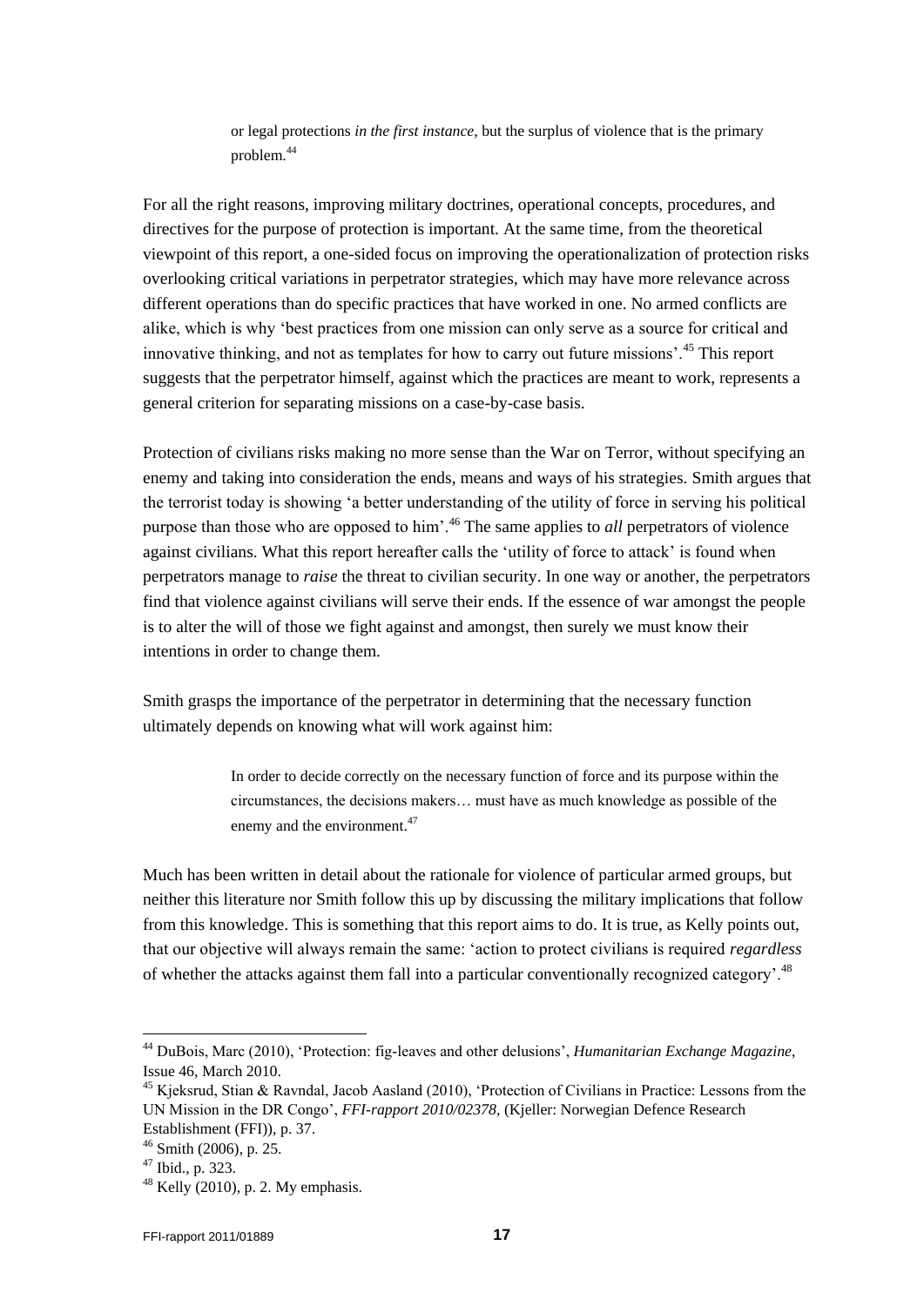> or legal protections *in the first instance*, but the surplus of violence that is the primary problem.[44]

For all the right reasons, improving military doctrines, operational concepts, procedures, and directives for the purpose of protection is important. At the same time, from the theoretical viewpoint of this report, a one-sided focus on improving the operationalization of protection risks overlooking critical variations in perpetrator strategies, which may have more relevance across different operations than do specific practices that have worked in one. No armed conflicts are alike, which is why 'best practices from one mission can only serve as a source for critical and innovative thinking, and not as templates for how to carry out future missions'.[45] This report suggests that the perpetrator himself, against which the practices are meant to work, represents a general criterion for separating missions on a case-by-case basis.

Protection of civilians risks making no more sense than the War on Terror, without specifying an enemy and taking into consideration the ends, means and ways of his strategies. Smith argues that the terrorist today is showing 'a better understanding of the utility of force in serving his political purpose than those who are opposed to him'.[46] The same applies to *all* perpetrators of violence against civilians. What this report hereafter calls the 'utility of force to attack' is found when perpetrators manage to *raise* the threat to civilian security. In one way or another, the perpetrators find that violence against civilians will serve their ends. If the essence of war amongst the people is to alter the will of those we fight against and amongst, then surely we must know their intentions in order to change them.

Smith grasps the importance of the perpetrator in determining that the necessary function ultimately depends on knowing what will work against him:

> In order to decide correctly on the necessary function of force and its purpose within the circumstances, the decisions makers… must have as much knowledge as possible of the enemy and the environment.[47]

Much has been written in detail about the rationale for violence of particular armed groups, but neither this literature nor Smith follow this up by discussing the military implications that follow from this knowledge. This is something that this report aims to do. It is true, as Kelly points out, that our objective will always remain the same: 'action to protect civilians is required *regardless* of whether the attacks against them fall into a particular conventionally recognized category'.[48]

---

[44] DuBois, Marc (2010), 'Protection: fig-leaves and other delusions', *Humanitarian Exchange Magazine*, Issue 46, March 2010.

[45] Kjeksrud, Stian & Ravndal, Jacob Aasland (2010), 'Protection of Civilians in Practice: Lessons from the UN Mission in the DR Congo', *FFI-rapport 2010/02378*, (Kjeller: Norwegian Defence Research Establishment (FFI)), p. 37.

[46] Smith (2006), p. 25.

[47] Ibid., p. 323.

[48] Kelly (2010), p. 2. My emphasis.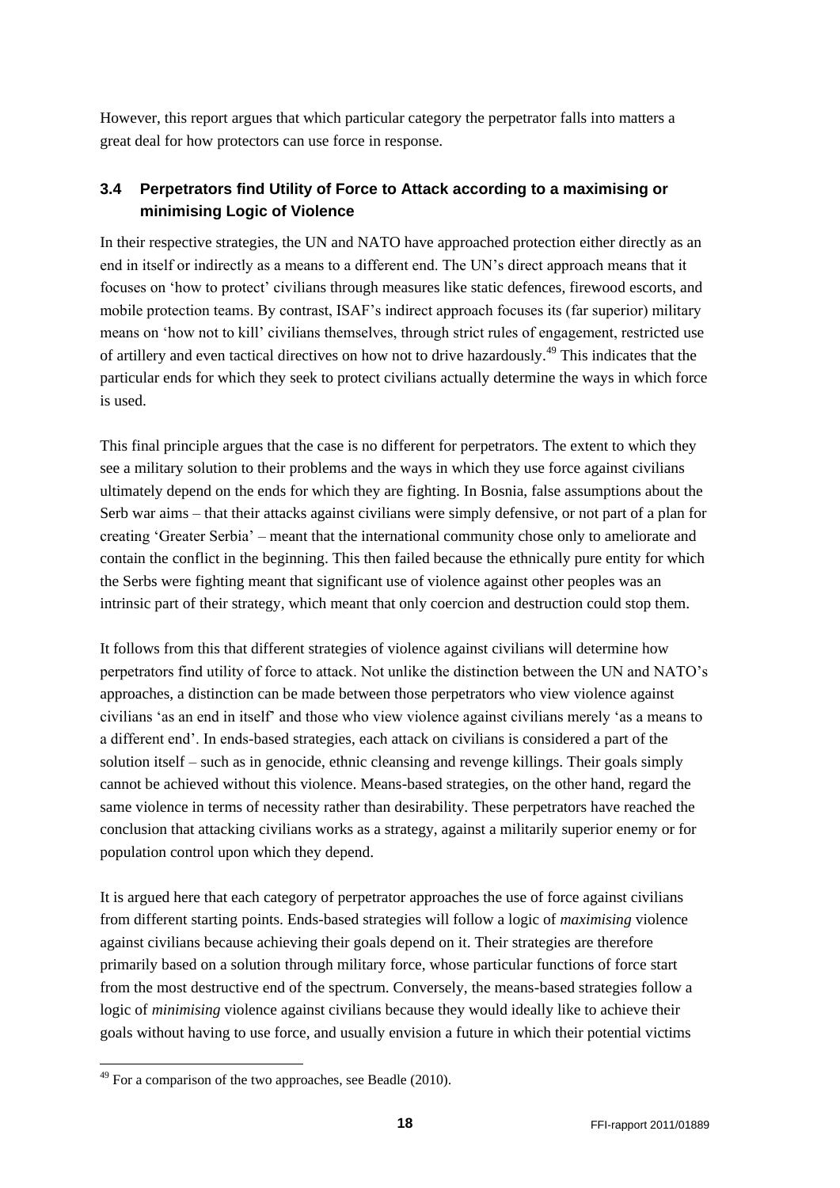However, this report argues that which particular category the perpetrator falls into matters a great deal for how protectors can use force in response.

### 3.4 Perpetrators find Utility of Force to Attack according to a maximising or minimising Logic of Violence

In their respective strategies, the UN and NATO have approached protection either directly as an end in itself or indirectly as a means to a different end. The UN's direct approach means that it focuses on 'how to protect' civilians through measures like static defences, firewood escorts, and mobile protection teams. By contrast, ISAF's indirect approach focuses its (far superior) military means on 'how not to kill' civilians themselves, through strict rules of engagement, restricted use of artillery and even tactical directives on how not to drive hazardously.[49] This indicates that the particular ends for which they seek to protect civilians actually determine the ways in which force is used.

This final principle argues that the case is no different for perpetrators. The extent to which they see a military solution to their problems and the ways in which they use force against civilians ultimately depend on the ends for which they are fighting. In Bosnia, false assumptions about the Serb war aims – that their attacks against civilians were simply defensive, or not part of a plan for creating 'Greater Serbia' – meant that the international community chose only to ameliorate and contain the conflict in the beginning. This then failed because the ethnically pure entity for which the Serbs were fighting meant that significant use of violence against other peoples was an intrinsic part of their strategy, which meant that only coercion and destruction could stop them.

It follows from this that different strategies of violence against civilians will determine how perpetrators find utility of force to attack. Not unlike the distinction between the UN and NATO's approaches, a distinction can be made between those perpetrators who view violence against civilians 'as an end in itself' and those who view violence against civilians merely 'as a means to a different end'. In ends-based strategies, each attack on civilians is considered a part of the solution itself – such as in genocide, ethnic cleansing and revenge killings. Their goals simply cannot be achieved without this violence. Means-based strategies, on the other hand, regard the same violence in terms of necessity rather than desirability. These perpetrators have reached the conclusion that attacking civilians works as a strategy, against a militarily superior enemy or for population control upon which they depend.

It is argued here that each category of perpetrator approaches the use of force against civilians from different starting points. Ends-based strategies will follow a logic of *maximising* violence against civilians because achieving their goals depend on it. Their strategies are therefore primarily based on a solution through military force, whose particular functions of force start from the most destructive end of the spectrum. Conversely, the means-based strategies follow a logic of *minimising* violence against civilians because they would ideally like to achieve their goals without having to use force, and usually envision a future in which their potential victims

[49] For a comparison of the two approaches, see Beadle (2010).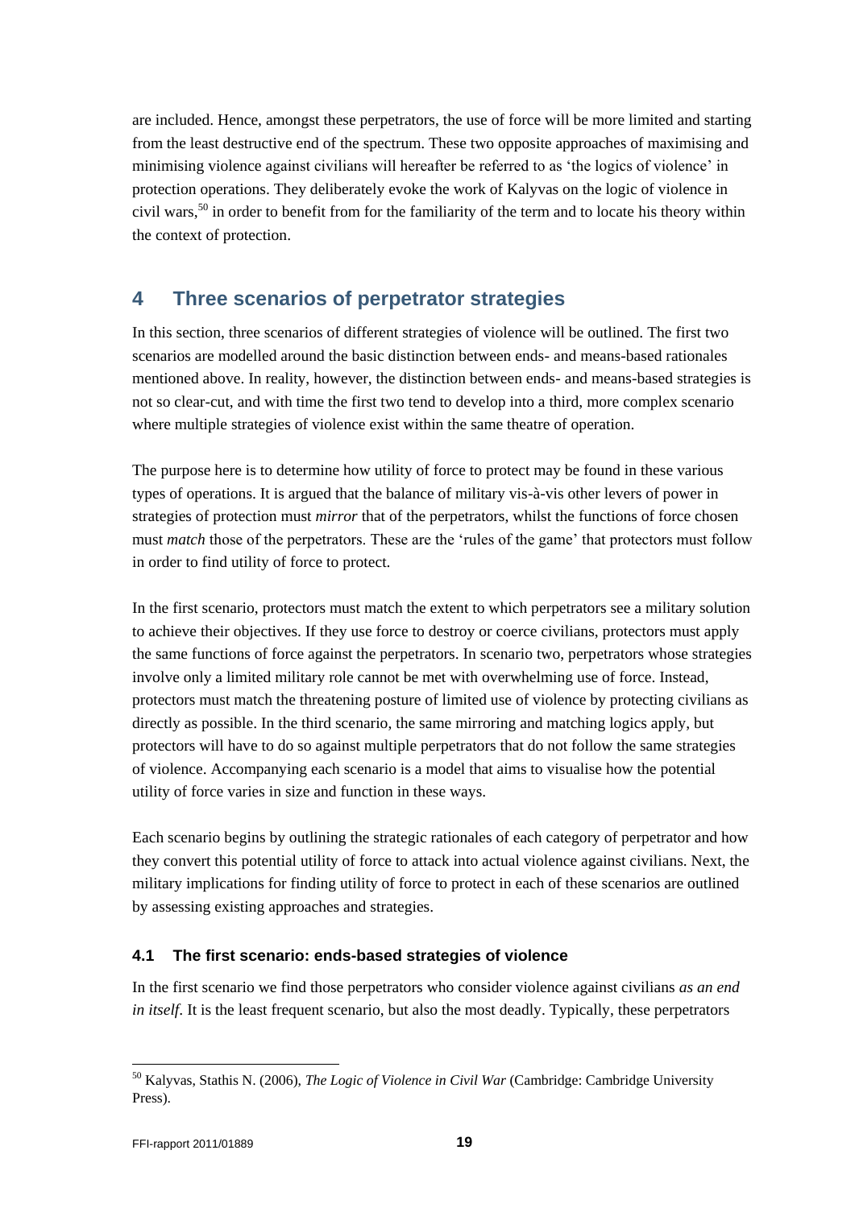are included. Hence, amongst these perpetrators, the use of force will be more limited and starting from the least destructive end of the spectrum. These two opposite approaches of maximising and minimising violence against civilians will hereafter be referred to as 'the logics of violence' in protection operations. They deliberately evoke the work of Kalyvas on the logic of violence in civil wars,[50] in order to benefit from for the familiarity of the term and to locate his theory within the context of protection.

## 4 Three scenarios of perpetrator strategies

In this section, three scenarios of different strategies of violence will be outlined. The first two scenarios are modelled around the basic distinction between ends- and means-based rationales mentioned above. In reality, however, the distinction between ends- and means-based strategies is not so clear-cut, and with time the first two tend to develop into a third, more complex scenario where multiple strategies of violence exist within the same theatre of operation.

The purpose here is to determine how utility of force to protect may be found in these various types of operations. It is argued that the balance of military vis-à-vis other levers of power in strategies of protection must *mirror* that of the perpetrators, whilst the functions of force chosen must *match* those of the perpetrators. These are the 'rules of the game' that protectors must follow in order to find utility of force to protect.

In the first scenario, protectors must match the extent to which perpetrators see a military solution to achieve their objectives. If they use force to destroy or coerce civilians, protectors must apply the same functions of force against the perpetrators. In scenario two, perpetrators whose strategies involve only a limited military role cannot be met with overwhelming use of force. Instead, protectors must match the threatening posture of limited use of violence by protecting civilians as directly as possible. In the third scenario, the same mirroring and matching logics apply, but protectors will have to do so against multiple perpetrators that do not follow the same strategies of violence. Accompanying each scenario is a model that aims to visualise how the potential utility of force varies in size and function in these ways.

Each scenario begins by outlining the strategic rationales of each category of perpetrator and how they convert this potential utility of force to attack into actual violence against civilians. Next, the military implications for finding utility of force to protect in each of these scenarios are outlined by assessing existing approaches and strategies.

### 4.1 The first scenario: ends-based strategies of violence

In the first scenario we find those perpetrators who consider violence against civilians *as an end in itself*. It is the least frequent scenario, but also the most deadly. Typically, these perpetrators

[50] Kalyvas, Stathis N. (2006), *The Logic of Violence in Civil War* (Cambridge: Cambridge University Press).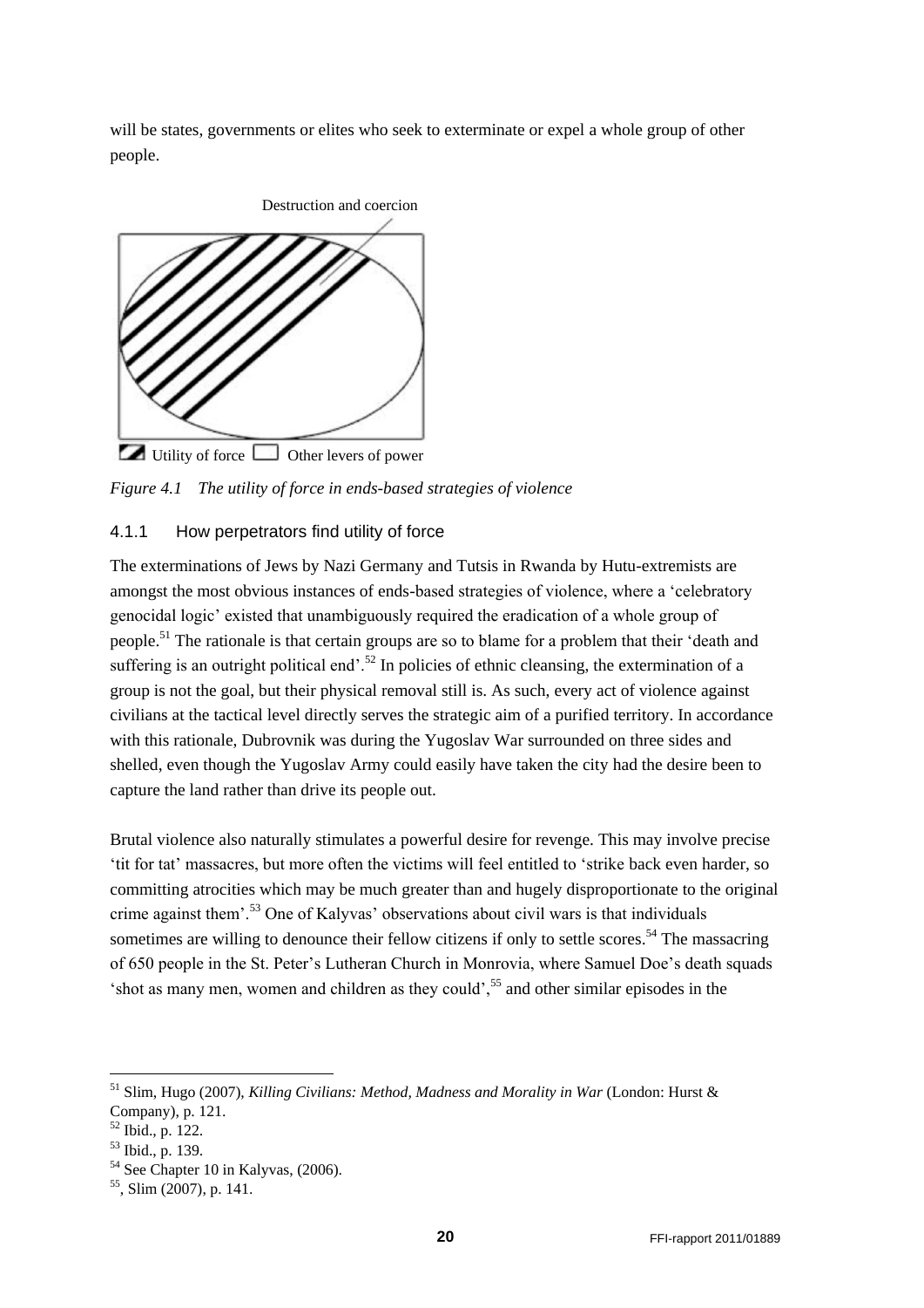will be states, governments or elites who seek to exterminate or expel a whole group of other people.

Destruction and coercion

Utility of force   Other levers of power

*Figure 4.1 The utility of force in ends-based strategies of violence*

### 4.1.1 How perpetrators find utility of force

The exterminations of Jews by Nazi Germany and Tutsis in Rwanda by Hutu-extremists are amongst the most obvious instances of ends-based strategies of violence, where a 'celebratory genocidal logic' existed that unambiguously required the eradication of a whole group of people.[51] The rationale is that certain groups are so to blame for a problem that their 'death and suffering is an outright political end'.[52] In policies of ethnic cleansing, the extermination of a group is not the goal, but their physical removal still is. As such, every act of violence against civilians at the tactical level directly serves the strategic aim of a purified territory. In accordance with this rationale, Dubrovnik was during the Yugoslav War surrounded on three sides and shelled, even though the Yugoslav Army could easily have taken the city had the desire been to capture the land rather than drive its people out.

Brutal violence also naturally stimulates a powerful desire for revenge. This may involve precise 'tit for tat' massacres, but more often the victims will feel entitled to 'strike back even harder, so committing atrocities which may be much greater than and hugely disproportionate to the original crime against them'.[53] One of Kalyvas' observations about civil wars is that individuals sometimes are willing to denounce their fellow citizens if only to settle scores.[54] The massacring of 650 people in the St. Peter's Lutheran Church in Monrovia, where Samuel Doe's death squads 'shot as many men, women and children as they could',[55] and other similar episodes in the

---

[51] Slim, Hugo (2007), *Killing Civilians: Method, Madness and Morality in War* (London: Hurst & Company), p. 121.

[52] Ibid., p. 122.

[53] Ibid., p. 139.

[54] See Chapter 10 in Kalyvas, (2006).

[55], Slim (2007), p. 141.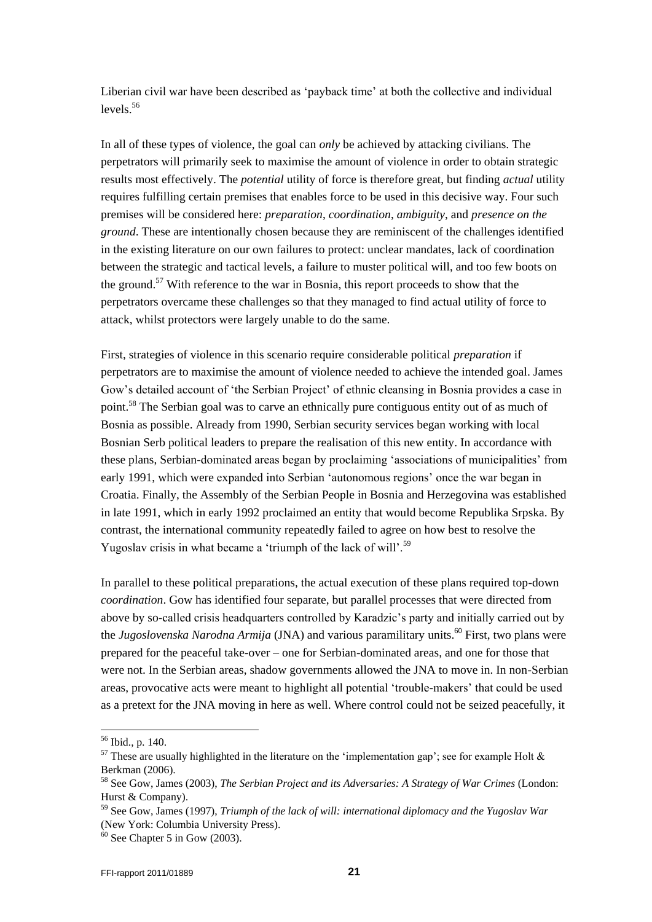Liberian civil war have been described as 'payback time' at both the collective and individual levels.[56]

In all of these types of violence, the goal can *only* be achieved by attacking civilians. The perpetrators will primarily seek to maximise the amount of violence in order to obtain strategic results most effectively. The *potential* utility of force is therefore great, but finding *actual* utility requires fulfilling certain premises that enables force to be used in this decisive way. Four such premises will be considered here: *preparation*, *coordination*, *ambiguity*, and *presence on the ground*. These are intentionally chosen because they are reminiscent of the challenges identified in the existing literature on our own failures to protect: unclear mandates, lack of coordination between the strategic and tactical levels, a failure to muster political will, and too few boots on the ground.[57] With reference to the war in Bosnia, this report proceeds to show that the perpetrators overcame these challenges so that they managed to find actual utility of force to attack, whilst protectors were largely unable to do the same.

First, strategies of violence in this scenario require considerable political *preparation* if perpetrators are to maximise the amount of violence needed to achieve the intended goal. James Gow's detailed account of 'the Serbian Project' of ethnic cleansing in Bosnia provides a case in point.[58] The Serbian goal was to carve an ethnically pure contiguous entity out of as much of Bosnia as possible. Already from 1990, Serbian security services began working with local Bosnian Serb political leaders to prepare the realisation of this new entity. In accordance with these plans, Serbian-dominated areas began by proclaiming 'associations of municipalities' from early 1991, which were expanded into Serbian 'autonomous regions' once the war began in Croatia. Finally, the Assembly of the Serbian People in Bosnia and Herzegovina was established in late 1991, which in early 1992 proclaimed an entity that would become Republika Srpska. By contrast, the international community repeatedly failed to agree on how best to resolve the Yugoslav crisis in what became a 'triumph of the lack of will'.[59]

In parallel to these political preparations, the actual execution of these plans required top-down *coordination*. Gow has identified four separate, but parallel processes that were directed from above by so-called crisis headquarters controlled by Karadzic's party and initially carried out by the *Jugoslovenska Narodna Armija* (JNA) and various paramilitary units.[60] First, two plans were prepared for the peaceful take-over – one for Serbian-dominated areas, and one for those that were not. In the Serbian areas, shadow governments allowed the JNA to move in. In non-Serbian areas, provocative acts were meant to highlight all potential 'trouble-makers' that could be used as a pretext for the JNA moving in here as well. Where control could not be seized peacefully, it

---

[56] Ibid., p. 140.

[57] These are usually highlighted in the literature on the 'implementation gap'; see for example Holt & Berkman (2006).

[58] See Gow, James (2003), *The Serbian Project and its Adversaries: A Strategy of War Crimes* (London: Hurst & Company).

[59] See Gow, James (1997), *Triumph of the lack of will: international diplomacy and the Yugoslav War* (New York: Columbia University Press).

[60] See Chapter 5 in Gow (2003).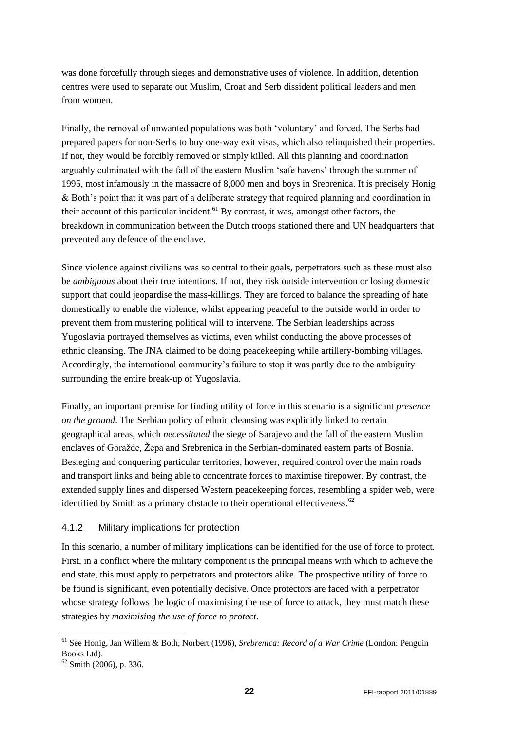was done forcefully through sieges and demonstrative uses of violence. In addition, detention centres were used to separate out Muslim, Croat and Serb dissident political leaders and men from women.

Finally, the removal of unwanted populations was both 'voluntary' and forced. The Serbs had prepared papers for non-Serbs to buy one-way exit visas, which also relinquished their properties. If not, they would be forcibly removed or simply killed. All this planning and coordination arguably culminated with the fall of the eastern Muslim 'safe havens' through the summer of 1995, most infamously in the massacre of 8,000 men and boys in Srebrenica. It is precisely Honig & Both's point that it was part of a deliberate strategy that required planning and coordination in their account of this particular incident.[61] By contrast, it was, amongst other factors, the breakdown in communication between the Dutch troops stationed there and UN headquarters that prevented any defence of the enclave.

Since violence against civilians was so central to their goals, perpetrators such as these must also be *ambiguous* about their true intentions. If not, they risk outside intervention or losing domestic support that could jeopardise the mass-killings. They are forced to balance the spreading of hate domestically to enable the violence, whilst appearing peaceful to the outside world in order to prevent them from mustering political will to intervene. The Serbian leaderships across Yugoslavia portrayed themselves as victims, even whilst conducting the above processes of ethnic cleansing. The JNA claimed to be doing peacekeeping while artillery-bombing villages. Accordingly, the international community's failure to stop it was partly due to the ambiguity surrounding the entire break-up of Yugoslavia.

Finally, an important premise for finding utility of force in this scenario is a significant *presence on the ground*. The Serbian policy of ethnic cleansing was explicitly linked to certain geographical areas, which *necessitated* the siege of Sarajevo and the fall of the eastern Muslim enclaves of Goražde, Žepa and Srebrenica in the Serbian-dominated eastern parts of Bosnia. Besieging and conquering particular territories, however, required control over the main roads and transport links and being able to concentrate forces to maximise firepower. By contrast, the extended supply lines and dispersed Western peacekeeping forces, resembling a spider web, were identified by Smith as a primary obstacle to their operational effectiveness.[62]

### 4.1.2 Military implications for protection

In this scenario, a number of military implications can be identified for the use of force to protect. First, in a conflict where the military component is the principal means with which to achieve the end state, this must apply to perpetrators and protectors alike. The prospective utility of force to be found is significant, even potentially decisive. Once protectors are faced with a perpetrator whose strategy follows the logic of maximising the use of force to attack, they must match these strategies by *maximising the use of force to protect*.

---

[61] See Honig, Jan Willem & Both, Norbert (1996), *Srebrenica: Record of a War Crime* (London: Penguin Books Ltd).

[62] Smith (2006), p. 336.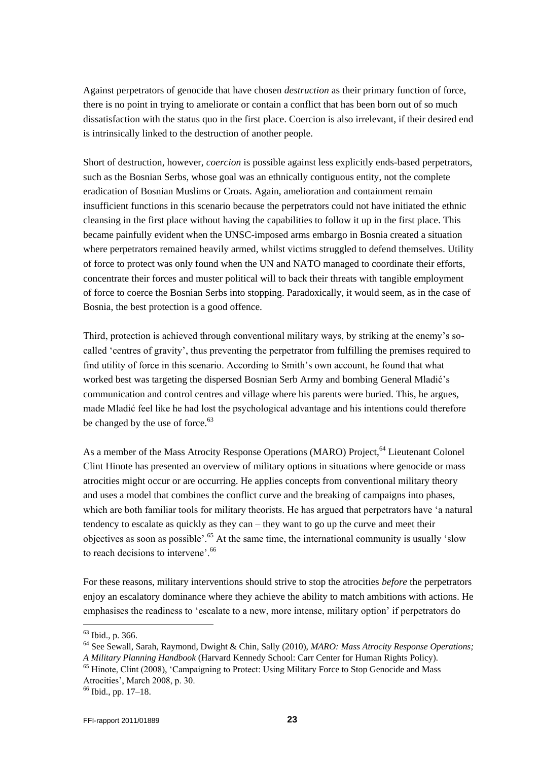Against perpetrators of genocide that have chosen *destruction* as their primary function of force, there is no point in trying to ameliorate or contain a conflict that has been born out of so much dissatisfaction with the status quo in the first place. Coercion is also irrelevant, if their desired end is intrinsically linked to the destruction of another people.

Short of destruction, however, *coercion* is possible against less explicitly ends-based perpetrators, such as the Bosnian Serbs, whose goal was an ethnically contiguous entity, not the complete eradication of Bosnian Muslims or Croats. Again, amelioration and containment remain insufficient functions in this scenario because the perpetrators could not have initiated the ethnic cleansing in the first place without having the capabilities to follow it up in the first place. This became painfully evident when the UNSC-imposed arms embargo in Bosnia created a situation where perpetrators remained heavily armed, whilst victims struggled to defend themselves. Utility of force to protect was only found when the UN and NATO managed to coordinate their efforts, concentrate their forces and muster political will to back their threats with tangible employment of force to coerce the Bosnian Serbs into stopping. Paradoxically, it would seem, as in the case of Bosnia, the best protection is a good offence.

Third, protection is achieved through conventional military ways, by striking at the enemy's so-called 'centres of gravity', thus preventing the perpetrator from fulfilling the premises required to find utility of force in this scenario. According to Smith's own account, he found that what worked best was targeting the dispersed Bosnian Serb Army and bombing General Mladić's communication and control centres and village where his parents were buried. This, he argues, made Mladić feel like he had lost the psychological advantage and his intentions could therefore be changed by the use of force.[63]

As a member of the Mass Atrocity Response Operations (MARO) Project,[64] Lieutenant Colonel Clint Hinote has presented an overview of military options in situations where genocide or mass atrocities might occur or are occurring. He applies concepts from conventional military theory and uses a model that combines the conflict curve and the breaking of campaigns into phases, which are both familiar tools for military theorists. He has argued that perpetrators have 'a natural tendency to escalate as quickly as they can – they want to go up the curve and meet their objectives as soon as possible'.[65] At the same time, the international community is usually 'slow to reach decisions to intervene'.[66]

For these reasons, military interventions should strive to stop the atrocities *before* the perpetrators enjoy an escalatory dominance where they achieve the ability to match ambitions with actions. He emphasises the readiness to 'escalate to a new, more intense, military option' if perpetrators do

---

[63] Ibid., p. 366.

[64] See Sewall, Sarah, Raymond, Dwight & Chin, Sally (2010), *MARO: Mass Atrocity Response Operations; A Military Planning Handbook* (Harvard Kennedy School: Carr Center for Human Rights Policy).

[65] Hinote, Clint (2008), 'Campaigning to Protect: Using Military Force to Stop Genocide and Mass Atrocities', March 2008, p. 30.

[66] Ibid., pp. 17–18.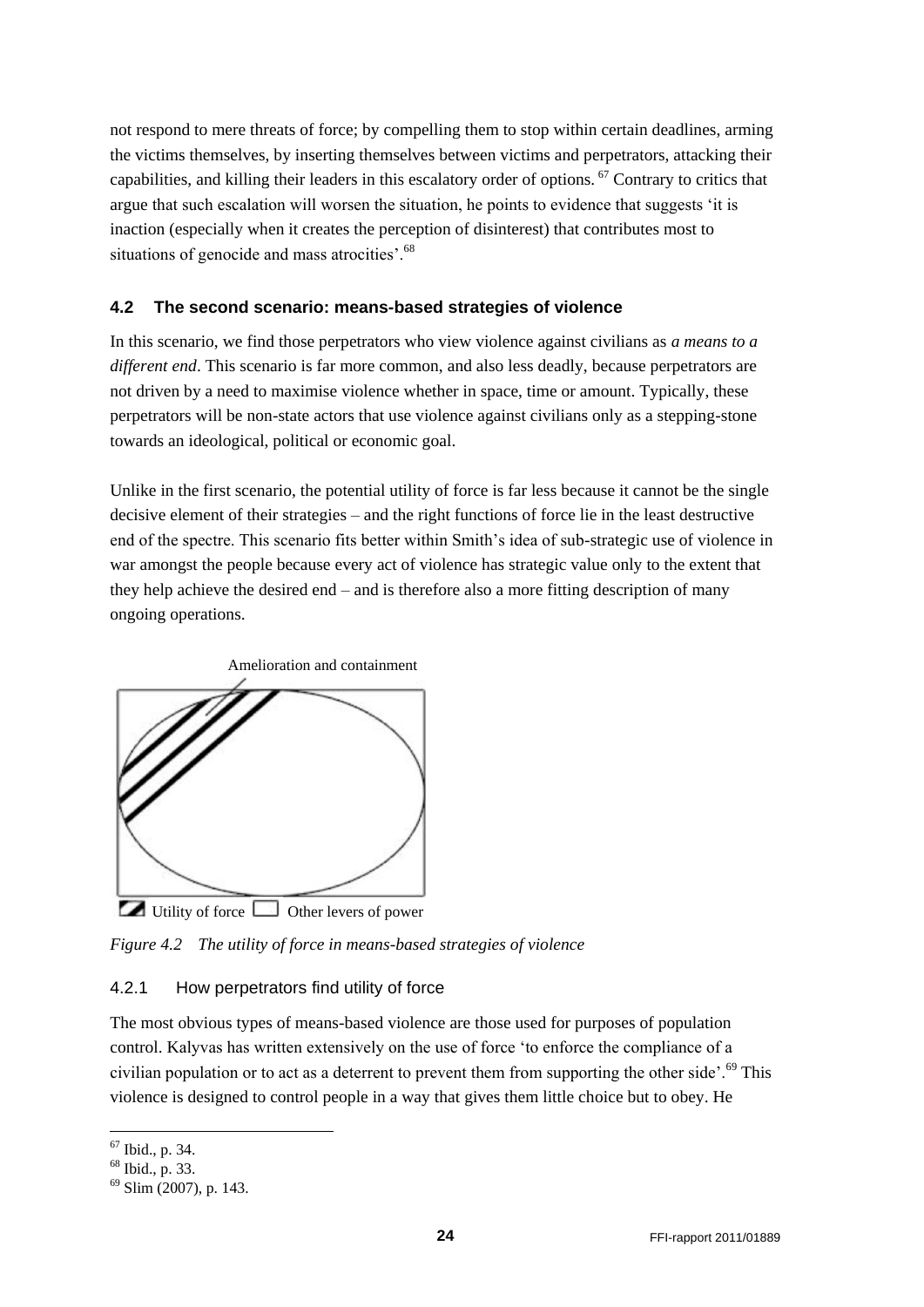not respond to mere threats of force; by compelling them to stop within certain deadlines, arming the victims themselves, by inserting themselves between victims and perpetrators, attacking their capabilities, and killing their leaders in this escalatory order of options.[67] Contrary to critics that argue that such escalation will worsen the situation, he points to evidence that suggests 'it is inaction (especially when it creates the perception of disinterest) that contributes most to situations of genocide and mass atrocities'.[68]

### 4.2 The second scenario: means-based strategies of violence

In this scenario, we find those perpetrators who view violence against civilians as *a means to a different end*. This scenario is far more common, and also less deadly, because perpetrators are not driven by a need to maximise violence whether in space, time or amount. Typically, these perpetrators will be non-state actors that use violence against civilians only as a stepping-stone towards an ideological, political or economic goal.

Unlike in the first scenario, the potential utility of force is far less because it cannot be the single decisive element of their strategies – and the right functions of force lie in the least destructive end of the spectre. This scenario fits better within Smith's idea of sub-strategic use of violence in war amongst the people because every act of violence has strategic value only to the extent that they help achieve the desired end – and is therefore also a more fitting description of many ongoing operations.

Amelioration and containment

Utility of force — Other levers of power

*Figure 4.2 The utility of force in means-based strategies of violence*

#### 4.2.1 How perpetrators find utility of force

The most obvious types of means-based violence are those used for purposes of population control. Kalyvas has written extensively on the use of force 'to enforce the compliance of a civilian population or to act as a deterrent to prevent them from supporting the other side'.[69] This violence is designed to control people in a way that gives them little choice but to obey. He

[67] Ibid., p. 34.
[68] Ibid., p. 33.
[69] Slim (2007), p. 143.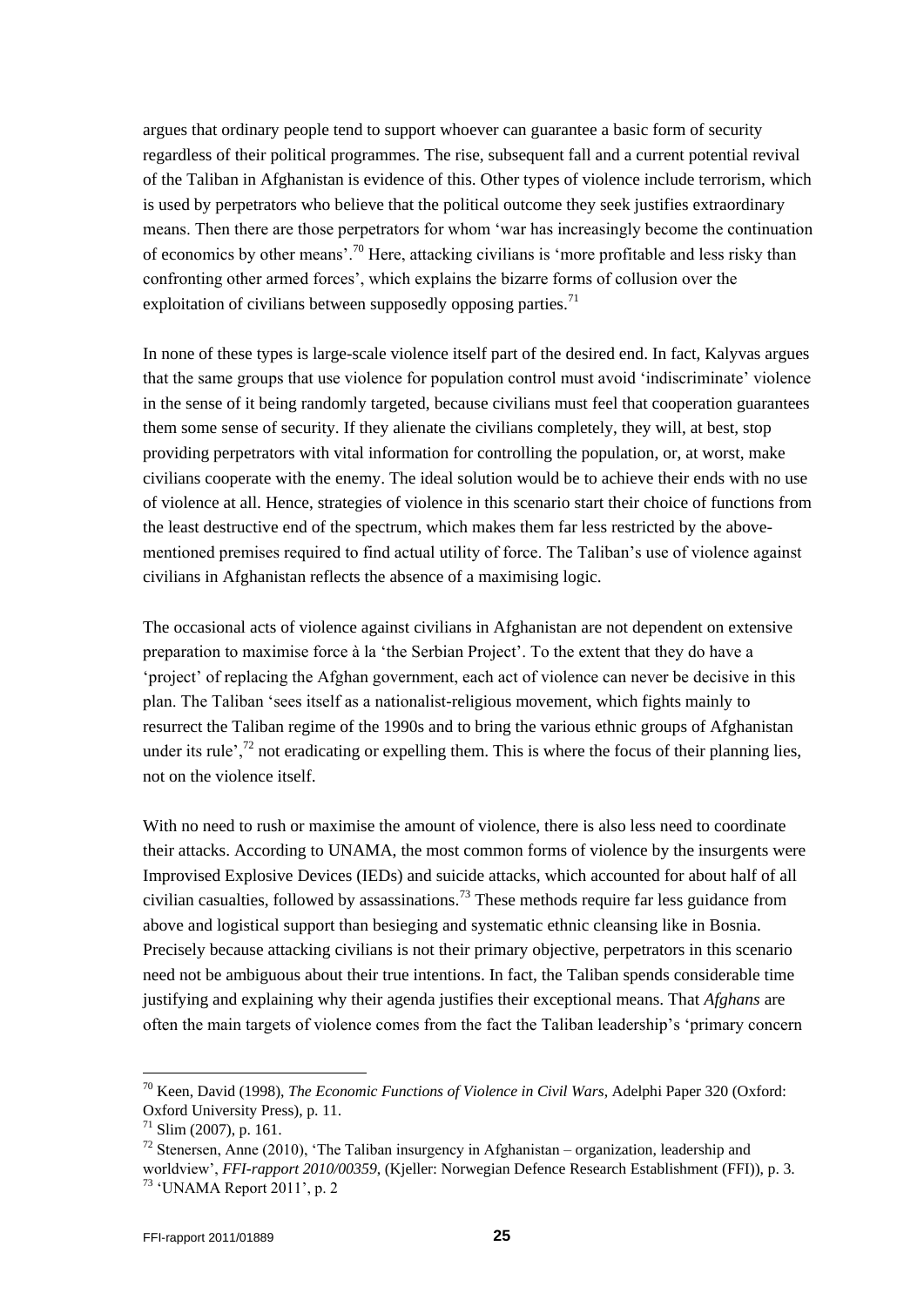argues that ordinary people tend to support whoever can guarantee a basic form of security regardless of their political programmes. The rise, subsequent fall and a current potential revival of the Taliban in Afghanistan is evidence of this. Other types of violence include terrorism, which is used by perpetrators who believe that the political outcome they seek justifies extraordinary means. Then there are those perpetrators for whom 'war has increasingly become the continuation of economics by other means'.[70] Here, attacking civilians is 'more profitable and less risky than confronting other armed forces', which explains the bizarre forms of collusion over the exploitation of civilians between supposedly opposing parties.[71]

In none of these types is large-scale violence itself part of the desired end. In fact, Kalyvas argues that the same groups that use violence for population control must avoid 'indiscriminate' violence in the sense of it being randomly targeted, because civilians must feel that cooperation guarantees them some sense of security. If they alienate the civilians completely, they will, at best, stop providing perpetrators with vital information for controlling the population, or, at worst, make civilians cooperate with the enemy. The ideal solution would be to achieve their ends with no use of violence at all. Hence, strategies of violence in this scenario start their choice of functions from the least destructive end of the spectrum, which makes them far less restricted by the above-mentioned premises required to find actual utility of force. The Taliban's use of violence against civilians in Afghanistan reflects the absence of a maximising logic.

The occasional acts of violence against civilians in Afghanistan are not dependent on extensive preparation to maximise force à la 'the Serbian Project'. To the extent that they do have a 'project' of replacing the Afghan government, each act of violence can never be decisive in this plan. The Taliban 'sees itself as a nationalist-religious movement, which fights mainly to resurrect the Taliban regime of the 1990s and to bring the various ethnic groups of Afghanistan under its rule',[72] not eradicating or expelling them. This is where the focus of their planning lies, not on the violence itself.

With no need to rush or maximise the amount of violence, there is also less need to coordinate their attacks. According to UNAMA, the most common forms of violence by the insurgents were Improvised Explosive Devices (IEDs) and suicide attacks, which accounted for about half of all civilian casualties, followed by assassinations.[73] These methods require far less guidance from above and logistical support than besieging and systematic ethnic cleansing like in Bosnia. Precisely because attacking civilians is not their primary objective, perpetrators in this scenario need not be ambiguous about their true intentions. In fact, the Taliban spends considerable time justifying and explaining why their agenda justifies their exceptional means. That *Afghans* are often the main targets of violence comes from the fact the Taliban leadership's 'primary concern

---

[70] Keen, David (1998), *The Economic Functions of Violence in Civil Wars*, Adelphi Paper 320 (Oxford: Oxford University Press), p. 11.

[71] Slim (2007), p. 161.

[72] Stenersen, Anne (2010), 'The Taliban insurgency in Afghanistan – organization, leadership and worldview', *FFI-rapport 2010/00359*, (Kjeller: Norwegian Defence Research Establishment (FFI)), p. 3.

[73] 'UNAMA Report 2011', p. 2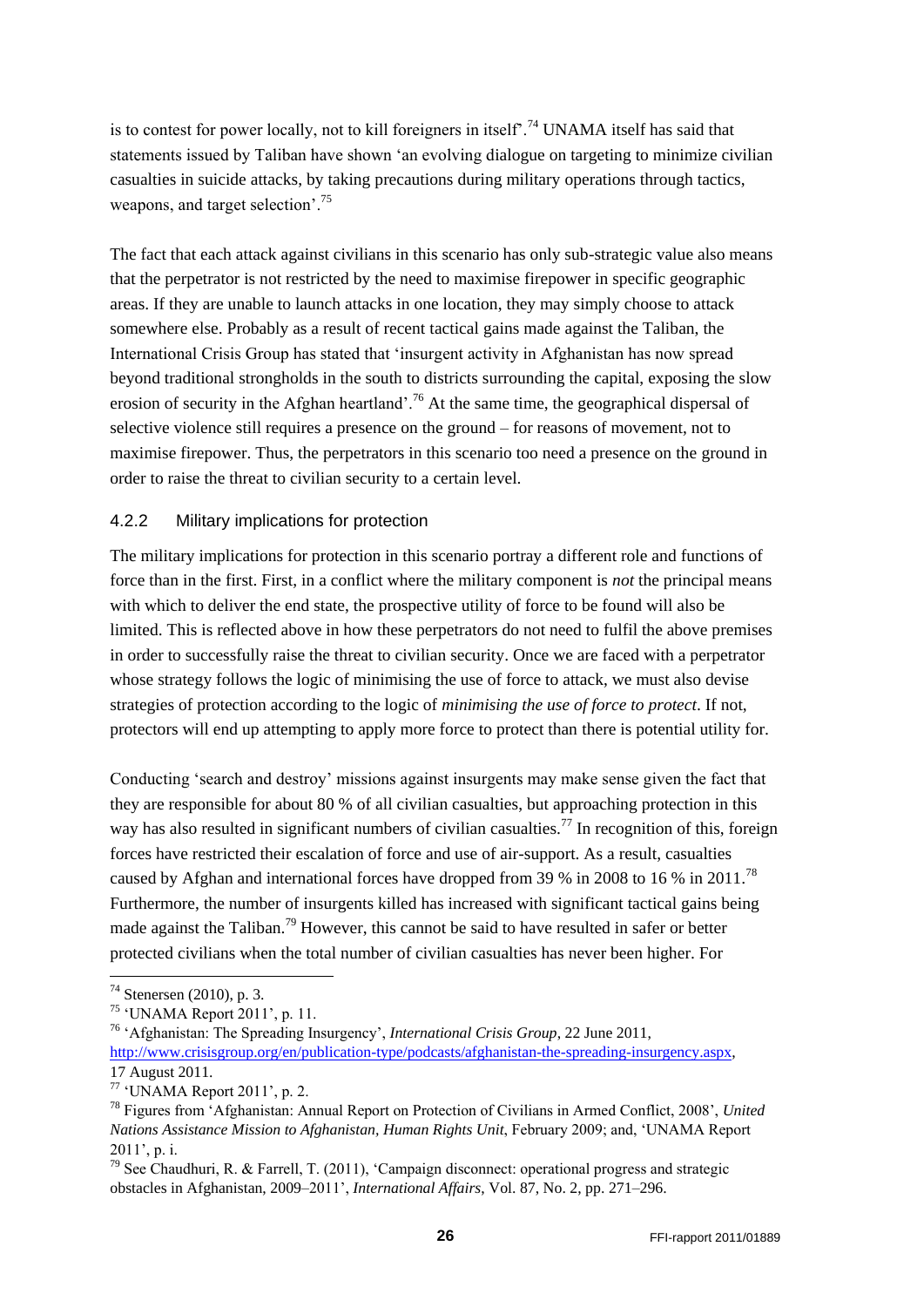is to contest for power locally, not to kill foreigners in itself'.[74] UNAMA itself has said that statements issued by Taliban have shown 'an evolving dialogue on targeting to minimize civilian casualties in suicide attacks, by taking precautions during military operations through tactics, weapons, and target selection'.[75]

The fact that each attack against civilians in this scenario has only sub-strategic value also means that the perpetrator is not restricted by the need to maximise firepower in specific geographic areas. If they are unable to launch attacks in one location, they may simply choose to attack somewhere else. Probably as a result of recent tactical gains made against the Taliban, the International Crisis Group has stated that 'insurgent activity in Afghanistan has now spread beyond traditional strongholds in the south to districts surrounding the capital, exposing the slow erosion of security in the Afghan heartland'.[76] At the same time, the geographical dispersal of selective violence still requires a presence on the ground – for reasons of movement, not to maximise firepower. Thus, the perpetrators in this scenario too need a presence on the ground in order to raise the threat to civilian security to a certain level.

### 4.2.2 Military implications for protection

The military implications for protection in this scenario portray a different role and functions of force than in the first. First, in a conflict where the military component is *not* the principal means with which to deliver the end state, the prospective utility of force to be found will also be limited. This is reflected above in how these perpetrators do not need to fulfil the above premises in order to successfully raise the threat to civilian security. Once we are faced with a perpetrator whose strategy follows the logic of minimising the use of force to attack, we must also devise strategies of protection according to the logic of *minimising the use of force to protect*. If not, protectors will end up attempting to apply more force to protect than there is potential utility for.

Conducting 'search and destroy' missions against insurgents may make sense given the fact that they are responsible for about 80 % of all civilian casualties, but approaching protection in this way has also resulted in significant numbers of civilian casualties.[77] In recognition of this, foreign forces have restricted their escalation of force and use of air-support. As a result, casualties caused by Afghan and international forces have dropped from 39 % in 2008 to 16 % in 2011.[78] Furthermore, the number of insurgents killed has increased with significant tactical gains being made against the Taliban.[79] However, this cannot be said to have resulted in safer or better protected civilians when the total number of civilian casualties has never been higher. For

---

[74] Stenersen (2010), p. 3.

[75] 'UNAMA Report 2011', p. 11.

[76] 'Afghanistan: The Spreading Insurgency', *International Crisis Group*, 22 June 2011, http://www.crisisgroup.org/en/publication-type/podcasts/afghanistan-the-spreading-insurgency.aspx, 17 August 2011.

[77] 'UNAMA Report 2011', p. 2.

[78] Figures from 'Afghanistan: Annual Report on Protection of Civilians in Armed Conflict, 2008', *United Nations Assistance Mission to Afghanistan, Human Rights Unit*, February 2009; and, 'UNAMA Report 2011', p. i.

[79] See Chaudhuri, R. & Farrell, T. (2011), 'Campaign disconnect: operational progress and strategic obstacles in Afghanistan, 2009–2011', *International Affairs*, Vol. 87, No. 2, pp. 271–296.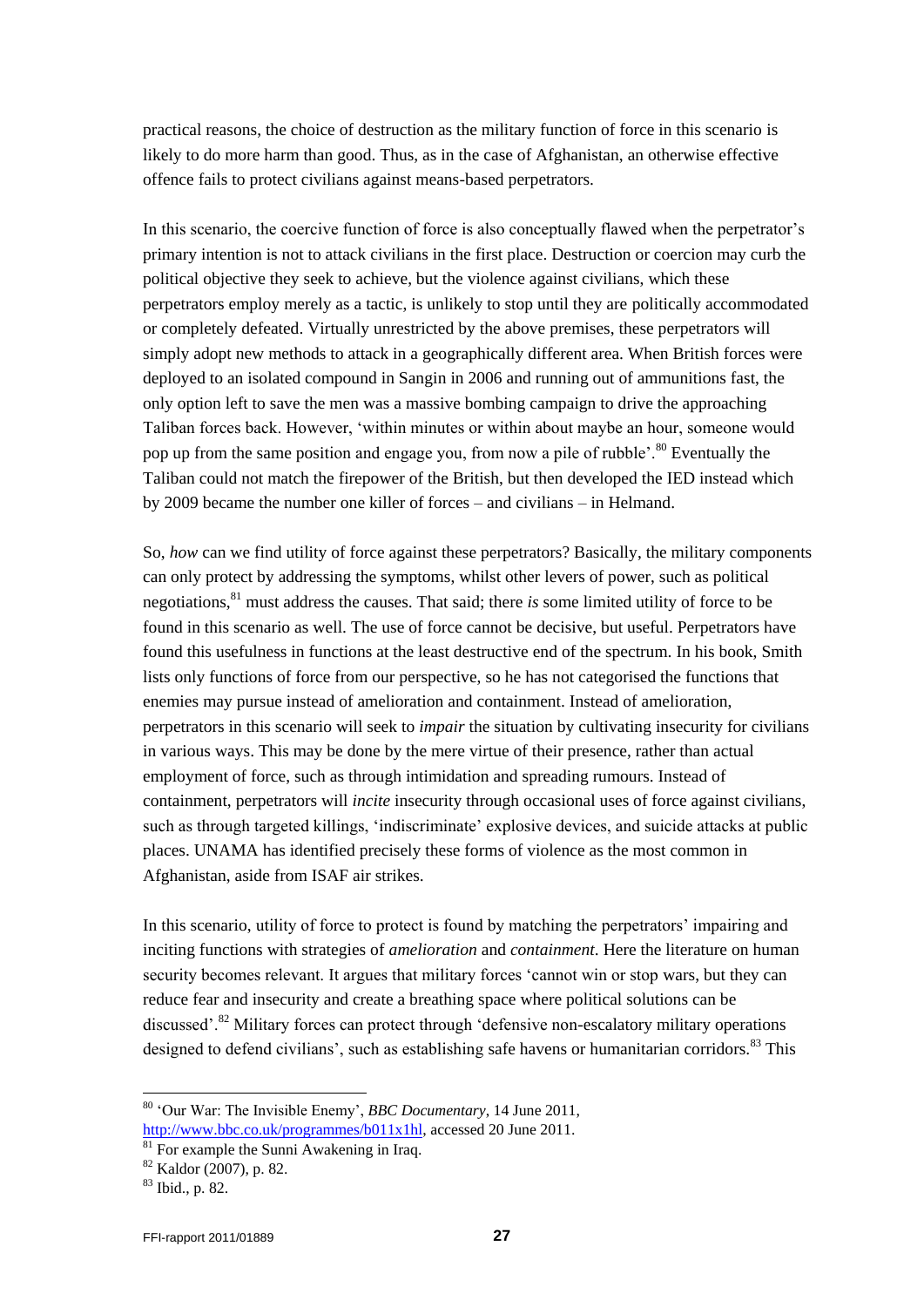practical reasons, the choice of destruction as the military function of force in this scenario is likely to do more harm than good. Thus, as in the case of Afghanistan, an otherwise effective offence fails to protect civilians against means-based perpetrators.

In this scenario, the coercive function of force is also conceptually flawed when the perpetrator's primary intention is not to attack civilians in the first place. Destruction or coercion may curb the political objective they seek to achieve, but the violence against civilians, which these perpetrators employ merely as a tactic, is unlikely to stop until they are politically accommodated or completely defeated. Virtually unrestricted by the above premises, these perpetrators will simply adopt new methods to attack in a geographically different area. When British forces were deployed to an isolated compound in Sangin in 2006 and running out of ammunitions fast, the only option left to save the men was a massive bombing campaign to drive the approaching Taliban forces back. However, 'within minutes or within about maybe an hour, someone would pop up from the same position and engage you, from now a pile of rubble'.[80] Eventually the Taliban could not match the firepower of the British, but then developed the IED instead which by 2009 became the number one killer of forces – and civilians – in Helmand.

So, *how* can we find utility of force against these perpetrators? Basically, the military components can only protect by addressing the symptoms, whilst other levers of power, such as political negotiations,[81] must address the causes. That said; there *is* some limited utility of force to be found in this scenario as well. The use of force cannot be decisive, but useful. Perpetrators have found this usefulness in functions at the least destructive end of the spectrum. In his book, Smith lists only functions of force from our perspective, so he has not categorised the functions that enemies may pursue instead of amelioration and containment. Instead of amelioration, perpetrators in this scenario will seek to *impair* the situation by cultivating insecurity for civilians in various ways. This may be done by the mere virtue of their presence, rather than actual employment of force, such as through intimidation and spreading rumours. Instead of containment, perpetrators will *incite* insecurity through occasional uses of force against civilians, such as through targeted killings, 'indiscriminate' explosive devices, and suicide attacks at public places. UNAMA has identified precisely these forms of violence as the most common in Afghanistan, aside from ISAF air strikes.

In this scenario, utility of force to protect is found by matching the perpetrators' impairing and inciting functions with strategies of *amelioration* and *containment*. Here the literature on human security becomes relevant. It argues that military forces 'cannot win or stop wars, but they can reduce fear and insecurity and create a breathing space where political solutions can be discussed'.[82] Military forces can protect through 'defensive non-escalatory military operations designed to defend civilians', such as establishing safe havens or humanitarian corridors.[83] This

---

[80] 'Our War: The Invisible Enemy', *BBC Documentary*, 14 June 2011, http://www.bbc.co.uk/programmes/b011x1hl, accessed 20 June 2011.

[81] For example the Sunni Awakening in Iraq.

[82] Kaldor (2007), p. 82.

[83] Ibid., p. 82.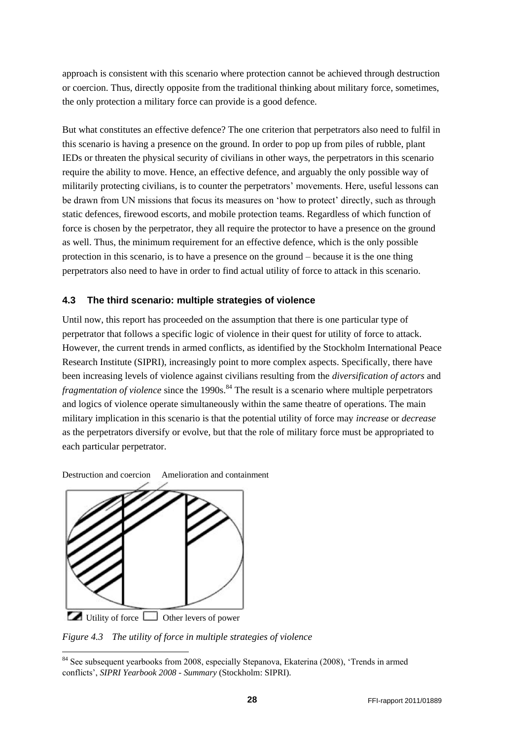approach is consistent with this scenario where protection cannot be achieved through destruction or coercion. Thus, directly opposite from the traditional thinking about military force, sometimes, the only protection a military force can provide is a good defence.

But what constitutes an effective defence? The one criterion that perpetrators also need to fulfil in this scenario is having a presence on the ground. In order to pop up from piles of rubble, plant IEDs or threaten the physical security of civilians in other ways, the perpetrators in this scenario require the ability to move. Hence, an effective defence, and arguably the only possible way of militarily protecting civilians, is to counter the perpetrators' movements. Here, useful lessons can be drawn from UN missions that focus its measures on 'how to protect' directly, such as through static defences, firewood escorts, and mobile protection teams. Regardless of which function of force is chosen by the perpetrator, they all require the protector to have a presence on the ground as well. Thus, the minimum requirement for an effective defence, which is the only possible protection in this scenario, is to have a presence on the ground – because it is the one thing perpetrators also need to have in order to find actual utility of force to attack in this scenario.

### 4.3 The third scenario: multiple strategies of violence

Until now, this report has proceeded on the assumption that there is one particular type of perpetrator that follows a specific logic of violence in their quest for utility of force to attack. However, the current trends in armed conflicts, as identified by the Stockholm International Peace Research Institute (SIPRI), increasingly point to more complex aspects. Specifically, there have been increasing levels of violence against civilians resulting from the *diversification of actors* and *fragmentation of violence* since the 1990s.[84] The result is a scenario where multiple perpetrators and logics of violence operate simultaneously within the same theatre of operations. The main military implication in this scenario is that the potential utility of force may *increase* or *decrease* as the perpetrators diversify or evolve, but that the role of military force must be appropriated to each particular perpetrator.

Destruction and coercion Amelioration and containment

Utility of force Other levers of power

*Figure 4.3 The utility of force in multiple strategies of violence*

[84] See subsequent yearbooks from 2008, especially Stepanova, Ekaterina (2008), 'Trends in armed conflicts', *SIPRI Yearbook 2008 - Summary* (Stockholm: SIPRI).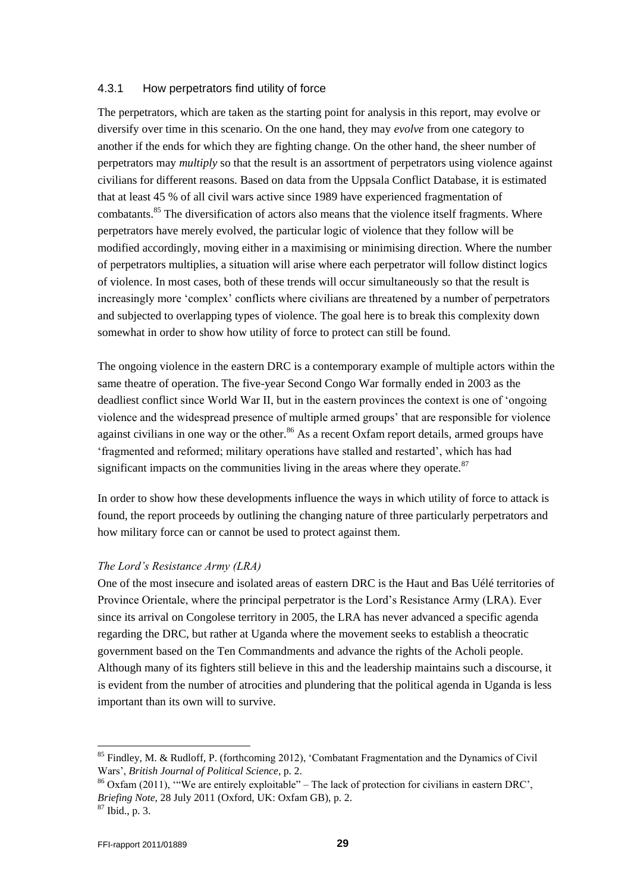### 4.3.1 How perpetrators find utility of force

The perpetrators, which are taken as the starting point for analysis in this report, may evolve or diversify over time in this scenario. On the one hand, they may *evolve* from one category to another if the ends for which they are fighting change. On the other hand, the sheer number of perpetrators may *multiply* so that the result is an assortment of perpetrators using violence against civilians for different reasons. Based on data from the Uppsala Conflict Database, it is estimated that at least 45 % of all civil wars active since 1989 have experienced fragmentation of combatants.[85] The diversification of actors also means that the violence itself fragments. Where perpetrators have merely evolved, the particular logic of violence that they follow will be modified accordingly, moving either in a maximising or minimising direction. Where the number of perpetrators multiplies, a situation will arise where each perpetrator will follow distinct logics of violence. In most cases, both of these trends will occur simultaneously so that the result is increasingly more 'complex' conflicts where civilians are threatened by a number of perpetrators and subjected to overlapping types of violence. The goal here is to break this complexity down somewhat in order to show how utility of force to protect can still be found.

The ongoing violence in the eastern DRC is a contemporary example of multiple actors within the same theatre of operation. The five-year Second Congo War formally ended in 2003 as the deadliest conflict since World War II, but in the eastern provinces the context is one of 'ongoing violence and the widespread presence of multiple armed groups' that are responsible for violence against civilians in one way or the other.[86] As a recent Oxfam report details, armed groups have 'fragmented and reformed; military operations have stalled and restarted', which has had significant impacts on the communities living in the areas where they operate.[87]

In order to show how these developments influence the ways in which utility of force to attack is found, the report proceeds by outlining the changing nature of three particularly perpetrators and how military force can or cannot be used to protect against them.

*The Lord's Resistance Army (LRA)*

One of the most insecure and isolated areas of eastern DRC is the Haut and Bas Uélé territories of Province Orientale, where the principal perpetrator is the Lord's Resistance Army (LRA). Ever since its arrival on Congolese territory in 2005, the LRA has never advanced a specific agenda regarding the DRC, but rather at Uganda where the movement seeks to establish a theocratic government based on the Ten Commandments and advance the rights of the Acholi people. Although many of its fighters still believe in this and the leadership maintains such a discourse, it is evident from the number of atrocities and plundering that the political agenda in Uganda is less important than its own will to survive.

---

[85] Findley, M. & Rudloff, P. (forthcoming 2012), 'Combatant Fragmentation and the Dynamics of Civil Wars', *British Journal of Political Science*, p. 2.

[86] Oxfam (2011), '"We are entirely exploitable" – The lack of protection for civilians in eastern DRC', *Briefing Note*, 28 July 2011 (Oxford, UK: Oxfam GB), p. 2.

[87] Ibid., p. 3.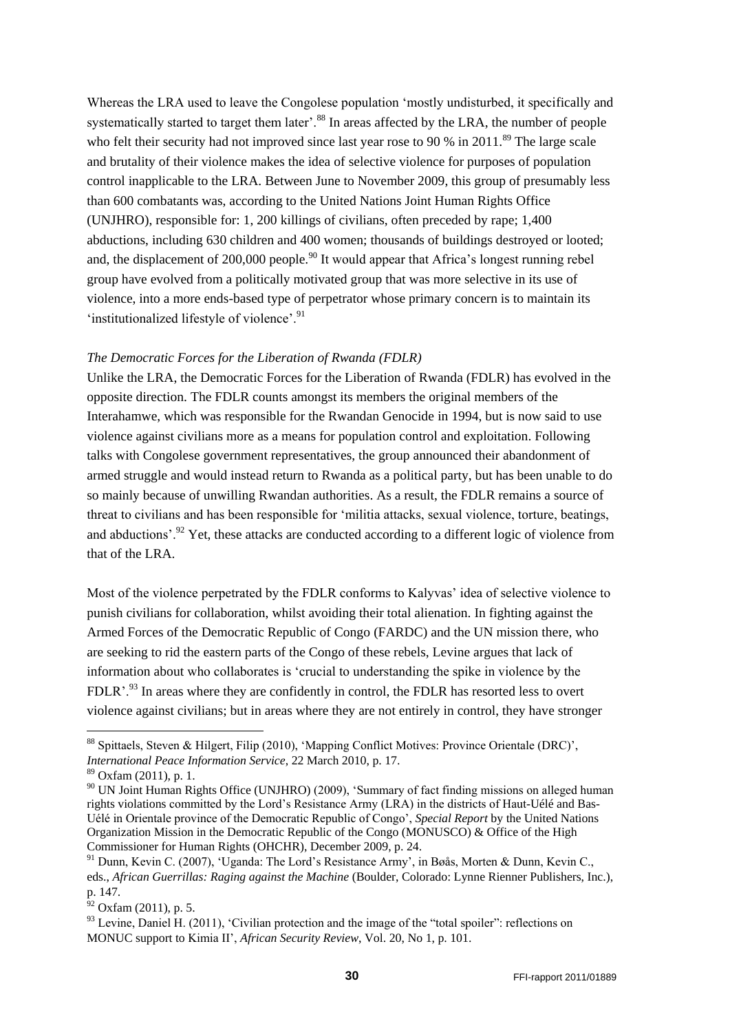Whereas the LRA used to leave the Congolese population 'mostly undisturbed, it specifically and systematically started to target them later'.[88] In areas affected by the LRA, the number of people who felt their security had not improved since last year rose to 90 % in 2011.[89] The large scale and brutality of their violence makes the idea of selective violence for purposes of population control inapplicable to the LRA. Between June to November 2009, this group of presumably less than 600 combatants was, according to the United Nations Joint Human Rights Office (UNJHRO), responsible for: 1, 200 killings of civilians, often preceded by rape; 1,400 abductions, including 630 children and 400 women; thousands of buildings destroyed or looted; and, the displacement of 200,000 people.[90] It would appear that Africa's longest running rebel group have evolved from a politically motivated group that was more selective in its use of violence, into a more ends-based type of perpetrator whose primary concern is to maintain its 'institutionalized lifestyle of violence'.[91]

*The Democratic Forces for the Liberation of Rwanda (FDLR)*

Unlike the LRA, the Democratic Forces for the Liberation of Rwanda (FDLR) has evolved in the opposite direction. The FDLR counts amongst its members the original members of the Interahamwe, which was responsible for the Rwandan Genocide in 1994, but is now said to use violence against civilians more as a means for population control and exploitation. Following talks with Congolese government representatives, the group announced their abandonment of armed struggle and would instead return to Rwanda as a political party, but has been unable to do so mainly because of unwilling Rwandan authorities. As a result, the FDLR remains a source of threat to civilians and has been responsible for 'militia attacks, sexual violence, torture, beatings, and abductions'.[92] Yet, these attacks are conducted according to a different logic of violence from that of the LRA.

Most of the violence perpetrated by the FDLR conforms to Kalyvas' idea of selective violence to punish civilians for collaboration, whilst avoiding their total alienation. In fighting against the Armed Forces of the Democratic Republic of Congo (FARDC) and the UN mission there, who are seeking to rid the eastern parts of the Congo of these rebels, Levine argues that lack of information about who collaborates is 'crucial to understanding the spike in violence by the FDLR'.[93] In areas where they are confidently in control, the FDLR has resorted less to overt violence against civilians; but in areas where they are not entirely in control, they have stronger

---

[88] Spittaels, Steven & Hilgert, Filip (2010), 'Mapping Conflict Motives: Province Orientale (DRC)', *International Peace Information Service*, 22 March 2010, p. 17.

[89] Oxfam (2011), p. 1.

[90] UN Joint Human Rights Office (UNJHRO) (2009), 'Summary of fact finding missions on alleged human rights violations committed by the Lord's Resistance Army (LRA) in the districts of Haut-Uélé and Bas-Uélé in Orientale province of the Democratic Republic of Congo', *Special Report* by the United Nations Organization Mission in the Democratic Republic of the Congo (MONUSCO) & Office of the High Commissioner for Human Rights (OHCHR), December 2009, p. 24.

[91] Dunn, Kevin C. (2007), 'Uganda: The Lord's Resistance Army', in Bøås, Morten & Dunn, Kevin C., eds., *African Guerrillas: Raging against the Machine* (Boulder, Colorado: Lynne Rienner Publishers, Inc.), p. 147.

[92] Oxfam (2011), p. 5.

[93] Levine, Daniel H. (2011), 'Civilian protection and the image of the "total spoiler": reflections on MONUC support to Kimia II', *African Security Review*, Vol. 20, No 1, p. 101.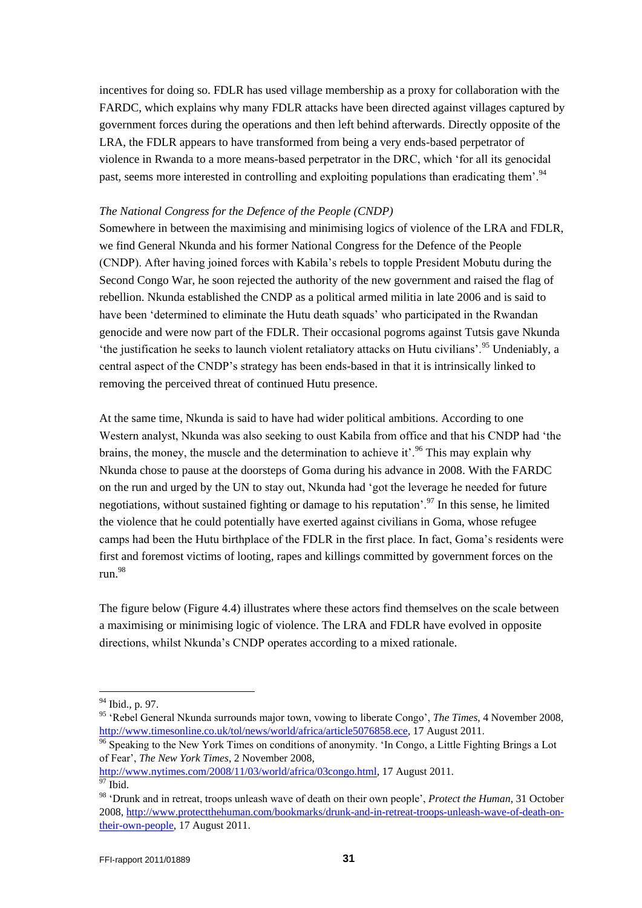incentives for doing so. FDLR has used village membership as a proxy for collaboration with the FARDC, which explains why many FDLR attacks have been directed against villages captured by government forces during the operations and then left behind afterwards. Directly opposite of the LRA, the FDLR appears to have transformed from being a very ends-based perpetrator of violence in Rwanda to a more means-based perpetrator in the DRC, which 'for all its genocidal past, seems more interested in controlling and exploiting populations than eradicating them'.[94]

*The National Congress for the Defence of the People (CNDP)*

Somewhere in between the maximising and minimising logics of violence of the LRA and FDLR, we find General Nkunda and his former National Congress for the Defence of the People (CNDP). After having joined forces with Kabila's rebels to topple President Mobutu during the Second Congo War, he soon rejected the authority of the new government and raised the flag of rebellion. Nkunda established the CNDP as a political armed militia in late 2006 and is said to have been 'determined to eliminate the Hutu death squads' who participated in the Rwandan genocide and were now part of the FDLR. Their occasional pogroms against Tutsis gave Nkunda 'the justification he seeks to launch violent retaliatory attacks on Hutu civilians'.[95] Undeniably, a central aspect of the CNDP's strategy has been ends-based in that it is intrinsically linked to removing the perceived threat of continued Hutu presence.

At the same time, Nkunda is said to have had wider political ambitions. According to one Western analyst, Nkunda was also seeking to oust Kabila from office and that his CNDP had 'the brains, the money, the muscle and the determination to achieve it'.[96] This may explain why Nkunda chose to pause at the doorsteps of Goma during his advance in 2008. With the FARDC on the run and urged by the UN to stay out, Nkunda had 'got the leverage he needed for future negotiations, without sustained fighting or damage to his reputation'.[97] In this sense, he limited the violence that he could potentially have exerted against civilians in Goma, whose refugee camps had been the Hutu birthplace of the FDLR in the first place. In fact, Goma's residents were first and foremost victims of looting, rapes and killings committed by government forces on the run.[98]

The figure below (Figure 4.4) illustrates where these actors find themselves on the scale between a maximising or minimising logic of violence. The LRA and FDLR have evolved in opposite directions, whilst Nkunda's CNDP operates according to a mixed rationale.

---

[94] Ibid., p. 97.

[95] 'Rebel General Nkunda surrounds major town, vowing to liberate Congo', *The Times*, 4 November 2008, http://www.timesonline.co.uk/tol/news/world/africa/article5076858.ece, 17 August 2011.

[96] Speaking to the New York Times on conditions of anonymity. 'In Congo, a Little Fighting Brings a Lot of Fear', *The New York Times*, 2 November 2008, http://www.nytimes.com/2008/11/03/world/africa/03congo.html, 17 August 2011.

[97] Ibid.

[98] 'Drunk and in retreat, troops unleash wave of death on their own people', *Protect the Human*, 31 October 2008, http://www.protectthehuman.com/bookmarks/drunk-and-in-retreat-troops-unleash-wave-of-death-on-their-own-people, 17 August 2011.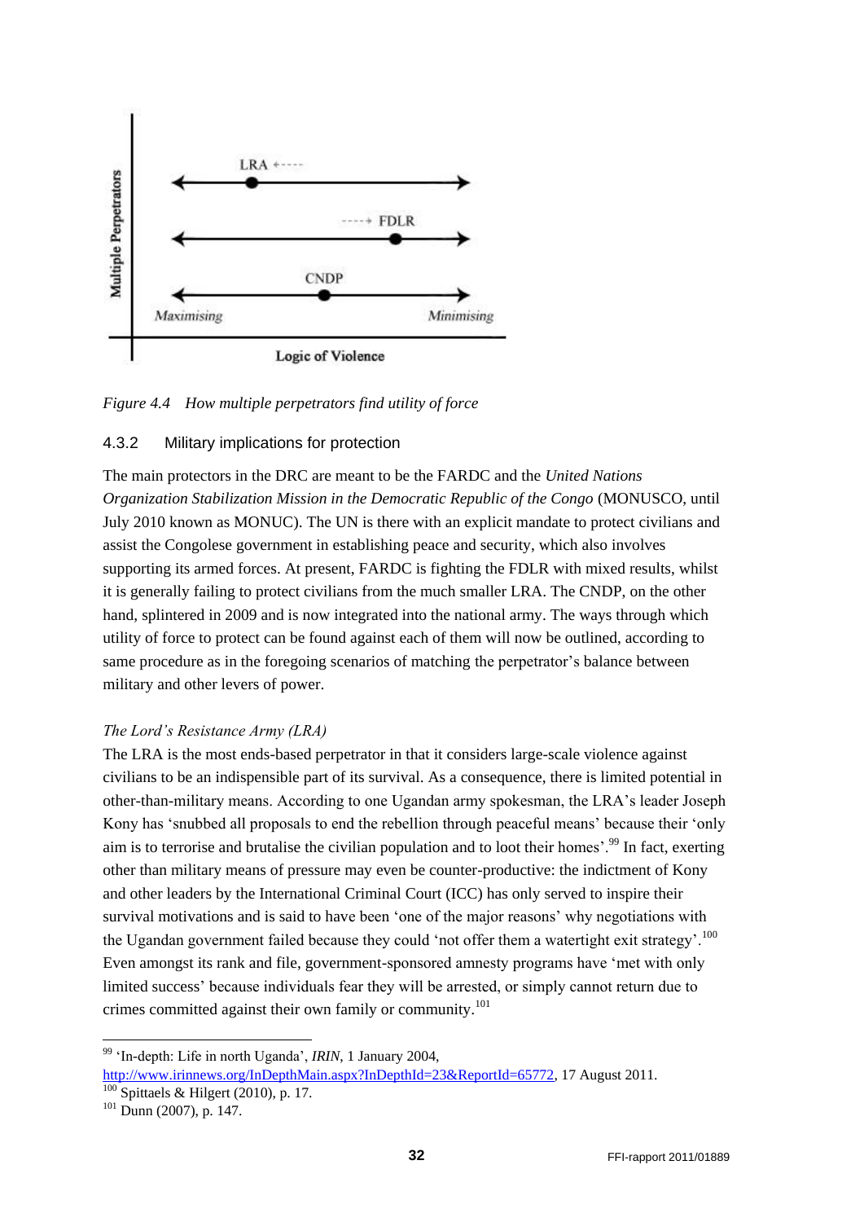Multiple Perpetrators

LRA ←----

----→ FDLR

CNDP

Maximising — Minimising

Logic of Violence

*Figure 4.4 How multiple perpetrators find utility of force*

### 4.3.2 Military implications for protection

The main protectors in the DRC are meant to be the FARDC and the *United Nations Organization Stabilization Mission in the Democratic Republic of the Congo* (MONUSCO, until July 2010 known as MONUC). The UN is there with an explicit mandate to protect civilians and assist the Congolese government in establishing peace and security, which also involves supporting its armed forces. At present, FARDC is fighting the FDLR with mixed results, whilst it is generally failing to protect civilians from the much smaller LRA. The CNDP, on the other hand, splintered in 2009 and is now integrated into the national army. The ways through which utility of force to protect can be found against each of them will now be outlined, according to same procedure as in the foregoing scenarios of matching the perpetrator's balance between military and other levers of power.

*The Lord's Resistance Army (LRA)*

The LRA is the most ends-based perpetrator in that it considers large-scale violence against civilians to be an indispensible part of its survival. As a consequence, there is limited potential in other-than-military means. According to one Ugandan army spokesman, the LRA's leader Joseph Kony has 'snubbed all proposals to end the rebellion through peaceful means' because their 'only aim is to terrorise and brutalise the civilian population and to loot their homes'.[99] In fact, exerting other than military means of pressure may even be counter-productive: the indictment of Kony and other leaders by the International Criminal Court (ICC) has only served to inspire their survival motivations and is said to have been 'one of the major reasons' why negotiations with the Ugandan government failed because they could 'not offer them a watertight exit strategy'.[100] Even amongst its rank and file, government-sponsored amnesty programs have 'met with only limited success' because individuals fear they will be arrested, or simply cannot return due to crimes committed against their own family or community.[101]

---

[99] 'In-depth: Life in north Uganda', *IRIN*, 1 January 2004, http://www.irinnews.org/InDepthMain.aspx?InDepthId=23&ReportId=65772, 17 August 2011.

[100] Spittaels & Hilgert (2010), p. 17.

[101] Dunn (2007), p. 147.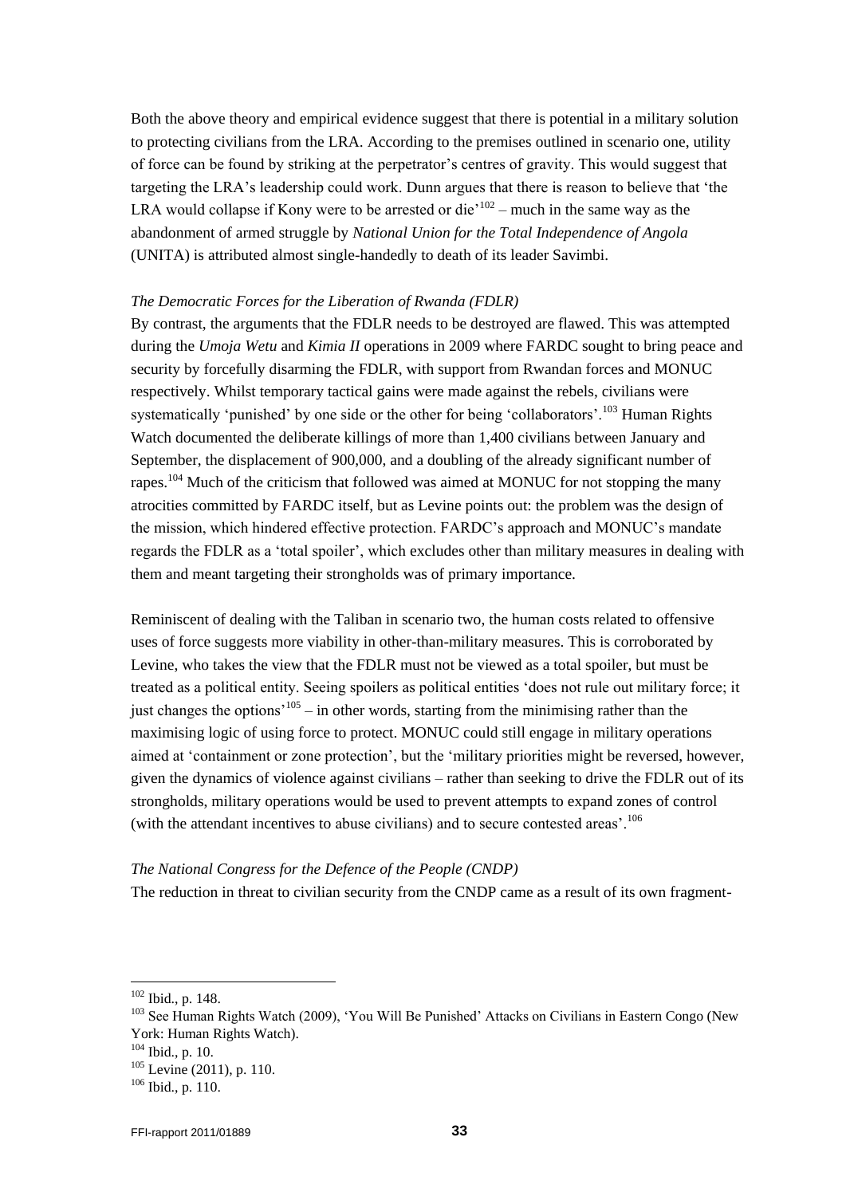Both the above theory and empirical evidence suggest that there is potential in a military solution to protecting civilians from the LRA. According to the premises outlined in scenario one, utility of force can be found by striking at the perpetrator's centres of gravity. This would suggest that targeting the LRA's leadership could work. Dunn argues that there is reason to believe that 'the LRA would collapse if Kony were to be arrested or die'[102] – much in the same way as the abandonment of armed struggle by *National Union for the Total Independence of Angola* (UNITA) is attributed almost single-handedly to death of its leader Savimbi.

*The Democratic Forces for the Liberation of Rwanda (FDLR)*

By contrast, the arguments that the FDLR needs to be destroyed are flawed. This was attempted during the *Umoja Wetu* and *Kimia II* operations in 2009 where FARDC sought to bring peace and security by forcefully disarming the FDLR, with support from Rwandan forces and MONUC respectively. Whilst temporary tactical gains were made against the rebels, civilians were systematically 'punished' by one side or the other for being 'collaborators'.[103] Human Rights Watch documented the deliberate killings of more than 1,400 civilians between January and September, the displacement of 900,000, and a doubling of the already significant number of rapes.[104] Much of the criticism that followed was aimed at MONUC for not stopping the many atrocities committed by FARDC itself, but as Levine points out: the problem was the design of the mission, which hindered effective protection. FARDC's approach and MONUC's mandate regards the FDLR as a 'total spoiler', which excludes other than military measures in dealing with them and meant targeting their strongholds was of primary importance.

Reminiscent of dealing with the Taliban in scenario two, the human costs related to offensive uses of force suggests more viability in other-than-military measures. This is corroborated by Levine, who takes the view that the FDLR must not be viewed as a total spoiler, but must be treated as a political entity. Seeing spoilers as political entities 'does not rule out military force; it just changes the options'[105] – in other words, starting from the minimising rather than the maximising logic of using force to protect. MONUC could still engage in military operations aimed at 'containment or zone protection', but the 'military priorities might be reversed, however, given the dynamics of violence against civilians – rather than seeking to drive the FDLR out of its strongholds, military operations would be used to prevent attempts to expand zones of control (with the attendant incentives to abuse civilians) and to secure contested areas'.[106]

*The National Congress for the Defence of the People (CNDP)*

The reduction in threat to civilian security from the CNDP came as a result of its own fragment-

---

[102] Ibid., p. 148.

[103] See Human Rights Watch (2009), 'You Will Be Punished' Attacks on Civilians in Eastern Congo (New York: Human Rights Watch).

[104] Ibid., p. 10.

[105] Levine (2011), p. 110.

[106] Ibid., p. 110.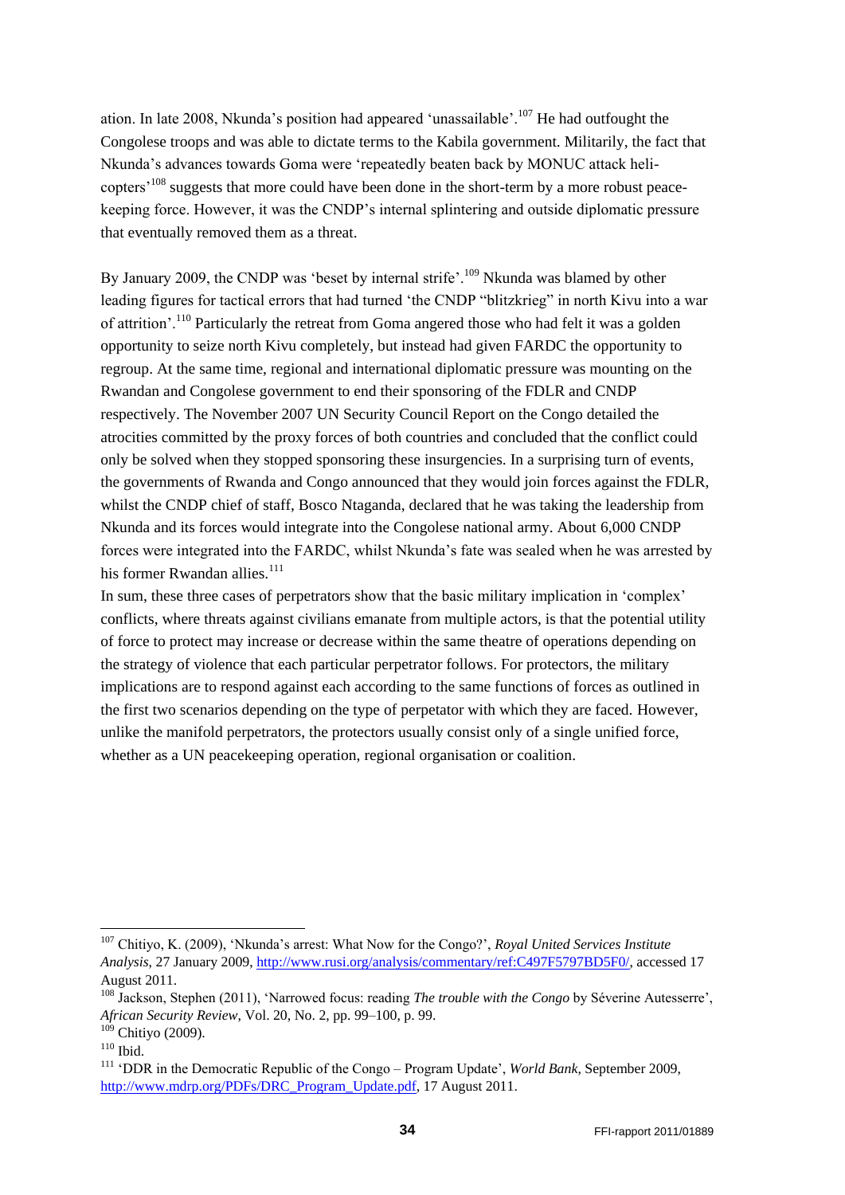ation. In late 2008, Nkunda's position had appeared 'unassailable'.[107] He had outfought the Congolese troops and was able to dictate terms to the Kabila government. Militarily, the fact that Nkunda's advances towards Goma were 'repeatedly beaten back by MONUC attack helicopters'[108] suggests that more could have been done in the short-term by a more robust peacekeeping force. However, it was the CNDP's internal splintering and outside diplomatic pressure that eventually removed them as a threat.

By January 2009, the CNDP was 'beset by internal strife'.[109] Nkunda was blamed by other leading figures for tactical errors that had turned 'the CNDP "blitzkrieg" in north Kivu into a war of attrition'.[110] Particularly the retreat from Goma angered those who had felt it was a golden opportunity to seize north Kivu completely, but instead had given FARDC the opportunity to regroup. At the same time, regional and international diplomatic pressure was mounting on the Rwandan and Congolese government to end their sponsoring of the FDLR and CNDP respectively. The November 2007 UN Security Council Report on the Congo detailed the atrocities committed by the proxy forces of both countries and concluded that the conflict could only be solved when they stopped sponsoring these insurgencies. In a surprising turn of events, the governments of Rwanda and Congo announced that they would join forces against the FDLR, whilst the CNDP chief of staff, Bosco Ntaganda, declared that he was taking the leadership from Nkunda and its forces would integrate into the Congolese national army. About 6,000 CNDP forces were integrated into the FARDC, whilst Nkunda's fate was sealed when he was arrested by his former Rwandan allies.[111]

In sum, these three cases of perpetrators show that the basic military implication in 'complex' conflicts, where threats against civilians emanate from multiple actors, is that the potential utility of force to protect may increase or decrease within the same theatre of operations depending on the strategy of violence that each particular perpetrator follows. For protectors, the military implications are to respond against each according to the same functions of forces as outlined in the first two scenarios depending on the type of perpetrator with which they are faced. However, unlike the manifold perpetrators, the protectors usually consist only of a single unified force, whether as a UN peacekeeping operation, regional organisation or coalition.

---

[107] Chitiyo, K. (2009), 'Nkunda's arrest: What Now for the Congo?', *Royal United Services Institute Analysis*, 27 January 2009, http://www.rusi.org/analysis/commentary/ref:C497F5797BD5F0/, accessed 17 August 2011.

[108] Jackson, Stephen (2011), 'Narrowed focus: reading *The trouble with the Congo* by Séverine Autesserre', *African Security Review*, Vol. 20, No. 2, pp. 99–100, p. 99.

[109] Chitiyo (2009).

[110] Ibid.

[111] 'DDR in the Democratic Republic of the Congo – Program Update', *World Bank*, September 2009, http://www.mdrp.org/PDFs/DRC_Program_Update.pdf, 17 August 2011.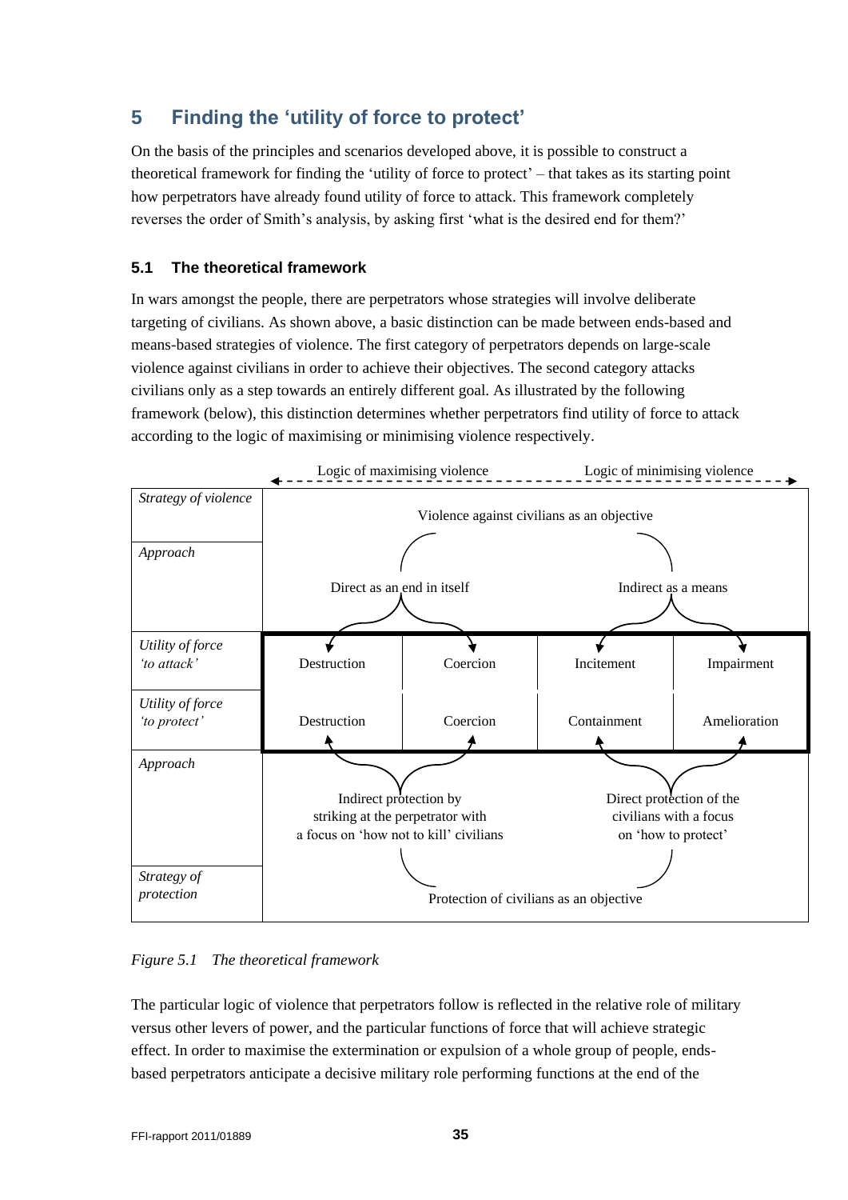## 5 Finding the 'utility of force to protect'

On the basis of the principles and scenarios developed above, it is possible to construct a theoretical framework for finding the 'utility of force to protect' – that takes as its starting point how perpetrators have already found utility of force to attack. This framework completely reverses the order of Smith's analysis, by asking first 'what is the desired end for them?'

### 5.1 The theoretical framework

In wars amongst the people, there are perpetrators whose strategies will involve deliberate targeting of civilians. As shown above, a basic distinction can be made between ends-based and means-based strategies of violence. The first category of perpetrators depends on large-scale violence against civilians in order to achieve their objectives. The second category attacks civilians only as a step towards an entirely different goal. As illustrated by the following framework (below), this distinction determines whether perpetrators find utility of force to attack according to the logic of maximising or minimising violence respectively.

| | Logic of maximising violence | | Logic of minimising violence | |
|---|---|---|---|---|
| *Strategy of violence* | Violence against civilians as an objective | | | |
| *Approach* | Direct as an end in itself | | Indirect as a means | |
| *Utility of force 'to attack'* | Destruction | Coercion | Incitement | Impairment |
| *Utility of force 'to protect'* | Destruction | Coercion | Containment | Amelioration |
| *Approach* | Indirect protection by striking at the perpetrator with a focus on 'how not to kill' civilians | | Direct protection of the civilians with a focus on 'how to protect' | |
| *Strategy of protection* | Protection of civilians as an objective | | | |

*Figure 5.1 The theoretical framework*

The particular logic of violence that perpetrators follow is reflected in the relative role of military versus other levers of power, and the particular functions of force that will achieve strategic effect. In order to maximise the extermination or expulsion of a whole group of people, ends-based perpetrators anticipate a decisive military role performing functions at the end of the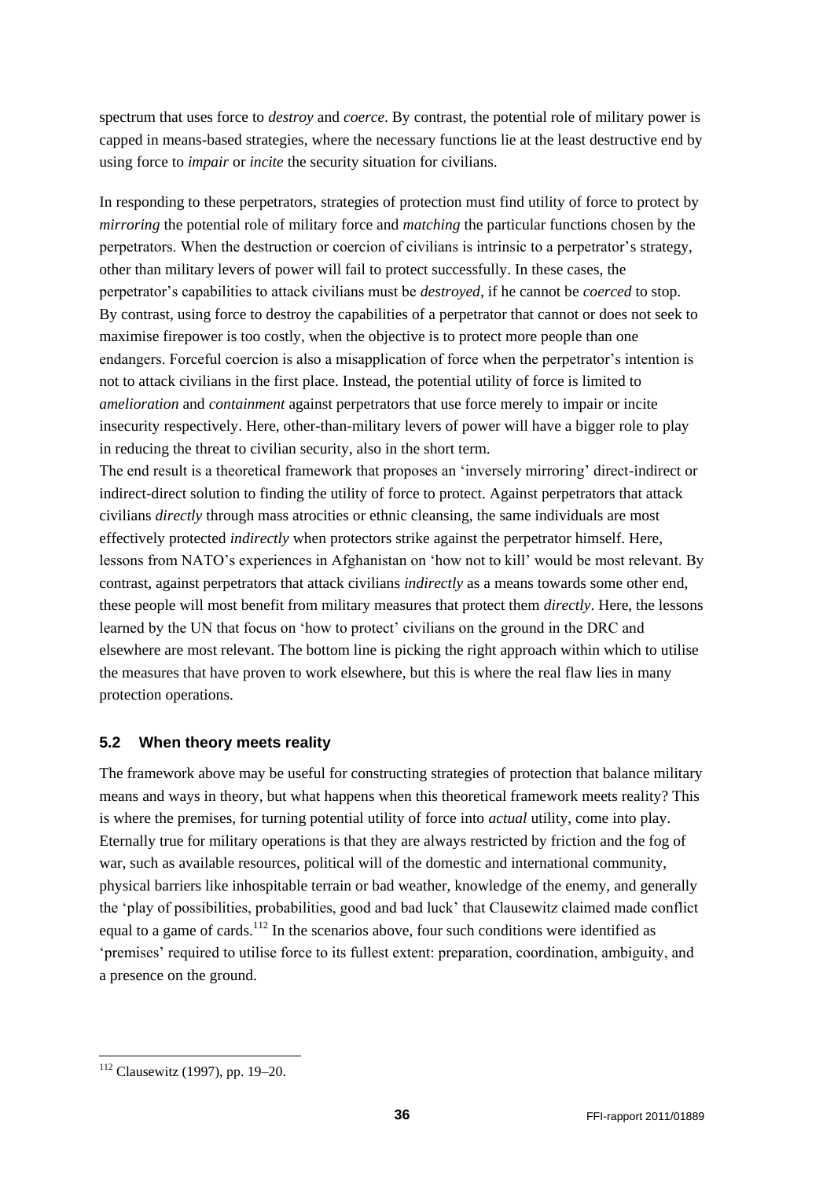spectrum that uses force to *destroy* and *coerce*. By contrast, the potential role of military power is capped in means-based strategies, where the necessary functions lie at the least destructive end by using force to *impair* or *incite* the security situation for civilians.

In responding to these perpetrators, strategies of protection must find utility of force to protect by *mirroring* the potential role of military force and *matching* the particular functions chosen by the perpetrators. When the destruction or coercion of civilians is intrinsic to a perpetrator's strategy, other than military levers of power will fail to protect successfully. In these cases, the perpetrator's capabilities to attack civilians must be *destroyed*, if he cannot be *coerced* to stop. By contrast, using force to destroy the capabilities of a perpetrator that cannot or does not seek to maximise firepower is too costly, when the objective is to protect more people than one endangers. Forceful coercion is also a misapplication of force when the perpetrator's intention is not to attack civilians in the first place. Instead, the potential utility of force is limited to *amelioration* and *containment* against perpetrators that use force merely to impair or incite insecurity respectively. Here, other-than-military levers of power will have a bigger role to play in reducing the threat to civilian security, also in the short term.

The end result is a theoretical framework that proposes an 'inversely mirroring' direct-indirect or indirect-direct solution to finding the utility of force to protect. Against perpetrators that attack civilians *directly* through mass atrocities or ethnic cleansing, the same individuals are most effectively protected *indirectly* when protectors strike against the perpetrator himself. Here, lessons from NATO's experiences in Afghanistan on 'how not to kill' would be most relevant. By contrast, against perpetrators that attack civilians *indirectly* as a means towards some other end, these people will most benefit from military measures that protect them *directly*. Here, the lessons learned by the UN that focus on 'how to protect' civilians on the ground in the DRC and elsewhere are most relevant. The bottom line is picking the right approach within which to utilise the measures that have proven to work elsewhere, but this is where the real flaw lies in many protection operations.

## 5.2 When theory meets reality

The framework above may be useful for constructing strategies of protection that balance military means and ways in theory, but what happens when this theoretical framework meets reality? This is where the premises, for turning potential utility of force into *actual* utility, come into play. Eternally true for military operations is that they are always restricted by friction and the fog of war, such as available resources, political will of the domestic and international community, physical barriers like inhospitable terrain or bad weather, knowledge of the enemy, and generally the 'play of possibilities, probabilities, good and bad luck' that Clausewitz claimed made conflict equal to a game of cards.[112] In the scenarios above, four such conditions were identified as 'premises' required to utilise force to its fullest extent: preparation, coordination, ambiguity, and a presence on the ground.

[112] Clausewitz (1997), pp. 19–20.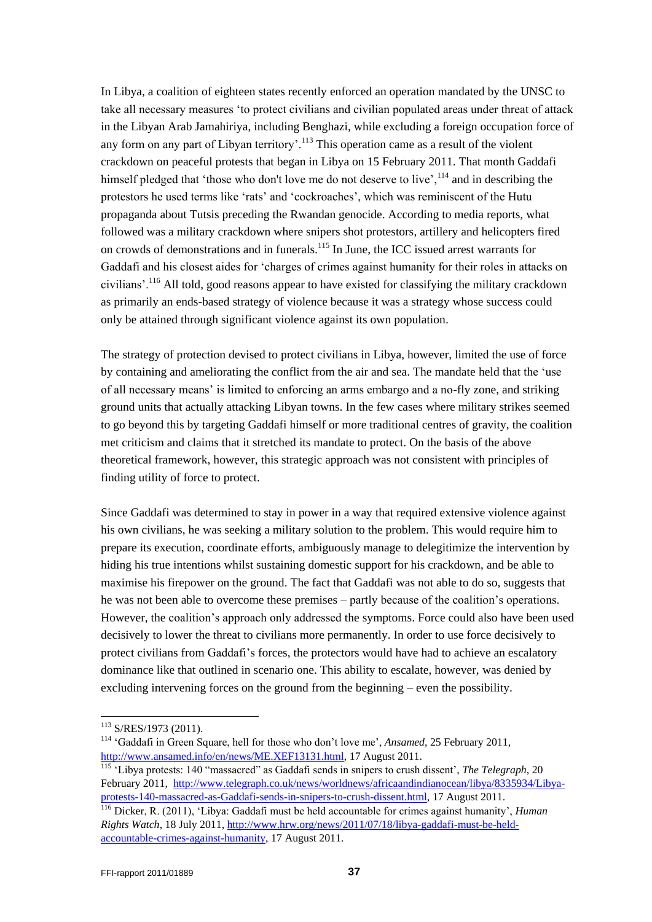In Libya, a coalition of eighteen states recently enforced an operation mandated by the UNSC to take all necessary measures 'to protect civilians and civilian populated areas under threat of attack in the Libyan Arab Jamahiriya, including Benghazi, while excluding a foreign occupation force of any form on any part of Libyan territory'.[113] This operation came as a result of the violent crackdown on peaceful protests that began in Libya on 15 February 2011. That month Gaddafi himself pledged that 'those who don't love me do not deserve to live',[114] and in describing the protestors he used terms like 'rats' and 'cockroaches', which was reminiscent of the Hutu propaganda about Tutsis preceding the Rwandan genocide. According to media reports, what followed was a military crackdown where snipers shot protestors, artillery and helicopters fired on crowds of demonstrations and in funerals.[115] In June, the ICC issued arrest warrants for Gaddafi and his closest aides for 'charges of crimes against humanity for their roles in attacks on civilians'.[116] All told, good reasons appear to have existed for classifying the military crackdown as primarily an ends-based strategy of violence because it was a strategy whose success could only be attained through significant violence against its own population.

The strategy of protection devised to protect civilians in Libya, however, limited the use of force by containing and ameliorating the conflict from the air and sea. The mandate held that the 'use of all necessary means' is limited to enforcing an arms embargo and a no-fly zone, and striking ground units that actually attacking Libyan towns. In the few cases where military strikes seemed to go beyond this by targeting Gaddafi himself or more traditional centres of gravity, the coalition met criticism and claims that it stretched its mandate to protect. On the basis of the above theoretical framework, however, this strategic approach was not consistent with principles of finding utility of force to protect.

Since Gaddafi was determined to stay in power in a way that required extensive violence against his own civilians, he was seeking a military solution to the problem. This would require him to prepare its execution, coordinate efforts, ambiguously manage to delegitimize the intervention by hiding his true intentions whilst sustaining domestic support for his crackdown, and be able to maximise his firepower on the ground. The fact that Gaddafi was not able to do so, suggests that he was not been able to overcome these premises – partly because of the coalition's operations. However, the coalition's approach only addressed the symptoms. Force could also have been used decisively to lower the threat to civilians more permanently. In order to use force decisively to protect civilians from Gaddafi's forces, the protectors would have had to achieve an escalatory dominance like that outlined in scenario one. This ability to escalate, however, was denied by excluding intervening forces on the ground from the beginning – even the possibility.

---

[113] S/RES/1973 (2011).

[114] 'Gaddafi in Green Square, hell for those who don't love me', *Ansamed*, 25 February 2011, http://www.ansamed.info/en/news/ME.XEF13131.html, 17 August 2011.

[115] 'Libya protests: 140 "massacred" as Gaddafi sends in snipers to crush dissent', *The Telegraph*, 20 February 2011, http://www.telegraph.co.uk/news/worldnews/africaandindianocean/libya/8335934/Libya-protests-140-massacred-as-Gaddafi-sends-in-snipers-to-crush-dissent.html, 17 August 2011.

[116] Dicker, R. (2011), 'Libya: Gaddafi must be held accountable for crimes against humanity', *Human Rights Watch*, 18 July 2011, http://www.hrw.org/news/2011/07/18/libya-gaddafi-must-be-held-accountable-crimes-against-humanity, 17 August 2011.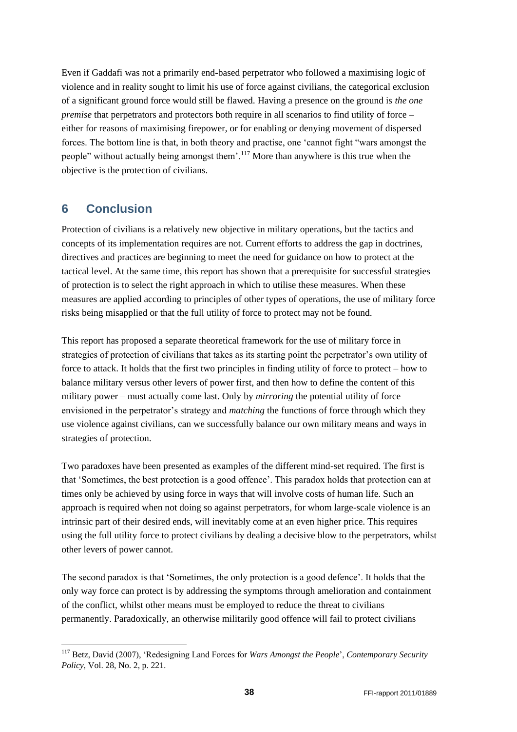Even if Gaddafi was not a primarily end-based perpetrator who followed a maximising logic of violence and in reality sought to limit his use of force against civilians, the categorical exclusion of a significant ground force would still be flawed. Having a presence on the ground is *the one premise* that perpetrators and protectors both require in all scenarios to find utility of force – either for reasons of maximising firepower, or for enabling or denying movement of dispersed forces. The bottom line is that, in both theory and practise, one 'cannot fight "wars amongst the people" without actually being amongst them'.[117] More than anywhere is this true when the objective is the protection of civilians.

## 6 Conclusion

Protection of civilians is a relatively new objective in military operations, but the tactics and concepts of its implementation requires are not. Current efforts to address the gap in doctrines, directives and practices are beginning to meet the need for guidance on how to protect at the tactical level. At the same time, this report has shown that a prerequisite for successful strategies of protection is to select the right approach in which to utilise these measures. When these measures are applied according to principles of other types of operations, the use of military force risks being misapplied or that the full utility of force to protect may not be found.

This report has proposed a separate theoretical framework for the use of military force in strategies of protection of civilians that takes as its starting point the perpetrator's own utility of force to attack. It holds that the first two principles in finding utility of force to protect – how to balance military versus other levers of power first, and then how to define the content of this military power – must actually come last. Only by *mirroring* the potential utility of force envisioned in the perpetrator's strategy and *matching* the functions of force through which they use violence against civilians, can we successfully balance our own military means and ways in strategies of protection.

Two paradoxes have been presented as examples of the different mind-set required. The first is that 'Sometimes, the best protection is a good offence'. This paradox holds that protection can at times only be achieved by using force in ways that will involve costs of human life. Such an approach is required when not doing so against perpetrators, for whom large-scale violence is an intrinsic part of their desired ends, will inevitably come at an even higher price. This requires using the full utility force to protect civilians by dealing a decisive blow to the perpetrators, whilst other levers of power cannot.

The second paradox is that 'Sometimes, the only protection is a good defence'. It holds that the only way force can protect is by addressing the symptoms through amelioration and containment of the conflict, whilst other means must be employed to reduce the threat to civilians permanently. Paradoxically, an otherwise militarily good offence will fail to protect civilians

---

[117] Betz, David (2007), 'Redesigning Land Forces for *Wars Amongst the People*', *Contemporary Security Policy*, Vol. 28, No. 2, p. 221.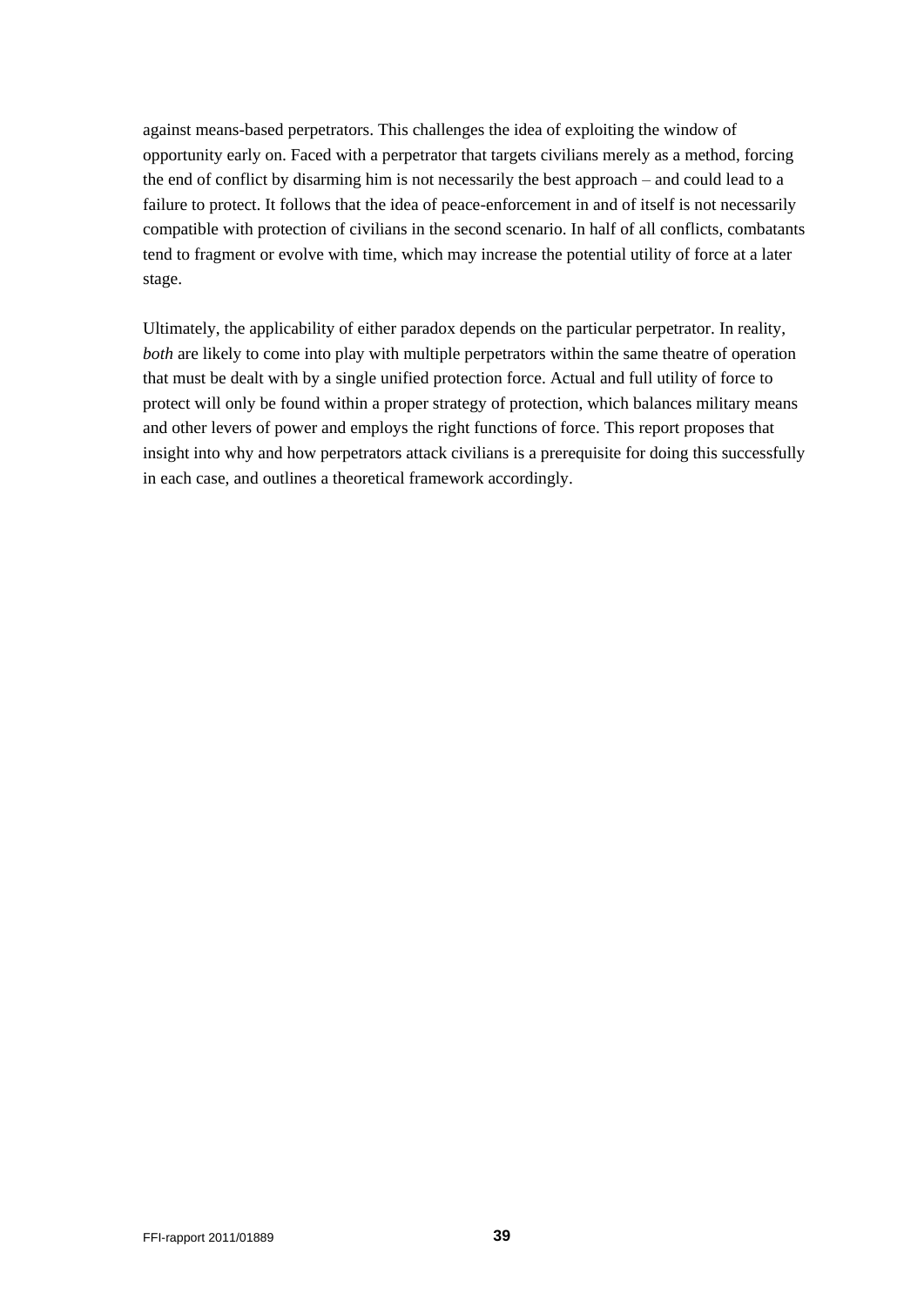against means-based perpetrators. This challenges the idea of exploiting the window of opportunity early on. Faced with a perpetrator that targets civilians merely as a method, forcing the end of conflict by disarming him is not necessarily the best approach – and could lead to a failure to protect. It follows that the idea of peace-enforcement in and of itself is not necessarily compatible with protection of civilians in the second scenario. In half of all conflicts, combatants tend to fragment or evolve with time, which may increase the potential utility of force at a later stage.

Ultimately, the applicability of either paradox depends on the particular perpetrator. In reality, *both* are likely to come into play with multiple perpetrators within the same theatre of operation that must be dealt with by a single unified protection force. Actual and full utility of force to protect will only be found within a proper strategy of protection, which balances military means and other levers of power and employs the right functions of force. This report proposes that insight into why and how perpetrators attack civilians is a prerequisite for doing this successfully in each case, and outlines a theoretical framework accordingly.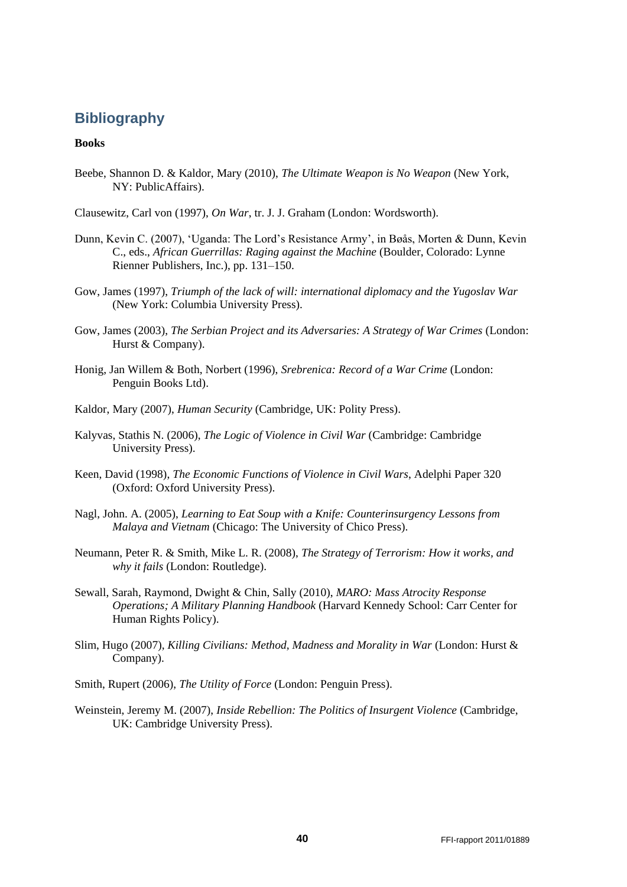## Bibliography

**Books**

Beebe, Shannon D. & Kaldor, Mary (2010), *The Ultimate Weapon is No Weapon* (New York, NY: PublicAffairs).

Clausewitz, Carl von (1997), *On War*, tr. J. J. Graham (London: Wordsworth).

Dunn, Kevin C. (2007), 'Uganda: The Lord's Resistance Army', in Bøås, Morten & Dunn, Kevin C., eds., *African Guerrillas: Raging against the Machine* (Boulder, Colorado: Lynne Rienner Publishers, Inc.), pp. 131–150.

Gow, James (1997), *Triumph of the lack of will: international diplomacy and the Yugoslav War* (New York: Columbia University Press).

Gow, James (2003), *The Serbian Project and its Adversaries: A Strategy of War Crimes* (London: Hurst & Company).

Honig, Jan Willem & Both, Norbert (1996), *Srebrenica: Record of a War Crime* (London: Penguin Books Ltd).

Kaldor, Mary (2007), *Human Security* (Cambridge, UK: Polity Press).

Kalyvas, Stathis N. (2006), *The Logic of Violence in Civil War* (Cambridge: Cambridge University Press).

Keen, David (1998), *The Economic Functions of Violence in Civil Wars*, Adelphi Paper 320 (Oxford: Oxford University Press).

Nagl, John. A. (2005), *Learning to Eat Soup with a Knife: Counterinsurgency Lessons from Malaya and Vietnam* (Chicago: The University of Chico Press).

Neumann, Peter R. & Smith, Mike L. R. (2008), *The Strategy of Terrorism: How it works, and why it fails* (London: Routledge).

Sewall, Sarah, Raymond, Dwight & Chin, Sally (2010), *MARO: Mass Atrocity Response Operations; A Military Planning Handbook* (Harvard Kennedy School: Carr Center for Human Rights Policy).

Slim, Hugo (2007), *Killing Civilians: Method, Madness and Morality in War* (London: Hurst & Company).

Smith, Rupert (2006), *The Utility of Force* (London: Penguin Press).

Weinstein, Jeremy M. (2007), *Inside Rebellion: The Politics of Insurgent Violence* (Cambridge, UK: Cambridge University Press).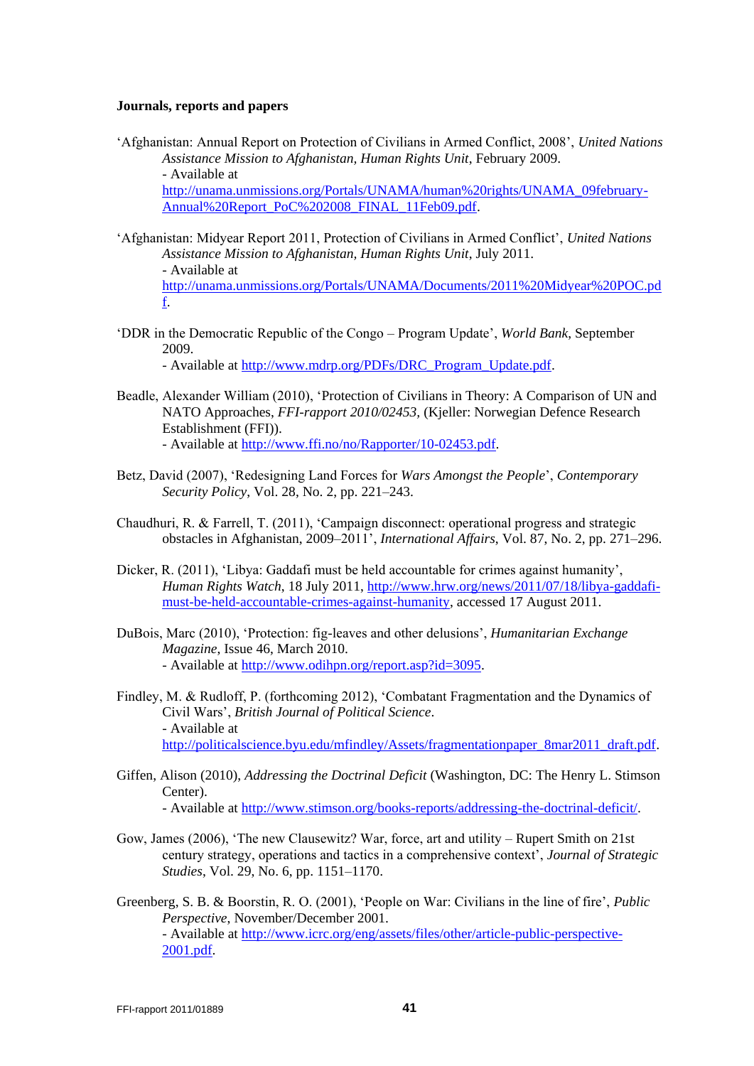**Journals, reports and papers**

'Afghanistan: Annual Report on Protection of Civilians in Armed Conflict, 2008', *United Nations Assistance Mission to Afghanistan, Human Rights Unit*, February 2009.
- Available at http://unama.unmissions.org/Portals/UNAMA/human%20rights/UNAMA_09february-Annual%20Report_PoC%202008_FINAL_11Feb09.pdf.

'Afghanistan: Midyear Report 2011, Protection of Civilians in Armed Conflict', *United Nations Assistance Mission to Afghanistan, Human Rights Unit*, July 2011.
- Available at http://unama.unmissions.org/Portals/UNAMA/Documents/2011%20Midyear%20POC.pdf.

'DDR in the Democratic Republic of the Congo – Program Update', *World Bank*, September 2009.
- Available at http://www.mdrp.org/PDFs/DRC_Program_Update.pdf.

Beadle, Alexander William (2010), 'Protection of Civilians in Theory: A Comparison of UN and NATO Approaches, *FFI-rapport 2010/02453*, (Kjeller: Norwegian Defence Research Establishment (FFI)).
- Available at http://www.ffi.no/no/Rapporter/10-02453.pdf.

Betz, David (2007), 'Redesigning Land Forces for *Wars Amongst the People*', *Contemporary Security Policy*, Vol. 28, No. 2, pp. 221–243.

Chaudhuri, R. & Farrell, T. (2011), 'Campaign disconnect: operational progress and strategic obstacles in Afghanistan, 2009–2011', *International Affairs*, Vol. 87, No. 2, pp. 271–296.

Dicker, R. (2011), 'Libya: Gaddafi must be held accountable for crimes against humanity', *Human Rights Watch*, 18 July 2011, http://www.hrw.org/news/2011/07/18/libya-gaddafi-must-be-held-accountable-crimes-against-humanity, accessed 17 August 2011.

DuBois, Marc (2010), 'Protection: fig-leaves and other delusions', *Humanitarian Exchange Magazine*, Issue 46, March 2010.
- Available at http://www.odihpn.org/report.asp?id=3095.

Findley, M. & Rudloff, P. (forthcoming 2012), 'Combatant Fragmentation and the Dynamics of Civil Wars', *British Journal of Political Science*.
- Available at http://politicalscience.byu.edu/mfindley/Assets/fragmentationpaper_8mar2011_draft.pdf.

Giffen, Alison (2010), *Addressing the Doctrinal Deficit* (Washington, DC: The Henry L. Stimson Center).
- Available at http://www.stimson.org/books-reports/addressing-the-doctrinal-deficit/.

Gow, James (2006), 'The new Clausewitz? War, force, art and utility – Rupert Smith on 21st century strategy, operations and tactics in a comprehensive context', *Journal of Strategic Studies*, Vol. 29, No. 6, pp. 1151–1170.

Greenberg, S. B. & Boorstin, R. O. (2001), 'People on War: Civilians in the line of fire', *Public Perspective*, November/December 2001.
- Available at http://www.icrc.org/eng/assets/files/other/article-public-perspective-2001.pdf.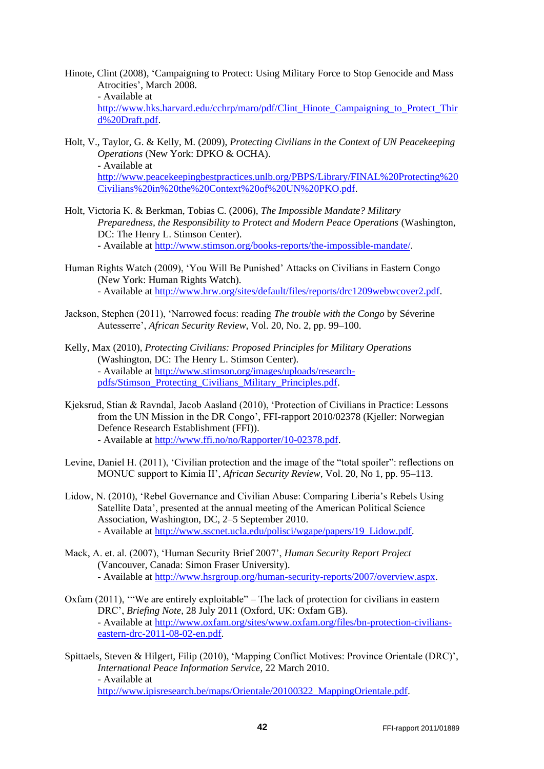Hinote, Clint (2008), 'Campaigning to Protect: Using Military Force to Stop Genocide and Mass Atrocities', March 2008.
- Available at http://www.hks.harvard.edu/cchrp/maro/pdf/Clint_Hinote_Campaigning_to_Protect_Third%20Draft.pdf.

Holt, V., Taylor, G. & Kelly, M. (2009), *Protecting Civilians in the Context of UN Peacekeeping Operations* (New York: DPKO & OCHA).
- Available at http://www.peacekeepingbestpractices.unlb.org/PBPS/Library/FINAL%20Protecting%20Civilians%20in%20the%20Context%20of%20UN%20PKO.pdf.

Holt, Victoria K. & Berkman, Tobias C. (2006), *The Impossible Mandate? Military Preparedness, the Responsibility to Protect and Modern Peace Operations* (Washington, DC: The Henry L. Stimson Center).
- Available at http://www.stimson.org/books-reports/the-impossible-mandate/.

Human Rights Watch (2009), 'You Will Be Punished' Attacks on Civilians in Eastern Congo (New York: Human Rights Watch).
- Available at http://www.hrw.org/sites/default/files/reports/drc1209webwcover2.pdf.

Jackson, Stephen (2011), 'Narrowed focus: reading *The trouble with the Congo* by Séverine Autesserre', *African Security Review*, Vol. 20, No. 2, pp. 99–100.

Kelly, Max (2010), *Protecting Civilians: Proposed Principles for Military Operations* (Washington, DC: The Henry L. Stimson Center).
- Available at http://www.stimson.org/images/uploads/research-pdfs/Stimson_Protecting_Civilians_Military_Principles.pdf.

Kjeksrud, Stian & Ravndal, Jacob Aasland (2010), 'Protection of Civilians in Practice: Lessons from the UN Mission in the DR Congo', FFI-rapport 2010/02378 (Kjeller: Norwegian Defence Research Establishment (FFI)).
- Available at http://www.ffi.no/no/Rapporter/10-02378.pdf.

Levine, Daniel H. (2011), 'Civilian protection and the image of the "total spoiler": reflections on MONUC support to Kimia II', *African Security Review*, Vol. 20, No 1, pp. 95–113.

Lidow, N. (2010), 'Rebel Governance and Civilian Abuse: Comparing Liberia's Rebels Using Satellite Data', presented at the annual meeting of the American Political Science Association, Washington, DC, 2–5 September 2010.
- Available at http://www.sscnet.ucla.edu/polisci/wgape/papers/19_Lidow.pdf.

Mack, A. et. al. (2007), 'Human Security Brief 2007', *Human Security Report Project* (Vancouver, Canada: Simon Fraser University).
- Available at http://www.hsrgroup.org/human-security-reports/2007/overview.aspx.

Oxfam (2011), '"We are entirely exploitable" – The lack of protection for civilians in eastern DRC', *Briefing Note*, 28 July 2011 (Oxford, UK: Oxfam GB).
- Available at http://www.oxfam.org/sites/www.oxfam.org/files/bn-protection-civilians-eastern-drc-2011-08-02-en.pdf.

Spittaels, Steven & Hilgert, Filip (2010), 'Mapping Conflict Motives: Province Orientale (DRC)', *International Peace Information Service*, 22 March 2010.
- Available at http://www.ipisresearch.be/maps/Orientale/20100322_MappingOrientale.pdf.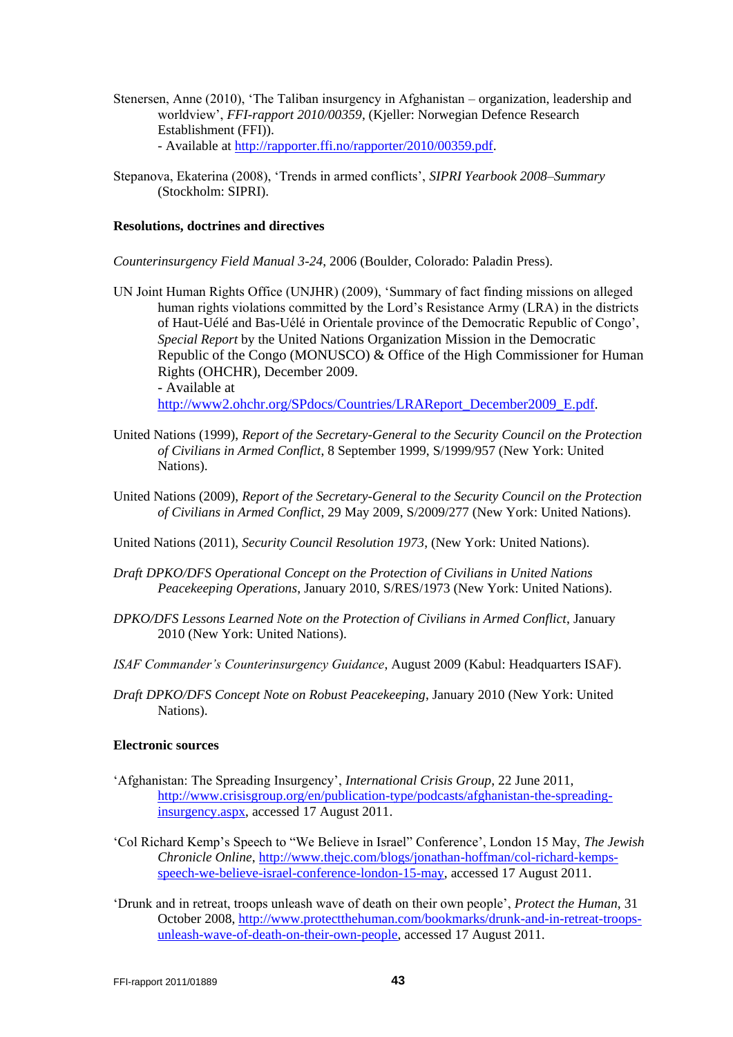Stenersen, Anne (2010), 'The Taliban insurgency in Afghanistan – organization, leadership and worldview', *FFI-rapport 2010/00359*, (Kjeller: Norwegian Defence Research Establishment (FFI)).
- Available at http://rapporter.ffi.no/rapporter/2010/00359.pdf.

Stepanova, Ekaterina (2008), 'Trends in armed conflicts', *SIPRI Yearbook 2008–Summary* (Stockholm: SIPRI).

**Resolutions, doctrines and directives**

*Counterinsurgency Field Manual 3-24*, 2006 (Boulder, Colorado: Paladin Press).

UN Joint Human Rights Office (UNJHR) (2009), 'Summary of fact finding missions on alleged human rights violations committed by the Lord's Resistance Army (LRA) in the districts of Haut-Uélé and Bas-Uélé in Orientale province of the Democratic Republic of Congo', *Special Report* by the United Nations Organization Mission in the Democratic Republic of the Congo (MONUSCO) & Office of the High Commissioner for Human Rights (OHCHR), December 2009.
- Available at http://www2.ohchr.org/SPdocs/Countries/LRAReport_December2009_E.pdf.

United Nations (1999), *Report of the Secretary-General to the Security Council on the Protection of Civilians in Armed Conflict*, 8 September 1999, S/1999/957 (New York: United Nations).

United Nations (2009), *Report of the Secretary-General to the Security Council on the Protection of Civilians in Armed Conflict*, 29 May 2009, S/2009/277 (New York: United Nations).

United Nations (2011), *Security Council Resolution 1973*, (New York: United Nations).

*Draft DPKO/DFS Operational Concept on the Protection of Civilians in United Nations Peacekeeping Operations*, January 2010, S/RES/1973 (New York: United Nations).

*DPKO/DFS Lessons Learned Note on the Protection of Civilians in Armed Conflict*, January 2010 (New York: United Nations).

*ISAF Commander's Counterinsurgency Guidance*, August 2009 (Kabul: Headquarters ISAF).

*Draft DPKO/DFS Concept Note on Robust Peacekeeping*, January 2010 (New York: United Nations).

**Electronic sources**

'Afghanistan: The Spreading Insurgency', *International Crisis Group*, 22 June 2011, http://www.crisisgroup.org/en/publication-type/podcasts/afghanistan-the-spreading-insurgency.aspx, accessed 17 August 2011.

'Col Richard Kemp's Speech to "We Believe in Israel" Conference', London 15 May, *The Jewish Chronicle Online*, http://www.thejc.com/blogs/jonathan-hoffman/col-richard-kemps-speech-we-believe-israel-conference-london-15-may, accessed 17 August 2011.

'Drunk and in retreat, troops unleash wave of death on their own people', *Protect the Human*, 31 October 2008, http://www.protectthehuman.com/bookmarks/drunk-and-in-retreat-troops-unleash-wave-of-death-on-their-own-people, accessed 17 August 2011.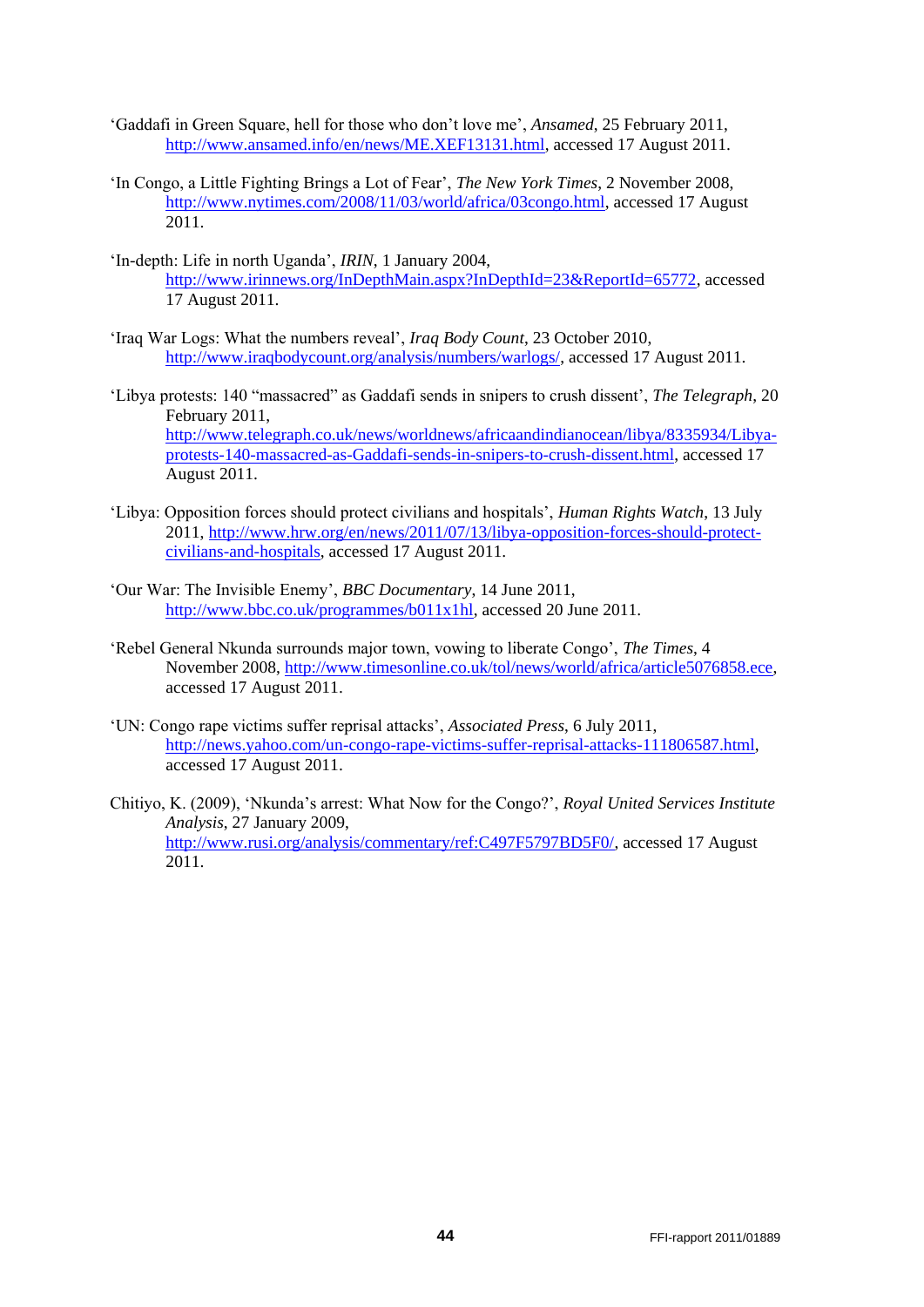'Gaddafi in Green Square, hell for those who don't love me', *Ansamed*, 25 February 2011, http://www.ansamed.info/en/news/ME.XEF13131.html, accessed 17 August 2011.

'In Congo, a Little Fighting Brings a Lot of Fear', *The New York Times*, 2 November 2008, http://www.nytimes.com/2008/11/03/world/africa/03congo.html, accessed 17 August 2011.

'In-depth: Life in north Uganda', *IRIN*, 1 January 2004, http://www.irinnews.org/InDepthMain.aspx?InDepthId=23&ReportId=65772, accessed 17 August 2011.

'Iraq War Logs: What the numbers reveal', *Iraq Body Count*, 23 October 2010, http://www.iraqbodycount.org/analysis/numbers/warlogs/, accessed 17 August 2011.

'Libya protests: 140 "massacred" as Gaddafi sends in snipers to crush dissent', *The Telegraph*, 20 February 2011, http://www.telegraph.co.uk/news/worldnews/africaandindianocean/libya/8335934/Libya-protests-140-massacred-as-Gaddafi-sends-in-snipers-to-crush-dissent.html, accessed 17 August 2011.

'Libya: Opposition forces should protect civilians and hospitals', *Human Rights Watch*, 13 July 2011, http://www.hrw.org/en/news/2011/07/13/libya-opposition-forces-should-protect-civilians-and-hospitals, accessed 17 August 2011.

'Our War: The Invisible Enemy', *BBC Documentary*, 14 June 2011, http://www.bbc.co.uk/programmes/b011x1hl, accessed 20 June 2011.

'Rebel General Nkunda surrounds major town, vowing to liberate Congo', *The Times*, 4 November 2008, http://www.timesonline.co.uk/tol/news/world/africa/article5076858.ece, accessed 17 August 2011.

'UN: Congo rape victims suffer reprisal attacks', *Associated Press*, 6 July 2011, http://news.yahoo.com/un-congo-rape-victims-suffer-reprisal-attacks-111806587.html, accessed 17 August 2011.

Chitiyo, K. (2009), 'Nkunda's arrest: What Now for the Congo?', *Royal United Services Institute Analysis*, 27 January 2009, http://www.rusi.org/analysis/commentary/ref:C497F5797BD5F0/, accessed 17 August 2011.